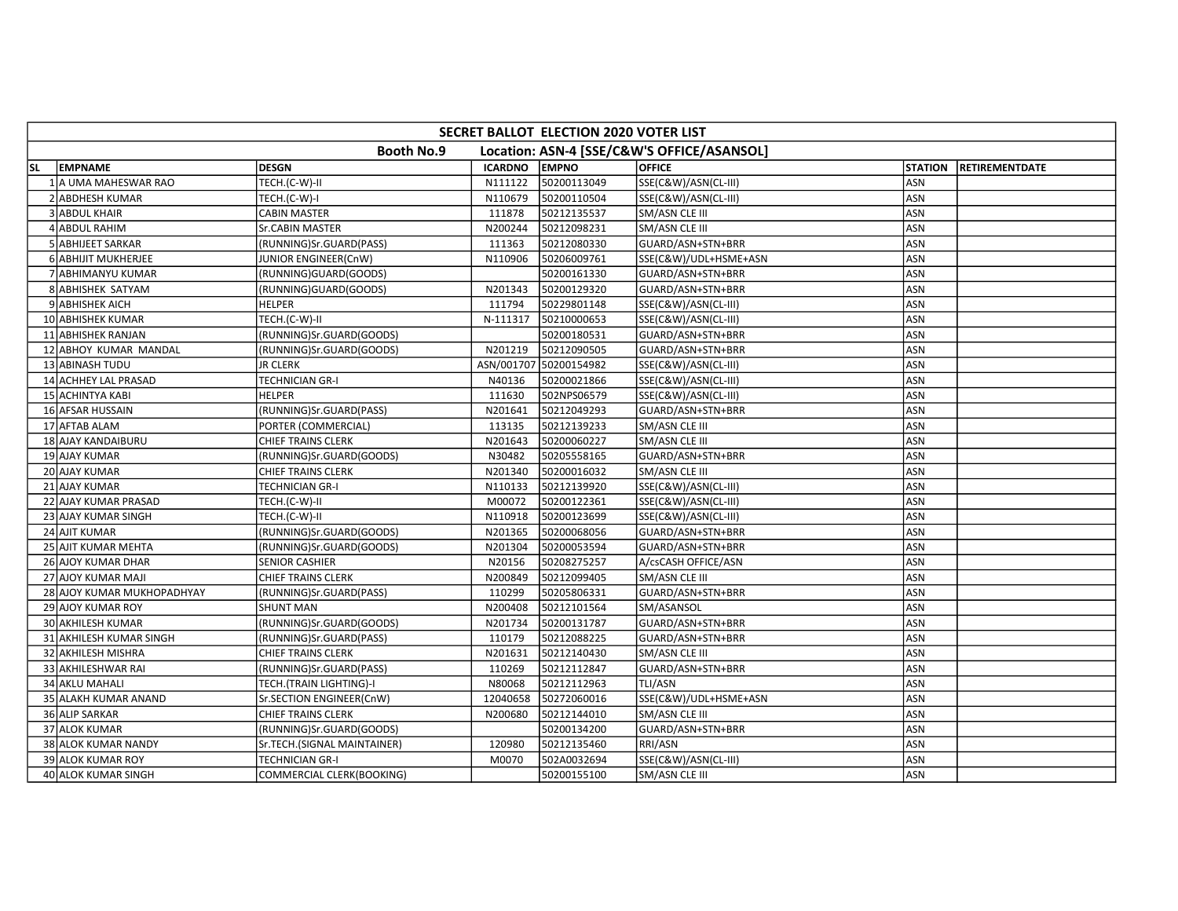| SECRET BALLOT ELECTION 2020 VOTER LIST | | | | | | | |
|---|---|---|---|---|---|---|---|
| Booth No.9 Location: ASN-4 [SSE/C&W'S OFFICE/ASANSOL] | | | | | | | |
| SL | EMPNAME | DESGN | ICARDNO | EMPNO | OFFICE | STATION | RETIREMENTDATE |
| 1 | A UMA MAHESWAR RAO | TECH.(C-W)-II | N111122 | 50200113049 | SSE(C&W)/ASN(CL-III) | ASN | |
| 2 | ABDHESH KUMAR | TECH.(C-W)-I | N110679 | 50200110504 | SSE(C&W)/ASN(CL-III) | ASN | |
| 3 | ABDUL KHAIR | CABIN MASTER | 111878 | 50212135537 | SM/ASN CLE III | ASN | |
| 4 | ABDUL RAHIM | Sr.CABIN MASTER | N200244 | 50212098231 | SM/ASN CLE III | ASN | |
| 5 | ABHIJEET SARKAR | (RUNNING)Sr.GUARD(PASS) | 111363 | 50212080330 | GUARD/ASN+STN+BRR | ASN | |
| 6 | ABHIJIT MUKHERJEE | JUNIOR ENGINEER(CnW) | N110906 | 50206009761 | SSE(C&W)/UDL+HSME+ASN | ASN | |
| 7 | ABHIMANYU KUMAR | (RUNNING)GUARD(GOODS) | | 50200161330 | GUARD/ASN+STN+BRR | ASN | |
| 8 | ABHISHEK SATYAM | (RUNNING)GUARD(GOODS) | N201343 | 50200129320 | GUARD/ASN+STN+BRR | ASN | |
| 9 | ABHISHEK AICH | HELPER | 111794 | 50229801148 | SSE(C&W)/ASN(CL-III) | ASN | |
| 10 | ABHISHEK KUMAR | TECH.(C-W)-II | N-111317 | 50210000653 | SSE(C&W)/ASN(CL-III) | ASN | |
| 11 | ABHISHEK RANJAN | (RUNNING)Sr.GUARD(GOODS) | | 50200180531 | GUARD/ASN+STN+BRR | ASN | |
| 12 | ABHOY KUMAR MANDAL | (RUNNING)Sr.GUARD(GOODS) | N201219 | 50212090505 | GUARD/ASN+STN+BRR | ASN | |
| 13 | ABINASH TUDU | JR CLERK | ASN/001707 | 50200154982 | SSE(C&W)/ASN(CL-III) | ASN | |
| 14 | ACHHEY LAL PRASAD | TECHNICIAN GR-I | N40136 | 50200021866 | SSE(C&W)/ASN(CL-III) | ASN | |
| 15 | ACHINTYA KABI | HELPER | 111630 | 502NPS06579 | SSE(C&W)/ASN(CL-III) | ASN | |
| 16 | AFSAR HUSSAIN | (RUNNING)Sr.GUARD(PASS) | N201641 | 50212049293 | GUARD/ASN+STN+BRR | ASN | |
| 17 | AFTAB ALAM | PORTER (COMMERCIAL) | 113135 | 50212139233 | SM/ASN CLE III | ASN | |
| 18 | AJAY KANDAIBURU | CHIEF TRAINS CLERK | N201643 | 50200060227 | SM/ASN CLE III | ASN | |
| 19 | AJAY KUMAR | (RUNNING)Sr.GUARD(GOODS) | N30482 | 50205558165 | GUARD/ASN+STN+BRR | ASN | |
| 20 | AJAY KUMAR | CHIEF TRAINS CLERK | N201340 | 50200016032 | SM/ASN CLE III | ASN | |
| 21 | AJAY KUMAR | TECHNICIAN GR-I | N110133 | 50212139920 | SSE(C&W)/ASN(CL-III) | ASN | |
| 22 | AJAY KUMAR PRASAD | TECH.(C-W)-II | M00072 | 50200122361 | SSE(C&W)/ASN(CL-III) | ASN | |
| 23 | AJAY KUMAR SINGH | TECH.(C-W)-II | N110918 | 50200123699 | SSE(C&W)/ASN(CL-III) | ASN | |
| 24 | AJIT KUMAR | (RUNNING)Sr.GUARD(GOODS) | N201365 | 50200068056 | GUARD/ASN+STN+BRR | ASN | |
| 25 | AJIT KUMAR MEHTA | (RUNNING)Sr.GUARD(GOODS) | N201304 | 50200053594 | GUARD/ASN+STN+BRR | ASN | |
| 26 | AJOY KUMAR DHAR | SENIOR CASHIER | N20156 | 50208275257 | A/csCASH OFFICE/ASN | ASN | |
| 27 | AJOY KUMAR MAJI | CHIEF TRAINS CLERK | N200849 | 50212099405 | SM/ASN CLE III | ASN | |
| 28 | AJOY KUMAR MUKHOPADHYAY | (RUNNING)Sr.GUARD(PASS) | 110299 | 50205806331 | GUARD/ASN+STN+BRR | ASN | |
| 29 | AJOY KUMAR ROY | SHUNT MAN | N200408 | 50212101564 | SM/ASANSOL | ASN | |
| 30 | AKHILESH KUMAR | (RUNNING)Sr.GUARD(GOODS) | N201734 | 50200131787 | GUARD/ASN+STN+BRR | ASN | |
| 31 | AKHILESH KUMAR SINGH | (RUNNING)Sr.GUARD(PASS) | 110179 | 50212088225 | GUARD/ASN+STN+BRR | ASN | |
| 32 | AKHILESH MISHRA | CHIEF TRAINS CLERK | N201631 | 50212140430 | SM/ASN CLE III | ASN | |
| 33 | AKHILESHWAR RAI | (RUNNING)Sr.GUARD(PASS) | 110269 | 50212112847 | GUARD/ASN+STN+BRR | ASN | |
| 34 | AKLU MAHALI | TECH.(TRAIN LIGHTING)-I | N80068 | 50212112963 | TLI/ASN | ASN | |
| 35 | ALAKH KUMAR ANAND | Sr.SECTION ENGINEER(CnW) | 12040658 | 50272060016 | SSE(C&W)/UDL+HSME+ASN | ASN | |
| 36 | ALIP SARKAR | CHIEF TRAINS CLERK | N200680 | 50212144010 | SM/ASN CLE III | ASN | |
| 37 | ALOK KUMAR | (RUNNING)Sr.GUARD(GOODS) | | 50200134200 | GUARD/ASN+STN+BRR | ASN | |
| 38 | ALOK KUMAR NANDY | Sr.TECH.(SIGNAL MAINTAINER) | 120980 | 50212135460 | RRI/ASN | ASN | |
| 39 | ALOK KUMAR ROY | TECHNICIAN GR-I | M0070 | 502A0032694 | SSE(C&W)/ASN(CL-III) | ASN | |
| 40 | ALOK KUMAR SINGH | COMMERCIAL CLERK(BOOKING) | | 50200155100 | SM/ASN CLE III | ASN | |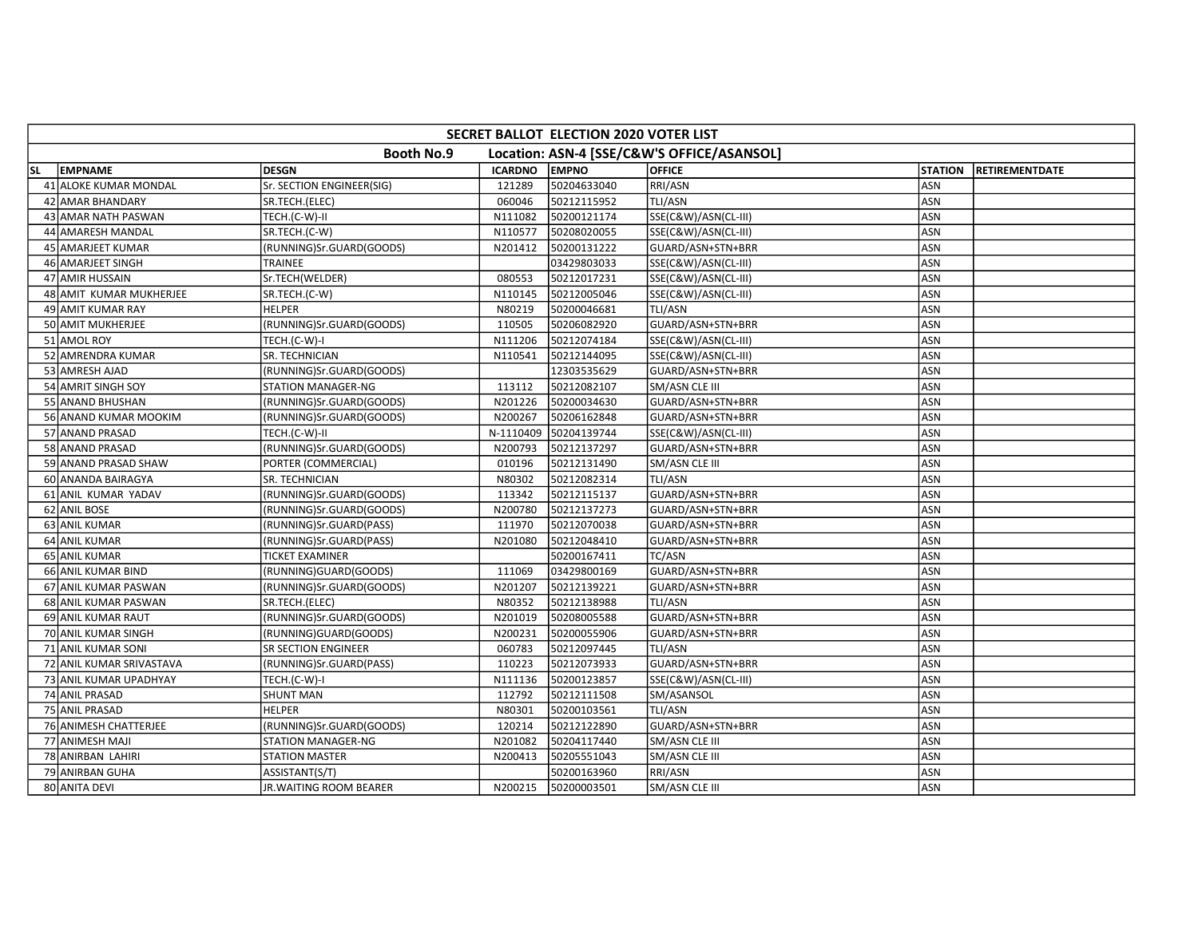| SECRET BALLOT ELECTION 2020 VOTER LIST | | | | | | | |
|---|---|---|---|---|---|---|---|
| Booth No.9 Location: ASN-4 [SSE/C&W'S OFFICE/ASANSOL] | | | | | | | |
| SL | EMPNAME | DESGN | ICARDNO | EMPNO | OFFICE | STATION | RETIREMENTDATE |
| 41 | ALOKE KUMAR MONDAL | Sr. SECTION ENGINEER(SIG) | 121289 | 50204633040 | RRI/ASN | ASN | |
| 42 | AMAR BHANDARY | SR.TECH.(ELEC) | 060046 | 50212115952 | TLI/ASN | ASN | |
| 43 | AMAR NATH PASWAN | TECH.(C-W)-II | N111082 | 50200121174 | SSE(C&W)/ASN(CL-III) | ASN | |
| 44 | AMARESH MANDAL | SR.TECH.(C-W) | N110577 | 50208020055 | SSE(C&W)/ASN(CL-III) | ASN | |
| 45 | AMARJEET KUMAR | (RUNNING)Sr.GUARD(GOODS) | N201412 | 50200131222 | GUARD/ASN+STN+BRR | ASN | |
| 46 | AMARJEET SINGH | TRAINEE | | 03429803033 | SSE(C&W)/ASN(CL-III) | ASN | |
| 47 | AMIR HUSSAIN | Sr.TECH(WELDER) | 080553 | 50212017231 | SSE(C&W)/ASN(CL-III) | ASN | |
| 48 | AMIT KUMAR MUKHERJEE | SR.TECH.(C-W) | N110145 | 50212005046 | SSE(C&W)/ASN(CL-III) | ASN | |
| 49 | AMIT KUMAR RAY | HELPER | N80219 | 50200046681 | TLI/ASN | ASN | |
| 50 | AMIT MUKHERJEE | (RUNNING)Sr.GUARD(GOODS) | 110505 | 50206082920 | GUARD/ASN+STN+BRR | ASN | |
| 51 | AMOL ROY | TECH.(C-W)-I | N111206 | 50212074184 | SSE(C&W)/ASN(CL-III) | ASN | |
| 52 | AMRENDRA KUMAR | SR. TECHNICIAN | N110541 | 50212144095 | SSE(C&W)/ASN(CL-III) | ASN | |
| 53 | AMRESH AJAD | (RUNNING)Sr.GUARD(GOODS) | | 12303535629 | GUARD/ASN+STN+BRR | ASN | |
| 54 | AMRIT SINGH SOY | STATION MANAGER-NG | 113112 | 50212082107 | SM/ASN CLE III | ASN | |
| 55 | ANAND BHUSHAN | (RUNNING)Sr.GUARD(GOODS) | N201226 | 50200034630 | GUARD/ASN+STN+BRR | ASN | |
| 56 | ANAND KUMAR MOOKIM | (RUNNING)Sr.GUARD(GOODS) | N200267 | 50206162848 | GUARD/ASN+STN+BRR | ASN | |
| 57 | ANAND PRASAD | TECH.(C-W)-II | N-1110409 | 50204139744 | SSE(C&W)/ASN(CL-III) | ASN | |
| 58 | ANAND PRASAD | (RUNNING)Sr.GUARD(GOODS) | N200793 | 50212137297 | GUARD/ASN+STN+BRR | ASN | |
| 59 | ANAND PRASAD SHAW | PORTER (COMMERCIAL) | 010196 | 50212131490 | SM/ASN CLE III | ASN | |
| 60 | ANANDA BAIRAGYA | SR. TECHNICIAN | N80302 | 50212082314 | TLI/ASN | ASN | |
| 61 | ANIL KUMAR YADAV | (RUNNING)Sr.GUARD(GOODS) | 113342 | 50212115137 | GUARD/ASN+STN+BRR | ASN | |
| 62 | ANIL BOSE | (RUNNING)Sr.GUARD(GOODS) | N200780 | 50212137273 | GUARD/ASN+STN+BRR | ASN | |
| 63 | ANIL KUMAR | (RUNNING)Sr.GUARD(PASS) | 111970 | 50212070038 | GUARD/ASN+STN+BRR | ASN | |
| 64 | ANIL KUMAR | (RUNNING)Sr.GUARD(PASS) | N201080 | 50212048410 | GUARD/ASN+STN+BRR | ASN | |
| 65 | ANIL KUMAR | TICKET EXAMINER | | 50200167411 | TC/ASN | ASN | |
| 66 | ANIL KUMAR BIND | (RUNNING)GUARD(GOODS) | 111069 | 03429800169 | GUARD/ASN+STN+BRR | ASN | |
| 67 | ANIL KUMAR PASWAN | (RUNNING)Sr.GUARD(GOODS) | N201207 | 50212139221 | GUARD/ASN+STN+BRR | ASN | |
| 68 | ANIL KUMAR PASWAN | SR.TECH.(ELEC) | N80352 | 50212138988 | TLI/ASN | ASN | |
| 69 | ANIL KUMAR RAUT | (RUNNING)Sr.GUARD(GOODS) | N201019 | 50208005588 | GUARD/ASN+STN+BRR | ASN | |
| 70 | ANIL KUMAR SINGH | (RUNNING)GUARD(GOODS) | N200231 | 50200055906 | GUARD/ASN+STN+BRR | ASN | |
| 71 | ANIL KUMAR SONI | SR SECTION ENGINEER | 060783 | 50212097445 | TLI/ASN | ASN | |
| 72 | ANIL KUMAR SRIVASTAVA | (RUNNING)Sr.GUARD(PASS) | 110223 | 50212073933 | GUARD/ASN+STN+BRR | ASN | |
| 73 | ANIL KUMAR UPADHYAY | TECH.(C-W)-I | N111136 | 50200123857 | SSE(C&W)/ASN(CL-III) | ASN | |
| 74 | ANIL PRASAD | SHUNT MAN | 112792 | 50212111508 | SM/ASANSOL | ASN | |
| 75 | ANIL PRASAD | HELPER | N80301 | 50200103561 | TLI/ASN | ASN | |
| 76 | ANIMESH CHATTERJEE | (RUNNING)Sr.GUARD(GOODS) | 120214 | 50212122890 | GUARD/ASN+STN+BRR | ASN | |
| 77 | ANIMESH MAJI | STATION MANAGER-NG | N201082 | 50204117440 | SM/ASN CLE III | ASN | |
| 78 | ANIRBAN LAHIRI | STATION MASTER | N200413 | 50205551043 | SM/ASN CLE III | ASN | |
| 79 | ANIRBAN GUHA | ASSISTANT(S/T) | | 50200163960 | RRI/ASN | ASN | |
| 80 | ANITA DEVI | JR.WAITING ROOM BEARER | N200215 | 50200003501 | SM/ASN CLE III | ASN | |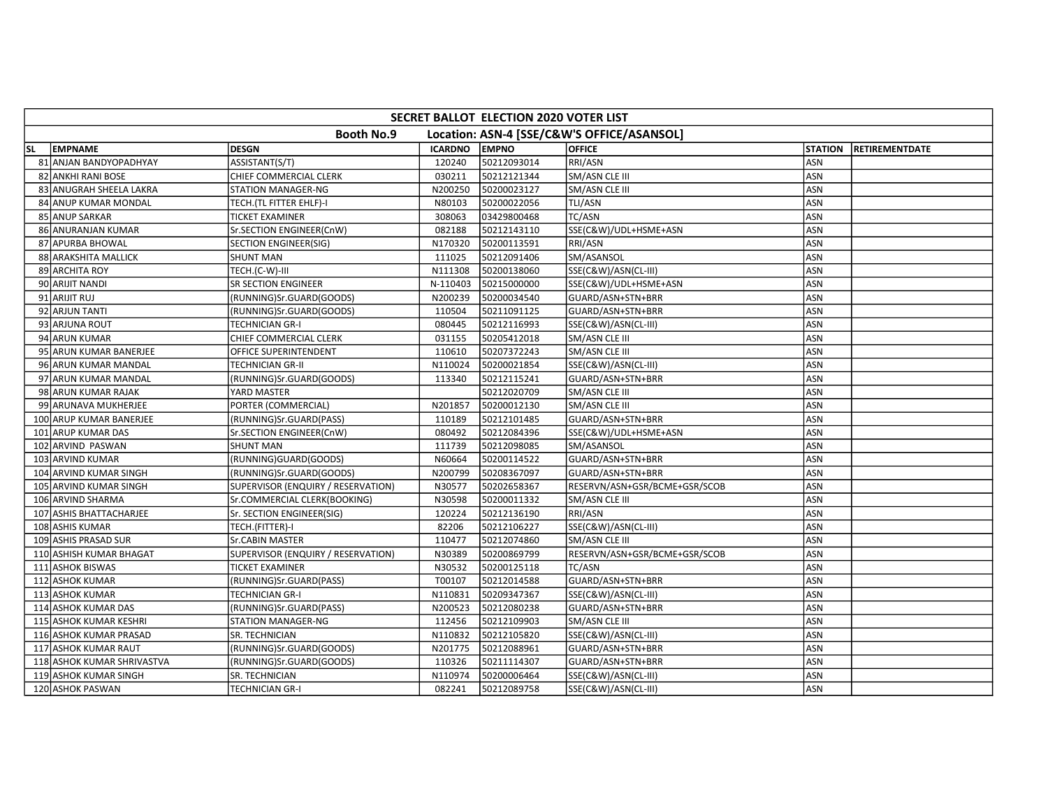| SECRET BALLOT ELECTION 2020 VOTER LIST | | | | | | | |
|---|---|---|---|---|---|---|---|
| Booth No.9 Location: ASN-4 [SSE/C&W'S OFFICE/ASANSOL] | | | | | | | |
| SL | EMPNAME | DESGN | ICARDNO | EMPNO | OFFICE | STATION | RETIREMENTDATE |
| 81 | ANJAN BANDYOPADHYAY | ASSISTANT(S/T) | 120240 | 50212093014 | RRI/ASN | ASN | |
| 82 | ANKHI RANI BOSE | CHIEF COMMERCIAL CLERK | 030211 | 50212121344 | SM/ASN CLE III | ASN | |
| 83 | ANUGRAH SHEELA LAKRA | STATION MANAGER-NG | N200250 | 50200023127 | SM/ASN CLE III | ASN | |
| 84 | ANUP KUMAR MONDAL | TECH.(TL FITTER EHLF)-I | N80103 | 50200022056 | TLI/ASN | ASN | |
| 85 | ANUP SARKAR | TICKET EXAMINER | 308063 | 03429800468 | TC/ASN | ASN | |
| 86 | ANURANJAN KUMAR | Sr.SECTION ENGINEER(CnW) | 082188 | 50212143110 | SSE(C&W)/UDL+HSME+ASN | ASN | |
| 87 | APURBA BHOWAL | SECTION ENGINEER(SIG) | N170320 | 50200113591 | RRI/ASN | ASN | |
| 88 | ARAKSHITA MALLICK | SHUNT MAN | 111025 | 50212091406 | SM/ASANSOL | ASN | |
| 89 | ARCHITA ROY | TECH.(C-W)-III | N111308 | 50200138060 | SSE(C&W)/ASN(CL-III) | ASN | |
| 90 | ARIJIT NANDI | SR SECTION ENGINEER | N-110403 | 50215000000 | SSE(C&W)/UDL+HSME+ASN | ASN | |
| 91 | ARIJIT RUJ | (RUNNING)Sr.GUARD(GOODS) | N200239 | 50200034540 | GUARD/ASN+STN+BRR | ASN | |
| 92 | ARJUN TANTI | (RUNNING)Sr.GUARD(GOODS) | 110504 | 50211091125 | GUARD/ASN+STN+BRR | ASN | |
| 93 | ARJUNA ROUT | TECHNICIAN GR-I | 080445 | 50212116993 | SSE(C&W)/ASN(CL-III) | ASN | |
| 94 | ARUN KUMAR | CHIEF COMMERCIAL CLERK | 031155 | 50205412018 | SM/ASN CLE III | ASN | |
| 95 | ARUN KUMAR BANERJEE | OFFICE SUPERINTENDENT | 110610 | 50207372243 | SM/ASN CLE III | ASN | |
| 96 | ARUN KUMAR MANDAL | TECHNICIAN GR-II | N110024 | 50200021854 | SSE(C&W)/ASN(CL-III) | ASN | |
| 97 | ARUN KUMAR MANDAL | (RUNNING)Sr.GUARD(GOODS) | 113340 | 50212115241 | GUARD/ASN+STN+BRR | ASN | |
| 98 | ARUN KUMAR RAJAK | YARD MASTER | | 50212020709 | SM/ASN CLE III | ASN | |
| 99 | ARUNAVA MUKHERJEE | PORTER (COMMERCIAL) | N201857 | 50200012130 | SM/ASN CLE III | ASN | |
| 100 | ARUP KUMAR BANERJEE | (RUNNING)Sr.GUARD(PASS) | 110189 | 50212101485 | GUARD/ASN+STN+BRR | ASN | |
| 101 | ARUP KUMAR DAS | Sr.SECTION ENGINEER(CnW) | 080492 | 50212084396 | SSE(C&W)/UDL+HSME+ASN | ASN | |
| 102 | ARVIND PASWAN | SHUNT MAN | 111739 | 50212098085 | SM/ASANSOL | ASN | |
| 103 | ARVIND KUMAR | (RUNNING)GUARD(GOODS) | N60664 | 50200114522 | GUARD/ASN+STN+BRR | ASN | |
| 104 | ARVIND KUMAR SINGH | (RUNNING)Sr.GUARD(GOODS) | N200799 | 50208367097 | GUARD/ASN+STN+BRR | ASN | |
| 105 | ARVIND KUMAR SINGH | SUPERVISOR (ENQUIRY / RESERVATION) | N30577 | 50202658367 | RESERVN/ASN+GSR/BCME+GSR/SCOB | ASN | |
| 106 | ARVIND SHARMA | Sr.COMMERCIAL CLERK(BOOKING) | N30598 | 50200011332 | SM/ASN CLE III | ASN | |
| 107 | ASHIS BHATTACHARJEE | Sr. SECTION ENGINEER(SIG) | 120224 | 50212136190 | RRI/ASN | ASN | |
| 108 | ASHIS KUMAR | TECH.(FITTER)-I | 82206 | 50212106227 | SSE(C&W)/ASN(CL-III) | ASN | |
| 109 | ASHIS PRASAD SUR | Sr.CABIN MASTER | 110477 | 50212074860 | SM/ASN CLE III | ASN | |
| 110 | ASHISH KUMAR BHAGAT | SUPERVISOR (ENQUIRY / RESERVATION) | N30389 | 50200869799 | RESERVN/ASN+GSR/BCME+GSR/SCOB | ASN | |
| 111 | ASHOK BISWAS | TICKET EXAMINER | N30532 | 50200125118 | TC/ASN | ASN | |
| 112 | ASHOK KUMAR | (RUNNING)Sr.GUARD(PASS) | T00107 | 50212014588 | GUARD/ASN+STN+BRR | ASN | |
| 113 | ASHOK KUMAR | TECHNICIAN GR-I | N110831 | 50209347367 | SSE(C&W)/ASN(CL-III) | ASN | |
| 114 | ASHOK KUMAR DAS | (RUNNING)Sr.GUARD(PASS) | N200523 | 50212080238 | GUARD/ASN+STN+BRR | ASN | |
| 115 | ASHOK KUMAR KESHRI | STATION MANAGER-NG | 112456 | 50212109903 | SM/ASN CLE III | ASN | |
| 116 | ASHOK KUMAR PRASAD | SR. TECHNICIAN | N110832 | 50212105820 | SSE(C&W)/ASN(CL-III) | ASN | |
| 117 | ASHOK KUMAR RAUT | (RUNNING)Sr.GUARD(GOODS) | N201775 | 50212088961 | GUARD/ASN+STN+BRR | ASN | |
| 118 | ASHOK KUMAR SHRIVASTVA | (RUNNING)Sr.GUARD(GOODS) | 110326 | 50211114307 | GUARD/ASN+STN+BRR | ASN | |
| 119 | ASHOK KUMAR SINGH | SR. TECHNICIAN | N110974 | 50200006464 | SSE(C&W)/ASN(CL-III) | ASN | |
| 120 | ASHOK PASWAN | TECHNICIAN GR-I | 082241 | 50212089758 | SSE(C&W)/ASN(CL-III) | ASN | |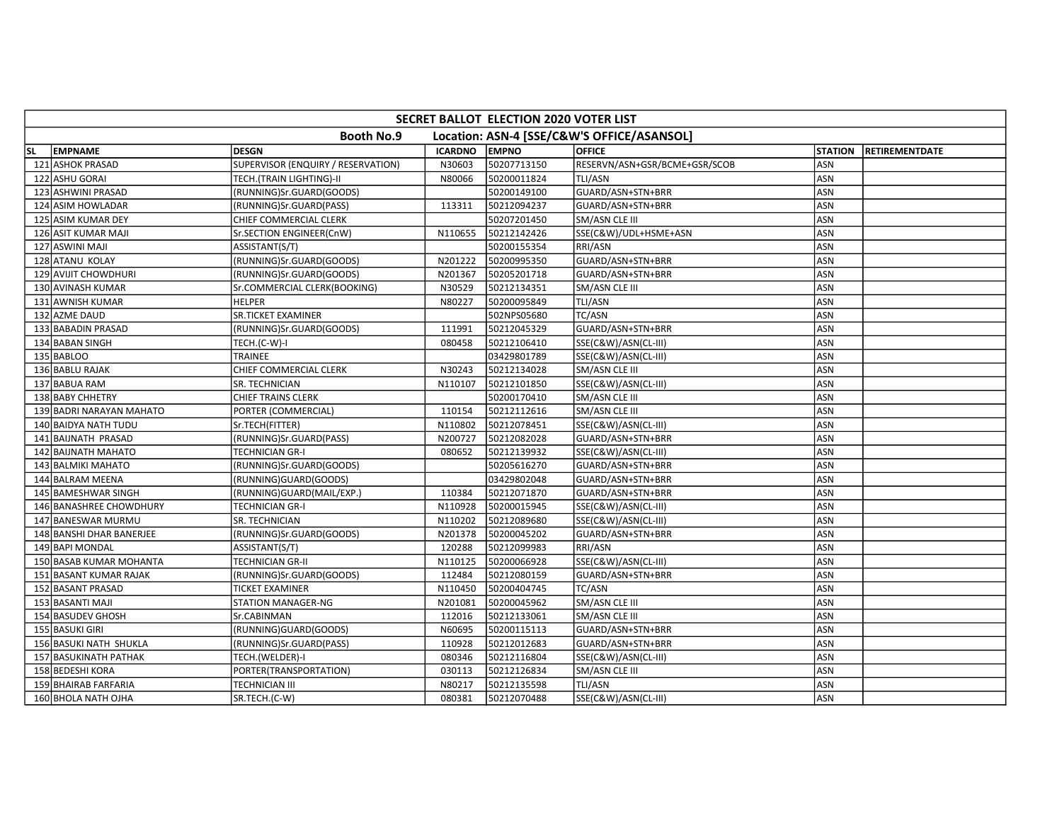## SECRET BALLOT ELECTION 2020 VOTER LIST

### Booth No.9 Location: ASN-4 [SSE/C&W'S OFFICE/ASANSOL]

| SL | EMPNAME | DESGN | ICARDNO | EMPNO | OFFICE | STATION | RETIREMENTDATE |
|---|---|---|---|---|---|---|---|
| 121 | ASHOK PRASAD | SUPERVISOR (ENQUIRY / RESERVATION) | N30603 | 50207713150 | RESERVN/ASN+GSR/BCME+GSR/SCOB | ASN | |
| 122 | ASHU GORAI | TECH.(TRAIN LIGHTING)-II | N80066 | 50200011824 | TLI/ASN | ASN | |
| 123 | ASHWINI PRASAD | (RUNNING)Sr.GUARD(GOODS) | | 50200149100 | GUARD/ASN+STN+BRR | ASN | |
| 124 | ASIM HOWLADAR | (RUNNING)Sr.GUARD(PASS) | 113311 | 50212094237 | GUARD/ASN+STN+BRR | ASN | |
| 125 | ASIM KUMAR DEY | CHIEF COMMERCIAL CLERK | | 50207201450 | SM/ASN CLE III | ASN | |
| 126 | ASIT KUMAR MAJI | Sr.SECTION ENGINEER(CnW) | N110655 | 50212142426 | SSE(C&W)/UDL+HSME+ASN | ASN | |
| 127 | ASWINI MAJI | ASSISTANT(S/T) | | 50200155354 | RRI/ASN | ASN | |
| 128 | ATANU KOLAY | (RUNNING)Sr.GUARD(GOODS) | N201222 | 50200995350 | GUARD/ASN+STN+BRR | ASN | |
| 129 | AVIJIT CHOWDHURI | (RUNNING)Sr.GUARD(GOODS) | N201367 | 50205201718 | GUARD/ASN+STN+BRR | ASN | |
| 130 | AVINASH KUMAR | Sr.COMMERCIAL CLERK(BOOKING) | N30529 | 50212134351 | SM/ASN CLE III | ASN | |
| 131 | AWNISH KUMAR | HELPER | N80227 | 50200095849 | TLI/ASN | ASN | |
| 132 | AZME DAUD | SR.TICKET EXAMINER | | 502NPS05680 | TC/ASN | ASN | |
| 133 | BABADIN PRASAD | (RUNNING)Sr.GUARD(GOODS) | 111991 | 50212045329 | GUARD/ASN+STN+BRR | ASN | |
| 134 | BABAN SINGH | TECH.(C-W)-I | 080458 | 50212106410 | SSE(C&W)/ASN(CL-III) | ASN | |
| 135 | BABLOO | TRAINEE | | 03429801789 | SSE(C&W)/ASN(CL-III) | ASN | |
| 136 | BABLU RAJAK | CHIEF COMMERCIAL CLERK | N30243 | 50212134028 | SM/ASN CLE III | ASN | |
| 137 | BABUA RAM | SR. TECHNICIAN | N110107 | 50212101850 | SSE(C&W)/ASN(CL-III) | ASN | |
| 138 | BABY CHHETRY | CHIEF TRAINS CLERK | | 50200170410 | SM/ASN CLE III | ASN | |
| 139 | BADRI NARAYAN MAHATO | PORTER (COMMERCIAL) | 110154 | 50212112616 | SM/ASN CLE III | ASN | |
| 140 | BAIDYA NATH TUDU | Sr.TECH(FITTER) | N110802 | 50212078451 | SSE(C&W)/ASN(CL-III) | ASN | |
| 141 | BAIJNATH PRASAD | (RUNNING)Sr.GUARD(PASS) | N200727 | 50212082028 | GUARD/ASN+STN+BRR | ASN | |
| 142 | BAIJNATH MAHATO | TECHNICIAN GR-I | 080652 | 50212139932 | SSE(C&W)/ASN(CL-III) | ASN | |
| 143 | BALMIKI MAHATO | (RUNNING)Sr.GUARD(GOODS) | | 50205616270 | GUARD/ASN+STN+BRR | ASN | |
| 144 | BALRAM MEENA | (RUNNING)GUARD(GOODS) | | 03429802048 | GUARD/ASN+STN+BRR | ASN | |
| 145 | BAMESHWAR SINGH | (RUNNING)GUARD(MAIL/EXP.) | 110384 | 50212071870 | GUARD/ASN+STN+BRR | ASN | |
| 146 | BANASHREE CHOWDHURY | TECHNICIAN GR-I | N110928 | 50200015945 | SSE(C&W)/ASN(CL-III) | ASN | |
| 147 | BANESWAR MURMU | SR. TECHNICIAN | N110202 | 50212089680 | SSE(C&W)/ASN(CL-III) | ASN | |
| 148 | BANSHI DHAR BANERJEE | (RUNNING)Sr.GUARD(GOODS) | N201378 | 50200045202 | GUARD/ASN+STN+BRR | ASN | |
| 149 | BAPI MONDAL | ASSISTANT(S/T) | 120288 | 50212099983 | RRI/ASN | ASN | |
| 150 | BASAB KUMAR MOHANTA | TECHNICIAN GR-II | N110125 | 50200066928 | SSE(C&W)/ASN(CL-III) | ASN | |
| 151 | BASANT KUMAR RAJAK | (RUNNING)Sr.GUARD(GOODS) | 112484 | 50212080159 | GUARD/ASN+STN+BRR | ASN | |
| 152 | BASANT PRASAD | TICKET EXAMINER | N110450 | 50200404745 | TC/ASN | ASN | |
| 153 | BASANTI MAJI | STATION MANAGER-NG | N201081 | 50200045962 | SM/ASN CLE III | ASN | |
| 154 | BASUDEV GHOSH | Sr.CABINMAN | 112016 | 50212133061 | SM/ASN CLE III | ASN | |
| 155 | BASUKI GIRI | (RUNNING)GUARD(GOODS) | N60695 | 50200115113 | GUARD/ASN+STN+BRR | ASN | |
| 156 | BASUKI NATH SHUKLA | (RUNNING)Sr.GUARD(PASS) | 110928 | 50212012683 | GUARD/ASN+STN+BRR | ASN | |
| 157 | BASUKINATH PATHAK | TECH.(WELDER)-I | 080346 | 50212116804 | SSE(C&W)/ASN(CL-III) | ASN | |
| 158 | BEDESHI KORA | PORTER(TRANSPORTATION) | 030113 | 50212126834 | SM/ASN CLE III | ASN | |
| 159 | BHAIRAB FARFARIA | TECHNICIAN III | N80217 | 50212135598 | TLI/ASN | ASN | |
| 160 | BHOLA NATH OJHA | SR.TECH.(C-W) | 080381 | 50212070488 | SSE(C&W)/ASN(CL-III) | ASN | |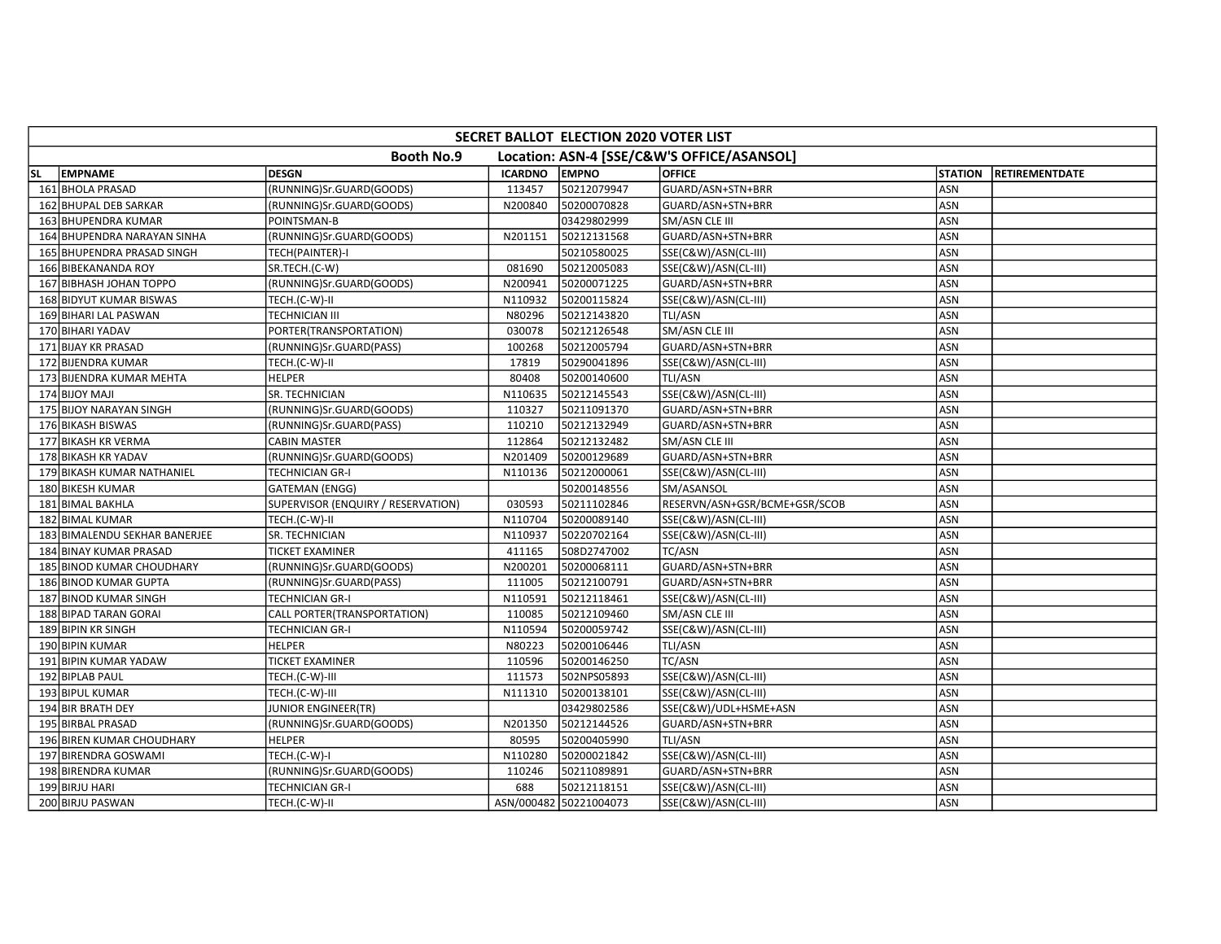| SECRET BALLOT ELECTION 2020 VOTER LIST | | | | | | | |
|---|---|---|---|---|---|---|---|
| Booth No.9 | | Location: ASN-4 [SSE/C&W'S OFFICE/ASANSOL] | | | | | |
| SL | EMPNAME | DESGN | ICARDNO | EMPNO | OFFICE | STATION | RETIREMENTDATE |
| 161 | BHOLA PRASAD | (RUNNING)Sr.GUARD(GOODS) | 113457 | 50212079947 | GUARD/ASN+STN+BRR | ASN | |
| 162 | BHUPAL DEB SARKAR | (RUNNING)Sr.GUARD(GOODS) | N200840 | 50200070828 | GUARD/ASN+STN+BRR | ASN | |
| 163 | BHUPENDRA KUMAR | POINTSMAN-B | | 03429802999 | SM/ASN CLE III | ASN | |
| 164 | BHUPENDRA NARAYAN SINHA | (RUNNING)Sr.GUARD(GOODS) | N201151 | 50212131568 | GUARD/ASN+STN+BRR | ASN | |
| 165 | BHUPENDRA PRASAD SINGH | TECH(PAINTER)-I | | 50210580025 | SSE(C&W)/ASN(CL-III) | ASN | |
| 166 | BIBEKANANDA ROY | SR.TECH.(C-W) | 081690 | 50212005083 | SSE(C&W)/ASN(CL-III) | ASN | |
| 167 | BIBHASH JOHAN TOPPO | (RUNNING)Sr.GUARD(GOODS) | N200941 | 50200071225 | GUARD/ASN+STN+BRR | ASN | |
| 168 | BIDYUT KUMAR BISWAS | TECH.(C-W)-II | N110932 | 50200115824 | SSE(C&W)/ASN(CL-III) | ASN | |
| 169 | BIHARI LAL PASWAN | TECHNICIAN III | N80296 | 50212143820 | TLI/ASN | ASN | |
| 170 | BIHARI YADAV | PORTER(TRANSPORTATION) | 030078 | 50212126548 | SM/ASN CLE III | ASN | |
| 171 | BIJAY KR PRASAD | (RUNNING)Sr.GUARD(PASS) | 100268 | 50212005794 | GUARD/ASN+STN+BRR | ASN | |
| 172 | BIJENDRA KUMAR | TECH.(C-W)-II | 17819 | 50290041896 | SSE(C&W)/ASN(CL-III) | ASN | |
| 173 | BIJENDRA KUMAR MEHTA | HELPER | 80408 | 50200140600 | TLI/ASN | ASN | |
| 174 | BIJOY MAJI | SR. TECHNICIAN | N110635 | 50212145543 | SSE(C&W)/ASN(CL-III) | ASN | |
| 175 | BIJOY NARAYAN SINGH | (RUNNING)Sr.GUARD(GOODS) | 110327 | 50211091370 | GUARD/ASN+STN+BRR | ASN | |
| 176 | BIKASH BISWAS | (RUNNING)Sr.GUARD(PASS) | 110210 | 50212132949 | GUARD/ASN+STN+BRR | ASN | |
| 177 | BIKASH KR VERMA | CABIN MASTER | 112864 | 50212132482 | SM/ASN CLE III | ASN | |
| 178 | BIKASH KR YADAV | (RUNNING)Sr.GUARD(GOODS) | N201409 | 50200129689 | GUARD/ASN+STN+BRR | ASN | |
| 179 | BIKASH KUMAR NATHANIEL | TECHNICIAN GR-I | N110136 | 50212000061 | SSE(C&W)/ASN(CL-III) | ASN | |
| 180 | BIKESH KUMAR | GATEMAN (ENGG) | | 50200148556 | SM/ASANSOL | ASN | |
| 181 | BIMAL BAKHLA | SUPERVISOR (ENQUIRY / RESERVATION) | 030593 | 50211102846 | RESERVN/ASN+GSR/BCME+GSR/SCOB | ASN | |
| 182 | BIMAL KUMAR | TECH.(C-W)-II | N110704 | 50200089140 | SSE(C&W)/ASN(CL-III) | ASN | |
| 183 | BIMALENDU SEKHAR BANERJEE | SR. TECHNICIAN | N110937 | 50220702164 | SSE(C&W)/ASN(CL-III) | ASN | |
| 184 | BINAY KUMAR PRASAD | TICKET EXAMINER | 411165 | 508D2747002 | TC/ASN | ASN | |
| 185 | BINOD KUMAR CHOUDHARY | (RUNNING)Sr.GUARD(GOODS) | N200201 | 50200068111 | GUARD/ASN+STN+BRR | ASN | |
| 186 | BINOD KUMAR GUPTA | (RUNNING)Sr.GUARD(PASS) | 111005 | 50212100791 | GUARD/ASN+STN+BRR | ASN | |
| 187 | BINOD KUMAR SINGH | TECHNICIAN GR-I | N110591 | 50212118461 | SSE(C&W)/ASN(CL-III) | ASN | |
| 188 | BIPAD TARAN GORAI | CALL PORTER(TRANSPORTATION) | 110085 | 50212109460 | SM/ASN CLE III | ASN | |
| 189 | BIPIN KR SINGH | TECHNICIAN GR-I | N110594 | 50200059742 | SSE(C&W)/ASN(CL-III) | ASN | |
| 190 | BIPIN KUMAR | HELPER | N80223 | 50200106446 | TLI/ASN | ASN | |
| 191 | BIPIN KUMAR YADAW | TICKET EXAMINER | 110596 | 50200146250 | TC/ASN | ASN | |
| 192 | BIPLAB PAUL | TECH.(C-W)-III | 111573 | 502NPS05893 | SSE(C&W)/ASN(CL-III) | ASN | |
| 193 | BIPUL KUMAR | TECH.(C-W)-III | N111310 | 50200138101 | SSE(C&W)/ASN(CL-III) | ASN | |
| 194 | BIR BRATH DEY | JUNIOR ENGINEER(TR) | | 03429802586 | SSE(C&W)/UDL+HSME+ASN | ASN | |
| 195 | BIRBAL PRASAD | (RUNNING)Sr.GUARD(GOODS) | N201350 | 50212144526 | GUARD/ASN+STN+BRR | ASN | |
| 196 | BIREN KUMAR CHOUDHARY | HELPER | 80595 | 50200405990 | TLI/ASN | ASN | |
| 197 | BIRENDRA GOSWAMI | TECH.(C-W)-I | N110280 | 50200021842 | SSE(C&W)/ASN(CL-III) | ASN | |
| 198 | BIRENDRA KUMAR | (RUNNING)Sr.GUARD(GOODS) | 110246 | 50211089891 | GUARD/ASN+STN+BRR | ASN | |
| 199 | BIRJU HARI | TECHNICIAN GR-I | 688 | 50212118151 | SSE(C&W)/ASN(CL-III) | ASN | |
| 200 | BIRJU PASWAN | TECH.(C-W)-II | ASN/000482 | 50221004073 | SSE(C&W)/ASN(CL-III) | ASN | |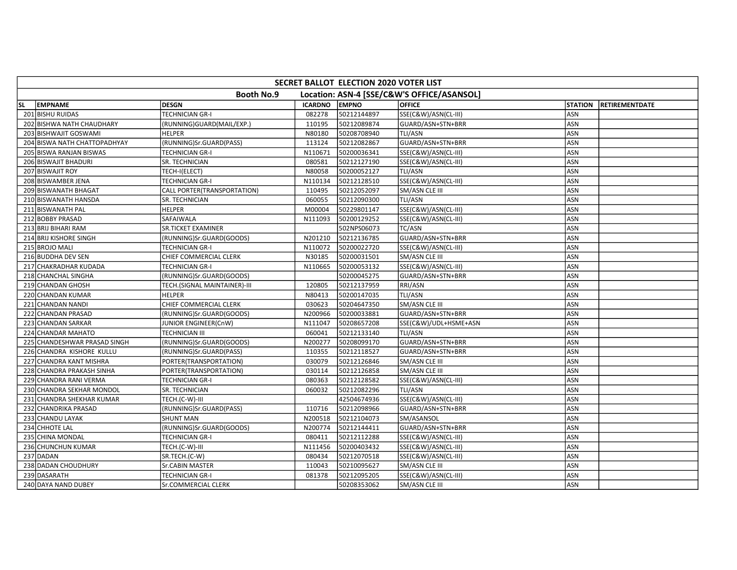| SECRET BALLOT ELECTION 2020 VOTER LIST | | | | | | | |
|---|---|---|---|---|---|---|---|
| Booth No.9 Location: ASN-4 [SSE/C&W'S OFFICE/ASANSOL] | | | | | | | |
| SL | EMPNAME | DESGN | ICARDNO | EMPNO | OFFICE | STATION | RETIREMENTDATE |
| 201 | BISHU RUIDAS | TECHNICIAN GR-I | 082278 | 50212144897 | SSE(C&W)/ASN(CL-III) | ASN | |
| 202 | BISHWA NATH CHAUDHARY | (RUNNING)GUARD(MAIL/EXP.) | 110195 | 50212089874 | GUARD/ASN+STN+BRR | ASN | |
| 203 | BISHWAJIT GOSWAMI | HELPER | N80180 | 50208708940 | TLI/ASN | ASN | |
| 204 | BISWA NATH CHATTOPADHYAY | (RUNNING)Sr.GUARD(PASS) | 113124 | 50212082867 | GUARD/ASN+STN+BRR | ASN | |
| 205 | BISWA RANJAN BISWAS | TECHNICIAN GR-I | N110671 | 50200036341 | SSE(C&W)/ASN(CL-III) | ASN | |
| 206 | BISWAJIT BHADURI | SR. TECHNICIAN | 080581 | 50212127190 | SSE(C&W)/ASN(CL-III) | ASN | |
| 207 | BISWAJIT ROY | TECH-I(ELECT) | N80058 | 50200052127 | TLI/ASN | ASN | |
| 208 | BISWAMBER JENA | TECHNICIAN GR-I | N110134 | 50212128510 | SSE(C&W)/ASN(CL-III) | ASN | |
| 209 | BISWANATH BHAGAT | CALL PORTER(TRANSPORTATION) | 110495 | 50212052097 | SM/ASN CLE III | ASN | |
| 210 | BISWANATH HANSDA | SR. TECHNICIAN | 060055 | 50212090300 | TLI/ASN | ASN | |
| 211 | BISWANATH PAL | HELPER | M00004 | 50229801147 | SSE(C&W)/ASN(CL-III) | ASN | |
| 212 | BOBBY PRASAD | SAFAIWALA | N111093 | 50200129252 | SSE(C&W)/ASN(CL-III) | ASN | |
| 213 | BRIJ BIHARI RAM | SR.TICKET EXAMINER | | 502NPS06073 | TC/ASN | ASN | |
| 214 | BRIJ KISHORE SINGH | (RUNNING)Sr.GUARD(GOODS) | N201210 | 50212136785 | GUARD/ASN+STN+BRR | ASN | |
| 215 | BROJO MALI | TECHNICIAN GR-I | N110072 | 50200022720 | SSE(C&W)/ASN(CL-III) | ASN | |
| 216 | BUDDHA DEV SEN | CHIEF COMMERCIAL CLERK | N30185 | 50200031501 | SM/ASN CLE III | ASN | |
| 217 | CHAKRADHAR KUDADA | TECHNICIAN GR-I | N110665 | 50200053132 | SSE(C&W)/ASN(CL-III) | ASN | |
| 218 | CHANCHAL SINGHA | (RUNNING)Sr.GUARD(GOODS) | | 50200045275 | GUARD/ASN+STN+BRR | ASN | |
| 219 | CHANDAN GHOSH | TECH.(SIGNAL MAINTAINER)-III | 120805 | 50212137959 | RRI/ASN | ASN | |
| 220 | CHANDAN KUMAR | HELPER | N80413 | 50200147035 | TLI/ASN | ASN | |
| 221 | CHANDAN NANDI | CHIEF COMMERCIAL CLERK | 030623 | 50204647350 | SM/ASN CLE III | ASN | |
| 222 | CHANDAN PRASAD | (RUNNING)Sr.GUARD(GOODS) | N200966 | 50200033881 | GUARD/ASN+STN+BRR | ASN | |
| 223 | CHANDAN SARKAR | JUNIOR ENGINEER(CnW) | N111047 | 50208657208 | SSE(C&W)/UDL+HSME+ASN | ASN | |
| 224 | CHANDAR MAHATO | TECHNICIAN III | 060041 | 50212133140 | TLI/ASN | ASN | |
| 225 | CHANDESHWAR PRASAD SINGH | (RUNNING)Sr.GUARD(GOODS) | N200277 | 50208099170 | GUARD/ASN+STN+BRR | ASN | |
| 226 | CHANDRA KISHORE KULLU | (RUNNING)Sr.GUARD(PASS) | 110355 | 50212118527 | GUARD/ASN+STN+BRR | ASN | |
| 227 | CHANDRA KANT MISHRA | PORTER(TRANSPORTATION) | 030079 | 50212126846 | SM/ASN CLE III | ASN | |
| 228 | CHANDRA PRAKASH SINHA | PORTER(TRANSPORTATION) | 030114 | 50212126858 | SM/ASN CLE III | ASN | |
| 229 | CHANDRA RANI VERMA | TECHNICIAN GR-I | 080363 | 50212128582 | SSE(C&W)/ASN(CL-III) | ASN | |
| 230 | CHANDRA SEKHAR MONDOL | SR. TECHNICIAN | 060032 | 50212082296 | TLI/ASN | ASN | |
| 231 | CHANDRA SHEKHAR KUMAR | TECH.(C-W)-III | | 42504674936 | SSE(C&W)/ASN(CL-III) | ASN | |
| 232 | CHANDRIKA PRASAD | (RUNNING)Sr.GUARD(PASS) | 110716 | 50212098966 | GUARD/ASN+STN+BRR | ASN | |
| 233 | CHANDU LAYAK | SHUNT MAN | N200518 | 50212104073 | SM/ASANSOL | ASN | |
| 234 | CHHOTE LAL | (RUNNING)Sr.GUARD(GOODS) | N200774 | 50212144411 | GUARD/ASN+STN+BRR | ASN | |
| 235 | CHINA MONDAL | TECHNICIAN GR-I | 080411 | 50212112288 | SSE(C&W)/ASN(CL-III) | ASN | |
| 236 | CHUNCHUN KUMAR | TECH.(C-W)-III | N111456 | 50200403432 | SSE(C&W)/ASN(CL-III) | ASN | |
| 237 | DADAN | SR.TECH.(C-W) | 080434 | 50212070518 | SSE(C&W)/ASN(CL-III) | ASN | |
| 238 | DADAN CHOUDHURY | Sr.CABIN MASTER | 110043 | 50210095627 | SM/ASN CLE III | ASN | |
| 239 | DASARATH | TECHNICIAN GR-I | 081378 | 50212095205 | SSE(C&W)/ASN(CL-III) | ASN | |
| 240 | DAYA NAND DUBEY | Sr.COMMERCIAL CLERK | | 50208353062 | SM/ASN CLE III | ASN | |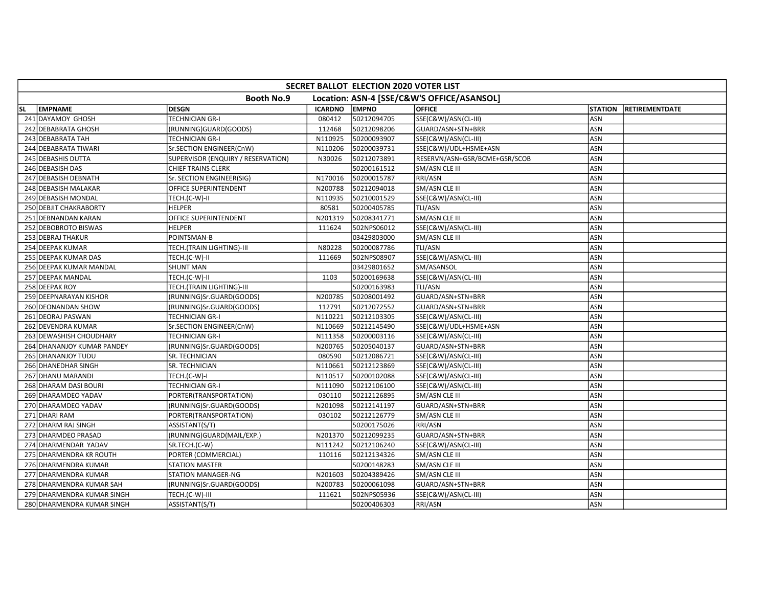| SECRET BALLOT ELECTION 2020 VOTER LIST | | | | | | | |
|---|---|---|---|---|---|---|---|
| Booth No.9 Location: ASN-4 [SSE/C&W'S OFFICE/ASANSOL] | | | | | | | |
| SL | EMPNAME | DESGN | ICARDNO | EMPNO | OFFICE | STATION | RETIREMENTDATE |
| 241 | DAYAMOY GHOSH | TECHNICIAN GR-I | 080412 | 50212094705 | SSE(C&W)/ASN(CL-III) | ASN | |
| 242 | DEBABRATA GHOSH | (RUNNING)GUARD(GOODS) | 112468 | 50212098206 | GUARD/ASN+STN+BRR | ASN | |
| 243 | DEBABRATA TAH | TECHNICIAN GR-I | N110925 | 50200093907 | SSE(C&W)/ASN(CL-III) | ASN | |
| 244 | DEBABRATA TIWARI | Sr.SECTION ENGINEER(CnW) | N110206 | 50200039731 | SSE(C&W)/UDL+HSME+ASN | ASN | |
| 245 | DEBASHIS DUTTA | SUPERVISOR (ENQUIRY / RESERVATION) | N30026 | 50212073891 | RESERVN/ASN+GSR/BCME+GSR/SCOB | ASN | |
| 246 | DEBASISH DAS | CHIEF TRAINS CLERK | | 50200161512 | SM/ASN CLE III | ASN | |
| 247 | DEBASISH DEBNATH | Sr. SECTION ENGINEER(SIG) | N170016 | 50200015787 | RRI/ASN | ASN | |
| 248 | DEBASISH MALAKAR | OFFICE SUPERINTENDENT | N200788 | 50212094018 | SM/ASN CLE III | ASN | |
| 249 | DEBASISH MONDAL | TECH.(C-W)-II | N110935 | 50210001529 | SSE(C&W)/ASN(CL-III) | ASN | |
| 250 | DEBJIT CHAKRABORTY | HELPER | 80581 | 50200405785 | TLI/ASN | ASN | |
| 251 | DEBNANDAN KARAN | OFFICE SUPERINTENDENT | N201319 | 50208341771 | SM/ASN CLE III | ASN | |
| 252 | DEBOBROTO BISWAS | HELPER | 111624 | 502NPS06012 | SSE(C&W)/ASN(CL-III) | ASN | |
| 253 | DEBRAJ THAKUR | POINTSMAN-B | | 03429803000 | SM/ASN CLE III | ASN | |
| 254 | DEEPAK KUMAR | TECH.(TRAIN LIGHTING)-III | N80228 | 50200087786 | TLI/ASN | ASN | |
| 255 | DEEPAK KUMAR DAS | TECH.(C-W)-II | 111669 | 502NPS08907 | SSE(C&W)/ASN(CL-III) | ASN | |
| 256 | DEEPAK KUMAR MANDAL | SHUNT MAN | | 03429801652 | SM/ASANSOL | ASN | |
| 257 | DEEPAK MANDAL | TECH.(C-W)-II | 1103 | 50200169638 | SSE(C&W)/ASN(CL-III) | ASN | |
| 258 | DEEPAK ROY | TECH.(TRAIN LIGHTING)-III | | 50200163983 | TLI/ASN | ASN | |
| 259 | DEEPNARAYAN KISHOR | (RUNNING)Sr.GUARD(GOODS) | N200785 | 50208001492 | GUARD/ASN+STN+BRR | ASN | |
| 260 | DEONANDAN SHOW | (RUNNING)Sr.GUARD(GOODS) | 112791 | 50212072552 | GUARD/ASN+STN+BRR | ASN | |
| 261 | DEORAJ PASWAN | TECHNICIAN GR-I | N110221 | 50212103305 | SSE(C&W)/ASN(CL-III) | ASN | |
| 262 | DEVENDRA KUMAR | Sr.SECTION ENGINEER(CnW) | N110669 | 50212145490 | SSE(C&W)/UDL+HSME+ASN | ASN | |
| 263 | DEWASHISH CHOUDHARY | TECHNICIAN GR-I | N111358 | 50200003116 | SSE(C&W)/ASN(CL-III) | ASN | |
| 264 | DHANANJOY KUMAR PANDEY | (RUNNING)Sr.GUARD(GOODS) | N200765 | 50205040137 | GUARD/ASN+STN+BRR | ASN | |
| 265 | DHANANJOY TUDU | SR. TECHNICIAN | 080590 | 50212086721 | SSE(C&W)/ASN(CL-III) | ASN | |
| 266 | DHANEDHAR SINGH | SR. TECHNICIAN | N110661 | 50212123869 | SSE(C&W)/ASN(CL-III) | ASN | |
| 267 | DHANU MARANDI | TECH.(C-W)-I | N110517 | 50200102088 | SSE(C&W)/ASN(CL-III) | ASN | |
| 268 | DHARAM DASI BOURI | TECHNICIAN GR-I | N111090 | 50212106100 | SSE(C&W)/ASN(CL-III) | ASN | |
| 269 | DHARAMDEO YADAV | PORTER(TRANSPORTATION) | 030110 | 50212126895 | SM/ASN CLE III | ASN | |
| 270 | DHARAMDEO YADAV | (RUNNING)Sr.GUARD(GOODS) | N201098 | 50212141197 | GUARD/ASN+STN+BRR | ASN | |
| 271 | DHARI RAM | PORTER(TRANSPORTATION) | 030102 | 50212126779 | SM/ASN CLE III | ASN | |
| 272 | DHARM RAJ SINGH | ASSISTANT(S/T) | | 50200175026 | RRI/ASN | ASN | |
| 273 | DHARMDEO PRASAD | (RUNNING)GUARD(MAIL/EXP.) | N201370 | 50212099235 | GUARD/ASN+STN+BRR | ASN | |
| 274 | DHARMENDAR YADAV | SR.TECH.(C-W) | N111242 | 50212106240 | SSE(C&W)/ASN(CL-III) | ASN | |
| 275 | DHARMENDRA KR ROUTH | PORTER (COMMERCIAL) | 110116 | 50212134326 | SM/ASN CLE III | ASN | |
| 276 | DHARMENDRA KUMAR | STATION MASTER | | 50200148283 | SM/ASN CLE III | ASN | |
| 277 | DHARMENDRA KUMAR | STATION MANAGER-NG | N201603 | 50204389426 | SM/ASN CLE III | ASN | |
| 278 | DHARMENDRA KUMAR SAH | (RUNNING)Sr.GUARD(GOODS) | N200783 | 50200061098 | GUARD/ASN+STN+BRR | ASN | |
| 279 | DHARMENDRA KUMAR SINGH | TECH.(C-W)-III | 111621 | 502NPS05936 | SSE(C&W)/ASN(CL-III) | ASN | |
| 280 | DHARMENDRA KUMAR SINGH | ASSISTANT(S/T) | | 50200406303 | RRI/ASN | ASN | |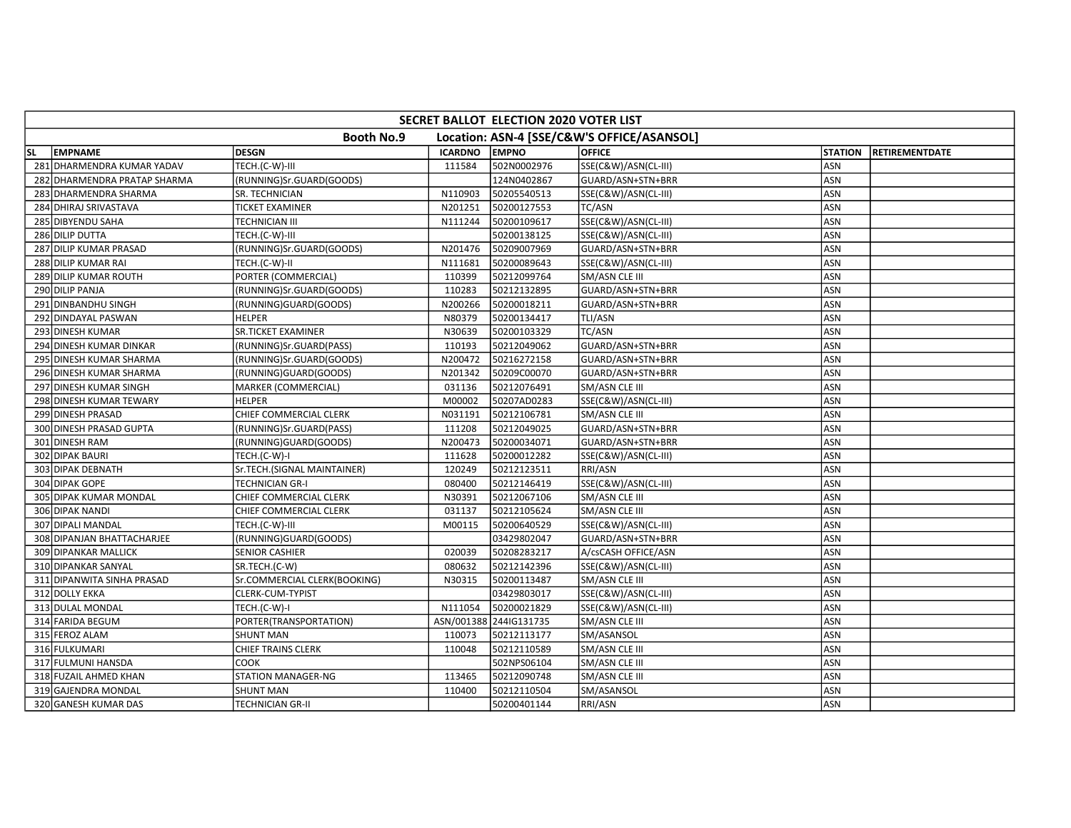| SECRET BALLOT ELECTION 2020 VOTER LIST | | | | | | | |
|---|---|---|---|---|---|---|---|
| Booth No.9 Location: ASN-4 [SSE/C&W'S OFFICE/ASANSOL] | | | | | | | |
| SL | EMPNAME | DESGN | ICARDNO | EMPNO | OFFICE | STATION | RETIREMENTDATE |
| 281 | DHARMENDRA KUMAR YADAV | TECH.(C-W)-III | 111584 | 502N0002976 | SSE(C&W)/ASN(CL-III) | ASN | |
| 282 | DHARMENDRA PRATAP SHARMA | (RUNNING)Sr.GUARD(GOODS) | | 124N0402867 | GUARD/ASN+STN+BRR | ASN | |
| 283 | DHARMENDRA SHARMA | SR. TECHNICIAN | N110903 | 50205540513 | SSE(C&W)/ASN(CL-III) | ASN | |
| 284 | DHIRAJ SRIVASTAVA | TICKET EXAMINER | N201251 | 50200127553 | TC/ASN | ASN | |
| 285 | DIBYENDU SAHA | TECHNICIAN III | N111244 | 50200109617 | SSE(C&W)/ASN(CL-III) | ASN | |
| 286 | DILIP DUTTA | TECH.(C-W)-III | | 50200138125 | SSE(C&W)/ASN(CL-III) | ASN | |
| 287 | DILIP KUMAR PRASAD | (RUNNING)Sr.GUARD(GOODS) | N201476 | 50209007969 | GUARD/ASN+STN+BRR | ASN | |
| 288 | DILIP KUMAR RAI | TECH.(C-W)-II | N111681 | 50200089643 | SSE(C&W)/ASN(CL-III) | ASN | |
| 289 | DILIP KUMAR ROUTH | PORTER (COMMERCIAL) | 110399 | 50212099764 | SM/ASN CLE III | ASN | |
| 290 | DILIP PANJA | (RUNNING)Sr.GUARD(GOODS) | 110283 | 50212132895 | GUARD/ASN+STN+BRR | ASN | |
| 291 | DINBANDHU SINGH | (RUNNING)GUARD(GOODS) | N200266 | 50200018211 | GUARD/ASN+STN+BRR | ASN | |
| 292 | DINDAYAL PASWAN | HELPER | N80379 | 50200134417 | TLI/ASN | ASN | |
| 293 | DINESH KUMAR | SR.TICKET EXAMINER | N30639 | 50200103329 | TC/ASN | ASN | |
| 294 | DINESH KUMAR DINKAR | (RUNNING)Sr.GUARD(PASS) | 110193 | 50212049062 | GUARD/ASN+STN+BRR | ASN | |
| 295 | DINESH KUMAR SHARMA | (RUNNING)Sr.GUARD(GOODS) | N200472 | 50216272158 | GUARD/ASN+STN+BRR | ASN | |
| 296 | DINESH KUMAR SHARMA | (RUNNING)GUARD(GOODS) | N201342 | 50209C00070 | GUARD/ASN+STN+BRR | ASN | |
| 297 | DINESH KUMAR SINGH | MARKER (COMMERCIAL) | 031136 | 50212076491 | SM/ASN CLE III | ASN | |
| 298 | DINESH KUMAR TEWARY | HELPER | M00002 | 50207AD0283 | SSE(C&W)/ASN(CL-III) | ASN | |
| 299 | DINESH PRASAD | CHIEF COMMERCIAL CLERK | N031191 | 50212106781 | SM/ASN CLE III | ASN | |
| 300 | DINESH PRASAD GUPTA | (RUNNING)Sr.GUARD(PASS) | 111208 | 50212049025 | GUARD/ASN+STN+BRR | ASN | |
| 301 | DINESH RAM | (RUNNING)GUARD(GOODS) | N200473 | 50200034071 | GUARD/ASN+STN+BRR | ASN | |
| 302 | DIPAK BAURI | TECH.(C-W)-I | 111628 | 50200012282 | SSE(C&W)/ASN(CL-III) | ASN | |
| 303 | DIPAK DEBNATH | Sr.TECH.(SIGNAL MAINTAINER) | 120249 | 50212123511 | RRI/ASN | ASN | |
| 304 | DIPAK GOPE | TECHNICIAN GR-I | 080400 | 50212146419 | SSE(C&W)/ASN(CL-III) | ASN | |
| 305 | DIPAK KUMAR MONDAL | CHIEF COMMERCIAL CLERK | N30391 | 50212067106 | SM/ASN CLE III | ASN | |
| 306 | DIPAK NANDI | CHIEF COMMERCIAL CLERK | 031137 | 50212105624 | SM/ASN CLE III | ASN | |
| 307 | DIPALI MANDAL | TECH.(C-W)-III | M00115 | 50200640529 | SSE(C&W)/ASN(CL-III) | ASN | |
| 308 | DIPANJAN BHATTACHARJEE | (RUNNING)GUARD(GOODS) | | 03429802047 | GUARD/ASN+STN+BRR | ASN | |
| 309 | DIPANKAR MALLICK | SENIOR CASHIER | 020039 | 50208283217 | A/csCASH OFFICE/ASN | ASN | |
| 310 | DIPANKAR SANYAL | SR.TECH.(C-W) | 080632 | 50212142396 | SSE(C&W)/ASN(CL-III) | ASN | |
| 311 | DIPANWITA SINHA PRASAD | Sr.COMMERCIAL CLERK(BOOKING) | N30315 | 50200113487 | SM/ASN CLE III | ASN | |
| 312 | DOLLY EKKA | CLERK-CUM-TYPIST | | 03429803017 | SSE(C&W)/ASN(CL-III) | ASN | |
| 313 | DULAL MONDAL | TECH.(C-W)-I | N111054 | 50200021829 | SSE(C&W)/ASN(CL-III) | ASN | |
| 314 | FARIDA BEGUM | PORTER(TRANSPORTATION) | ASN/001388 | 244IG131735 | SM/ASN CLE III | ASN | |
| 315 | FEROZ ALAM | SHUNT MAN | 110073 | 50212113177 | SM/ASANSOL | ASN | |
| 316 | FULKUMARI | CHIEF TRAINS CLERK | 110048 | 50212110589 | SM/ASN CLE III | ASN | |
| 317 | FULMUNI HANSDA | COOK | | 502NPS06104 | SM/ASN CLE III | ASN | |
| 318 | FUZAIL AHMED KHAN | STATION MANAGER-NG | 113465 | 50212090748 | SM/ASN CLE III | ASN | |
| 319 | GAJENDRA MONDAL | SHUNT MAN | 110400 | 50212110504 | SM/ASANSOL | ASN | |
| 320 | GANESH KUMAR DAS | TECHNICIAN GR-II | | 50200401144 | RRI/ASN | ASN | |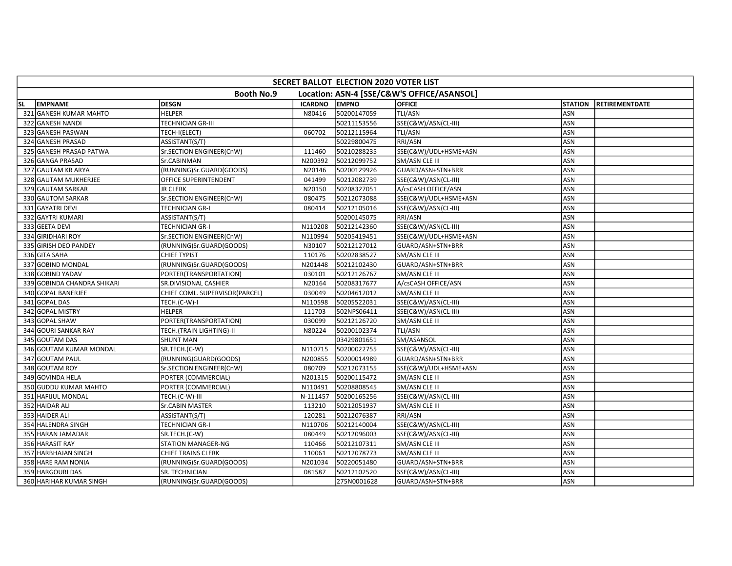| SECRET BALLOT ELECTION 2020 VOTER LIST | | | | | | | |
|---|---|---|---|---|---|---|---|
| Booth No.9 | | Location: ASN-4 [SSE/C&W'S OFFICE/ASANSOL] | | | | | |
| SL | EMPNAME | DESGN | ICARDNO | EMPNO | OFFICE | STATION | RETIREMENTDATE |
| 321 | GANESH KUMAR MAHTO | HELPER | N80416 | 50200147059 | TLI/ASN | ASN | |
| 322 | GANESH NANDI | TECHNICIAN GR-III | | 50211153556 | SSE(C&W)/ASN(CL-III) | ASN | |
| 323 | GANESH PASWAN | TECH-I(ELECT) | 060702 | 50212115964 | TLI/ASN | ASN | |
| 324 | GANESH PRASAD | ASSISTANT(S/T) | | 50229800475 | RRI/ASN | ASN | |
| 325 | GANESH PRASAD PATWA | Sr.SECTION ENGINEER(CnW) | 111460 | 50210288235 | SSE(C&W)/UDL+HSME+ASN | ASN | |
| 326 | GANGA PRASAD | Sr.CABINMAN | N200392 | 50212099752 | SM/ASN CLE III | ASN | |
| 327 | GAUTAM KR ARYA | (RUNNING)Sr.GUARD(GOODS) | N20146 | 50200129926 | GUARD/ASN+STN+BRR | ASN | |
| 328 | GAUTAM MUKHERJEE | OFFICE SUPERINTENDENT | 041499 | 50212082739 | SSE(C&W)/ASN(CL-III) | ASN | |
| 329 | GAUTAM SARKAR | JR CLERK | N20150 | 50208327051 | A/csCASH OFFICE/ASN | ASN | |
| 330 | GAUTOM SARKAR | Sr.SECTION ENGINEER(CnW) | 080475 | 50212073088 | SSE(C&W)/UDL+HSME+ASN | ASN | |
| 331 | GAYATRI DEVI | TECHNICIAN GR-I | 080414 | 50212105016 | SSE(C&W)/ASN(CL-III) | ASN | |
| 332 | GAYTRI KUMARI | ASSISTANT(S/T) | | 50200145075 | RRI/ASN | ASN | |
| 333 | GEETA DEVI | TECHNICIAN GR-I | N110208 | 50212142360 | SSE(C&W)/ASN(CL-III) | ASN | |
| 334 | GIRIDHARI ROY | Sr.SECTION ENGINEER(CnW) | N110994 | 50205419451 | SSE(C&W)/UDL+HSME+ASN | ASN | |
| 335 | GIRISH DEO PANDEY | (RUNNING)Sr.GUARD(GOODS) | N30107 | 50212127012 | GUARD/ASN+STN+BRR | ASN | |
| 336 | GITA SAHA | CHIEF TYPIST | 110176 | 50202838527 | SM/ASN CLE III | ASN | |
| 337 | GOBIND MONDAL | (RUNNING)Sr.GUARD(GOODS) | N201448 | 50212102430 | GUARD/ASN+STN+BRR | ASN | |
| 338 | GOBIND YADAV | PORTER(TRANSPORTATION) | 030101 | 50212126767 | SM/ASN CLE III | ASN | |
| 339 | GOBINDA CHANDRA SHIKARI | SR.DIVISIONAL CASHIER | N20164 | 50208317677 | A/csCASH OFFICE/ASN | ASN | |
| 340 | GOPAL BANERJEE | CHIEF COML. SUPERVISOR(PARCEL) | 030049 | 50204612012 | SM/ASN CLE III | ASN | |
| 341 | GOPAL DAS | TECH.(C-W)-I | N110598 | 50205522031 | SSE(C&W)/ASN(CL-III) | ASN | |
| 342 | GOPAL MISTRY | HELPER | 111703 | 502NPS06411 | SSE(C&W)/ASN(CL-III) | ASN | |
| 343 | GOPAL SHAW | PORTER(TRANSPORTATION) | 030099 | 50212126720 | SM/ASN CLE III | ASN | |
| 344 | GOURI SANKAR RAY | TECH.(TRAIN LIGHTING)-II | N80224 | 50200102374 | TLI/ASN | ASN | |
| 345 | GOUTAM DAS | SHUNT MAN | | 03429801651 | SM/ASANSOL | ASN | |
| 346 | GOUTAM KUMAR MONDAL | SR.TECH.(C-W) | N110715 | 50200022755 | SSE(C&W)/ASN(CL-III) | ASN | |
| 347 | GOUTAM PAUL | (RUNNING)GUARD(GOODS) | N200855 | 50200014989 | GUARD/ASN+STN+BRR | ASN | |
| 348 | GOUTAM ROY | Sr.SECTION ENGINEER(CnW) | 080709 | 50212073155 | SSE(C&W)/UDL+HSME+ASN | ASN | |
| 349 | GOVINDA HELA | PORTER (COMMERCIAL) | N201315 | 50200115472 | SM/ASN CLE III | ASN | |
| 350 | GUDDU KUMAR MAHTO | PORTER (COMMERCIAL) | N110491 | 50208808545 | SM/ASN CLE III | ASN | |
| 351 | HAFIJUL MONDAL | TECH.(C-W)-III | N-111457 | 50200165256 | SSE(C&W)/ASN(CL-III) | ASN | |
| 352 | HAIDAR ALI | Sr.CABIN MASTER | 113210 | 50212051937 | SM/ASN CLE III | ASN | |
| 353 | HAIDER ALI | ASSISTANT(S/T) | 120281 | 50212076387 | RRI/ASN | ASN | |
| 354 | HALENDRA SINGH | TECHNICIAN GR-I | N110706 | 50212140004 | SSE(C&W)/ASN(CL-III) | ASN | |
| 355 | HARAN JAMADAR | SR.TECH.(C-W) | 080449 | 50212096003 | SSE(C&W)/ASN(CL-III) | ASN | |
| 356 | HARASIT RAY | STATION MANAGER-NG | 110466 | 50212107311 | SM/ASN CLE III | ASN | |
| 357 | HARBHAJAN SINGH | CHIEF TRAINS CLERK | 110061 | 50212078773 | SM/ASN CLE III | ASN | |
| 358 | HARE RAM NONIA | (RUNNING)Sr.GUARD(GOODS) | N201034 | 50220051480 | GUARD/ASN+STN+BRR | ASN | |
| 359 | HARGOURI DAS | SR. TECHNICIAN | 081587 | 50212102520 | SSE(C&W)/ASN(CL-III) | ASN | |
| 360 | HARIHAR KUMAR SINGH | (RUNNING)Sr.GUARD(GOODS) | | 275N0001628 | GUARD/ASN+STN+BRR | ASN | |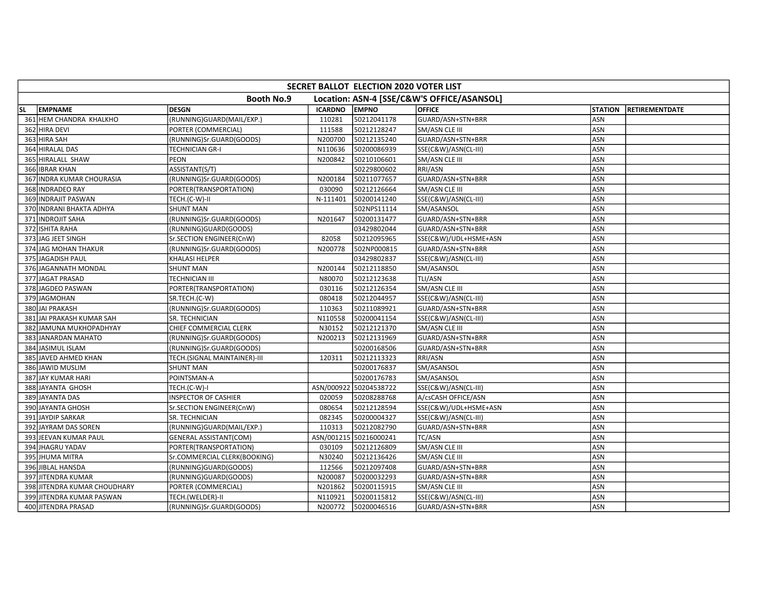| SECRET BALLOT ELECTION 2020 VOTER LIST | | | | | | | |
|---|---|---|---|---|---|---|---|
| Booth No.9 | | | Location: ASN-4 [SSE/C&W'S OFFICE/ASANSOL] | | | | |
| SL | EMPNAME | DESGN | ICARDNO | EMPNO | OFFICE | STATION | RETIREMENTDATE |
| 361 | HEM CHANDRA KHALKHO | (RUNNING)GUARD(MAIL/EXP.) | 110281 | 50212041178 | GUARD/ASN+STN+BRR | ASN | |
| 362 | HIRA DEVI | PORTER (COMMERCIAL) | 111588 | 50212128247 | SM/ASN CLE III | ASN | |
| 363 | HIRA SAH | (RUNNING)Sr.GUARD(GOODS) | N200700 | 50212135240 | GUARD/ASN+STN+BRR | ASN | |
| 364 | HIRALAL DAS | TECHNICIAN GR-I | N110636 | 50200086939 | SSE(C&W)/ASN(CL-III) | ASN | |
| 365 | HIRALALL SHAW | PEON | N200842 | 50210106601 | SM/ASN CLE III | ASN | |
| 366 | IBRAR KHAN | ASSISTANT(S/T) | | 50229800602 | RRI/ASN | ASN | |
| 367 | INDRA KUMAR CHOURASIA | (RUNNING)Sr.GUARD(GOODS) | N200184 | 50211077657 | GUARD/ASN+STN+BRR | ASN | |
| 368 | INDRADEO RAY | PORTER(TRANSPORTATION) | 030090 | 50212126664 | SM/ASN CLE III | ASN | |
| 369 | INDRAJIT PASWAN | TECH.(C-W)-II | N-111401 | 50200141240 | SSE(C&W)/ASN(CL-III) | ASN | |
| 370 | INDRANI BHAKTA ADHYA | SHUNT MAN | | 502NPS11114 | SM/ASANSOL | ASN | |
| 371 | INDROJIT SAHA | (RUNNING)Sr.GUARD(GOODS) | N201647 | 50200131477 | GUARD/ASN+STN+BRR | ASN | |
| 372 | ISHITA RAHA | (RUNNING)GUARD(GOODS) | | 03429802044 | GUARD/ASN+STN+BRR | ASN | |
| 373 | JAG JEET SINGH | Sr.SECTION ENGINEER(CnW) | 82058 | 50212095965 | SSE(C&W)/UDL+HSME+ASN | ASN | |
| 374 | JAG MOHAN THAKUR | (RUNNING)Sr.GUARD(GOODS) | N200778 | 502NP000815 | GUARD/ASN+STN+BRR | ASN | |
| 375 | JAGADISH PAUL | KHALASI HELPER | | 03429802837 | SSE(C&W)/ASN(CL-III) | ASN | |
| 376 | JAGANNATH MONDAL | SHUNT MAN | N200144 | 50212118850 | SM/ASANSOL | ASN | |
| 377 | JAGAT PRASAD | TECHNICIAN III | N80070 | 50212123638 | TLI/ASN | ASN | |
| 378 | JAGDEO PASWAN | PORTER(TRANSPORTATION) | 030116 | 50212126354 | SM/ASN CLE III | ASN | |
| 379 | JAGMOHAN | SR.TECH.(C-W) | 080418 | 50212044957 | SSE(C&W)/ASN(CL-III) | ASN | |
| 380 | JAI PRAKASH | (RUNNING)Sr.GUARD(GOODS) | 110363 | 50211089921 | GUARD/ASN+STN+BRR | ASN | |
| 381 | JAI PRAKASH KUMAR SAH | SR. TECHNICIAN | N110558 | 50200041154 | SSE(C&W)/ASN(CL-III) | ASN | |
| 382 | JAMUNA MUKHOPADHYAY | CHIEF COMMERCIAL CLERK | N30152 | 50212121370 | SM/ASN CLE III | ASN | |
| 383 | JANARDAN MAHATO | (RUNNING)Sr.GUARD(GOODS) | N200213 | 50212131969 | GUARD/ASN+STN+BRR | ASN | |
| 384 | JASIMUL ISLAM | (RUNNING)Sr.GUARD(GOODS) | | 50200168506 | GUARD/ASN+STN+BRR | ASN | |
| 385 | JAVED AHMED KHAN | TECH.(SIGNAL MAINTAINER)-III | 120311 | 50212113323 | RRI/ASN | ASN | |
| 386 | JAWID MUSLIM | SHUNT MAN | | 50200176837 | SM/ASANSOL | ASN | |
| 387 | JAY KUMAR HARI | POINTSMAN-A | | 50200176783 | SM/ASANSOL | ASN | |
| 388 | JAYANTA GHOSH | TECH.(C-W)-I | ASN/000922 | 50204538722 | SSE(C&W)/ASN(CL-III) | ASN | |
| 389 | JAYANTA DAS | INSPECTOR OF CASHIER | 020059 | 50208288768 | A/csCASH OFFICE/ASN | ASN | |
| 390 | JAYANTA GHOSH | Sr.SECTION ENGINEER(CnW) | 080654 | 50212128594 | SSE(C&W)/UDL+HSME+ASN | ASN | |
| 391 | JAYDIP SARKAR | SR. TECHNICIAN | 082345 | 50200004327 | SSE(C&W)/ASN(CL-III) | ASN | |
| 392 | JAYRAM DAS SOREN | (RUNNING)GUARD(MAIL/EXP.) | 110313 | 50212082790 | GUARD/ASN+STN+BRR | ASN | |
| 393 | JEEVAN KUMAR PAUL | GENERAL ASSISTANT(COM) | ASN/001215 | 50216000241 | TC/ASN | ASN | |
| 394 | JHAGRU YADAV | PORTER(TRANSPORTATION) | 030109 | 50212126809 | SM/ASN CLE III | ASN | |
| 395 | JHUMA MITRA | Sr.COMMERCIAL CLERK(BOOKING) | N30240 | 50212136426 | SM/ASN CLE III | ASN | |
| 396 | JIBLAL HANSDA | (RUNNING)GUARD(GOODS) | 112566 | 50212097408 | GUARD/ASN+STN+BRR | ASN | |
| 397 | JITENDRA KUMAR | (RUNNING)GUARD(GOODS) | N200087 | 50200032293 | GUARD/ASN+STN+BRR | ASN | |
| 398 | JITENDRA KUMAR CHOUDHARY | PORTER (COMMERCIAL) | N201862 | 50200115915 | SM/ASN CLE III | ASN | |
| 399 | JITENDRA KUMAR PASWAN | TECH.(WELDER)-II | N110921 | 50200115812 | SSE(C&W)/ASN(CL-III) | ASN | |
| 400 | JITENDRA PRASAD | (RUNNING)Sr.GUARD(GOODS) | N200772 | 50200046516 | GUARD/ASN+STN+BRR | ASN | |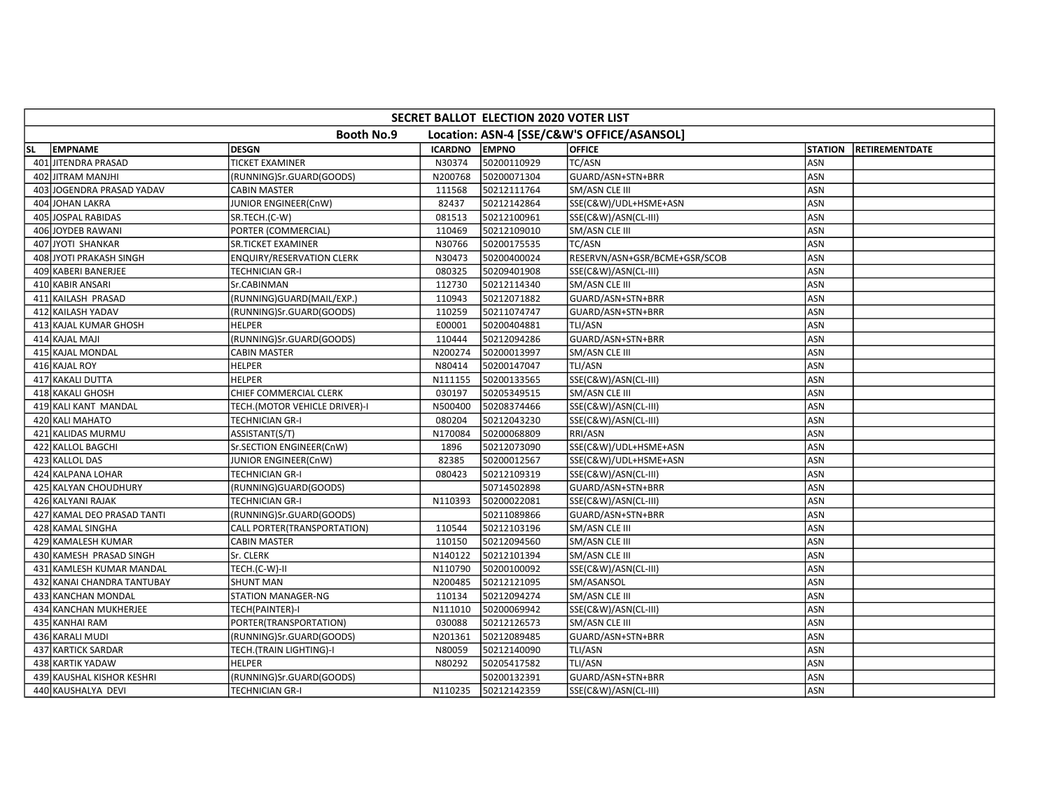| SECRET BALLOT ELECTION 2020 VOTER LIST | | | | | | | |
|---|---|---|---|---|---|---|---|
| Booth No.9 Location: ASN-4 [SSE/C&W'S OFFICE/ASANSOL] | | | | | | | |
| SL | EMPNAME | DESGN | ICARDNO | EMPNO | OFFICE | STATION | RETIREMENTDATE |
| 401 | JITENDRA PRASAD | TICKET EXAMINER | N30374 | 50200110929 | TC/ASN | ASN | |
| 402 | JITRAM MANJHI | (RUNNING)Sr.GUARD(GOODS) | N200768 | 50200071304 | GUARD/ASN+STN+BRR | ASN | |
| 403 | JOGENDRA PRASAD YADAV | CABIN MASTER | 111568 | 50212111764 | SM/ASN CLE III | ASN | |
| 404 | JOHAN LAKRA | JUNIOR ENGINEER(CnW) | 82437 | 50212142864 | SSE(C&W)/UDL+HSME+ASN | ASN | |
| 405 | JOSPAL RABIDAS | SR.TECH.(C-W) | 081513 | 50212100961 | SSE(C&W)/ASN(CL-III) | ASN | |
| 406 | JOYDEB RAWANI | PORTER (COMMERCIAL) | 110469 | 50212109010 | SM/ASN CLE III | ASN | |
| 407 | JYOTI SHANKAR | SR.TICKET EXAMINER | N30766 | 50200175535 | TC/ASN | ASN | |
| 408 | JYOTI PRAKASH SINGH | ENQUIRY/RESERVATION CLERK | N30473 | 50200400024 | RESERVN/ASN+GSR/BCME+GSR/SCOB | ASN | |
| 409 | KABERI BANERJEE | TECHNICIAN GR-I | 080325 | 50209401908 | SSE(C&W)/ASN(CL-III) | ASN | |
| 410 | KABIR ANSARI | Sr.CABINMAN | 112730 | 50212114340 | SM/ASN CLE III | ASN | |
| 411 | KAILASH PRASAD | (RUNNING)GUARD(MAIL/EXP.) | 110943 | 50212071882 | GUARD/ASN+STN+BRR | ASN | |
| 412 | KAILASH YADAV | (RUNNING)Sr.GUARD(GOODS) | 110259 | 50211074747 | GUARD/ASN+STN+BRR | ASN | |
| 413 | KAJAL KUMAR GHOSH | HELPER | E00001 | 50200404881 | TLI/ASN | ASN | |
| 414 | KAJAL MAJI | (RUNNING)Sr.GUARD(GOODS) | 110444 | 50212094286 | GUARD/ASN+STN+BRR | ASN | |
| 415 | KAJAL MONDAL | CABIN MASTER | N200274 | 50200013997 | SM/ASN CLE III | ASN | |
| 416 | KAJAL ROY | HELPER | N80414 | 50200147047 | TLI/ASN | ASN | |
| 417 | KAKALI DUTTA | HELPER | N111155 | 50200133565 | SSE(C&W)/ASN(CL-III) | ASN | |
| 418 | KAKALI GHOSH | CHIEF COMMERCIAL CLERK | 030197 | 50205349515 | SM/ASN CLE III | ASN | |
| 419 | KALI KANT MANDAL | TECH.(MOTOR VEHICLE DRIVER)-I | N500400 | 50208374466 | SSE(C&W)/ASN(CL-III) | ASN | |
| 420 | KALI MAHATO | TECHNICIAN GR-I | 080204 | 50212043230 | SSE(C&W)/ASN(CL-III) | ASN | |
| 421 | KALIDAS MURMU | ASSISTANT(S/T) | N170084 | 50200068809 | RRI/ASN | ASN | |
| 422 | KALLOL BAGCHI | Sr.SECTION ENGINEER(CnW) | 1896 | 50212073090 | SSE(C&W)/UDL+HSME+ASN | ASN | |
| 423 | KALLOL DAS | JUNIOR ENGINEER(CnW) | 82385 | 50200012567 | SSE(C&W)/UDL+HSME+ASN | ASN | |
| 424 | KALPANA LOHAR | TECHNICIAN GR-I | 080423 | 50212109319 | SSE(C&W)/ASN(CL-III) | ASN | |
| 425 | KALYAN CHOUDHURY | (RUNNING)GUARD(GOODS) | | 50714502898 | GUARD/ASN+STN+BRR | ASN | |
| 426 | KALYANI RAJAK | TECHNICIAN GR-I | N110393 | 50200022081 | SSE(C&W)/ASN(CL-III) | ASN | |
| 427 | KAMAL DEO PRASAD TANTI | (RUNNING)Sr.GUARD(GOODS) | | 50211089866 | GUARD/ASN+STN+BRR | ASN | |
| 428 | KAMAL SINGHA | CALL PORTER(TRANSPORTATION) | 110544 | 50212103196 | SM/ASN CLE III | ASN | |
| 429 | KAMALESH KUMAR | CABIN MASTER | 110150 | 50212094560 | SM/ASN CLE III | ASN | |
| 430 | KAMESH PRASAD SINGH | Sr. CLERK | N140122 | 50212101394 | SM/ASN CLE III | ASN | |
| 431 | KAMLESH KUMAR MANDAL | TECH.(C-W)-II | N110790 | 50200100092 | SSE(C&W)/ASN(CL-III) | ASN | |
| 432 | KANAI CHANDRA TANTUBAY | SHUNT MAN | N200485 | 50212121095 | SM/ASANSOL | ASN | |
| 433 | KANCHAN MONDAL | STATION MANAGER-NG | 110134 | 50212094274 | SM/ASN CLE III | ASN | |
| 434 | KANCHAN MUKHERJEE | TECH(PAINTER)-I | N111010 | 50200069942 | SSE(C&W)/ASN(CL-III) | ASN | |
| 435 | KANHAI RAM | PORTER(TRANSPORTATION) | 030088 | 50212126573 | SM/ASN CLE III | ASN | |
| 436 | KARALI MUDI | (RUNNING)Sr.GUARD(GOODS) | N201361 | 50212089485 | GUARD/ASN+STN+BRR | ASN | |
| 437 | KARTICK SARDAR | TECH.(TRAIN LIGHTING)-I | N80059 | 50212140090 | TLI/ASN | ASN | |
| 438 | KARTIK YADAW | HELPER | N80292 | 50205417582 | TLI/ASN | ASN | |
| 439 | KAUSHAL KISHOR KESHRI | (RUNNING)Sr.GUARD(GOODS) | | 50200132391 | GUARD/ASN+STN+BRR | ASN | |
| 440 | KAUSHALYA DEVI | TECHNICIAN GR-I | N110235 | 50212142359 | SSE(C&W)/ASN(CL-III) | ASN | |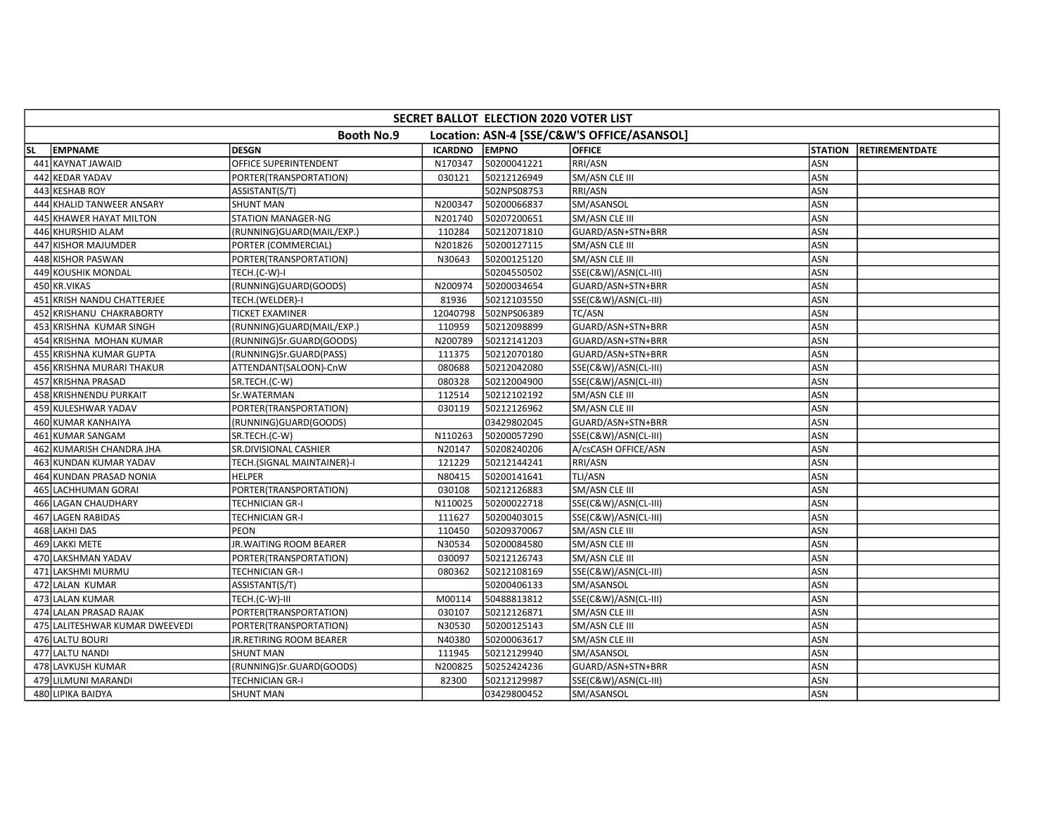| SECRET BALLOT ELECTION 2020 VOTER LIST | | | | | | | |
|---|---|---|---|---|---|---|---|
| Booth No.9 Location: ASN-4 [SSE/C&W'S OFFICE/ASANSOL] | | | | | | | |
| SL | EMPNAME | DESGN | ICARDNO | EMPNO | OFFICE | STATION | RETIREMENTDATE |
| 441 | KAYNAT JAWAID | OFFICE SUPERINTENDENT | N170347 | 50200041221 | RRI/ASN | ASN | |
| 442 | KEDAR YADAV | PORTER(TRANSPORTATION) | 030121 | 50212126949 | SM/ASN CLE III | ASN | |
| 443 | KESHAB ROY | ASSISTANT(S/T) | | 502NPS08753 | RRI/ASN | ASN | |
| 444 | KHALID TANWEER ANSARY | SHUNT MAN | N200347 | 50200066837 | SM/ASANSOL | ASN | |
| 445 | KHAWER HAYAT MILTON | STATION MANAGER-NG | N201740 | 50207200651 | SM/ASN CLE III | ASN | |
| 446 | KHURSHID ALAM | (RUNNING)GUARD(MAIL/EXP.) | 110284 | 50212071810 | GUARD/ASN+STN+BRR | ASN | |
| 447 | KISHOR MAJUMDER | PORTER (COMMERCIAL) | N201826 | 50200127115 | SM/ASN CLE III | ASN | |
| 448 | KISHOR PASWAN | PORTER(TRANSPORTATION) | N30643 | 50200125120 | SM/ASN CLE III | ASN | |
| 449 | KOUSHIK MONDAL | TECH.(C-W)-I | | 50204550502 | SSE(C&W)/ASN(CL-III) | ASN | |
| 450 | KR.VIKAS | (RUNNING)GUARD(GOODS) | N200974 | 50200034654 | GUARD/ASN+STN+BRR | ASN | |
| 451 | KRISH NANDU CHATTERJEE | TECH.(WELDER)-I | 81936 | 50212103550 | SSE(C&W)/ASN(CL-III) | ASN | |
| 452 | KRISHANU CHAKRABORTY | TICKET EXAMINER | 12040798 | 502NPS06389 | TC/ASN | ASN | |
| 453 | KRISHNA KUMAR SINGH | (RUNNING)GUARD(MAIL/EXP.) | 110959 | 50212098899 | GUARD/ASN+STN+BRR | ASN | |
| 454 | KRISHNA MOHAN KUMAR | (RUNNING)Sr.GUARD(GOODS) | N200789 | 50212141203 | GUARD/ASN+STN+BRR | ASN | |
| 455 | KRISHNA KUMAR GUPTA | (RUNNING)Sr.GUARD(PASS) | 111375 | 50212070180 | GUARD/ASN+STN+BRR | ASN | |
| 456 | KRISHNA MURARI THAKUR | ATTENDANT(SALOON)-CnW | 080688 | 50212042080 | SSE(C&W)/ASN(CL-III) | ASN | |
| 457 | KRISHNA PRASAD | SR.TECH.(C-W) | 080328 | 50212004900 | SSE(C&W)/ASN(CL-III) | ASN | |
| 458 | KRISHNENDU PURKAIT | Sr.WATERMAN | 112514 | 50212102192 | SM/ASN CLE III | ASN | |
| 459 | KULESHWAR YADAV | PORTER(TRANSPORTATION) | 030119 | 50212126962 | SM/ASN CLE III | ASN | |
| 460 | KUMAR KANHAIYA | (RUNNING)GUARD(GOODS) | | 03429802045 | GUARD/ASN+STN+BRR | ASN | |
| 461 | KUMAR SANGAM | SR.TECH.(C-W) | N110263 | 50200057290 | SSE(C&W)/ASN(CL-III) | ASN | |
| 462 | KUMARISH CHANDRA JHA | SR.DIVISIONAL CASHIER | N20147 | 50208240206 | A/csCASH OFFICE/ASN | ASN | |
| 463 | KUNDAN KUMAR YADAV | TECH.(SIGNAL MAINTAINER)-I | 121229 | 50212144241 | RRI/ASN | ASN | |
| 464 | KUNDAN PRASAD NONIA | HELPER | N80415 | 50200141641 | TLI/ASN | ASN | |
| 465 | LACHHUMAN GORAI | PORTER(TRANSPORTATION) | 030108 | 50212126883 | SM/ASN CLE III | ASN | |
| 466 | LAGAN CHAUDHARY | TECHNICIAN GR-I | N110025 | 50200022718 | SSE(C&W)/ASN(CL-III) | ASN | |
| 467 | LAGEN RABIDAS | TECHNICIAN GR-I | 111627 | 50200403015 | SSE(C&W)/ASN(CL-III) | ASN | |
| 468 | LAKHI DAS | PEON | 110450 | 50209370067 | SM/ASN CLE III | ASN | |
| 469 | LAKKI METE | JR.WAITING ROOM BEARER | N30534 | 50200084580 | SM/ASN CLE III | ASN | |
| 470 | LAKSHMAN YADAV | PORTER(TRANSPORTATION) | 030097 | 50212126743 | SM/ASN CLE III | ASN | |
| 471 | LAKSHMI MURMU | TECHNICIAN GR-I | 080362 | 50212108169 | SSE(C&W)/ASN(CL-III) | ASN | |
| 472 | LALAN KUMAR | ASSISTANT(S/T) | | 50200406133 | SM/ASANSOL | ASN | |
| 473 | LALAN KUMAR | TECH.(C-W)-III | M00114 | 50488813812 | SSE(C&W)/ASN(CL-III) | ASN | |
| 474 | LALAN PRASAD RAJAK | PORTER(TRANSPORTATION) | 030107 | 50212126871 | SM/ASN CLE III | ASN | |
| 475 | LALITESHWAR KUMAR DWEEVEDI | PORTER(TRANSPORTATION) | N30530 | 50200125143 | SM/ASN CLE III | ASN | |
| 476 | LALTU BOURI | JR.RETIRING ROOM BEARER | N40380 | 50200063617 | SM/ASN CLE III | ASN | |
| 477 | LALTU NANDI | SHUNT MAN | 111945 | 50212129940 | SM/ASANSOL | ASN | |
| 478 | LAVKUSH KUMAR | (RUNNING)Sr.GUARD(GOODS) | N200825 | 50252424236 | GUARD/ASN+STN+BRR | ASN | |
| 479 | LILMUNI MARANDI | TECHNICIAN GR-I | 82300 | 50212129987 | SSE(C&W)/ASN(CL-III) | ASN | |
| 480 | LIPIKA BAIDYA | SHUNT MAN | | 03429800452 | SM/ASANSOL | ASN | |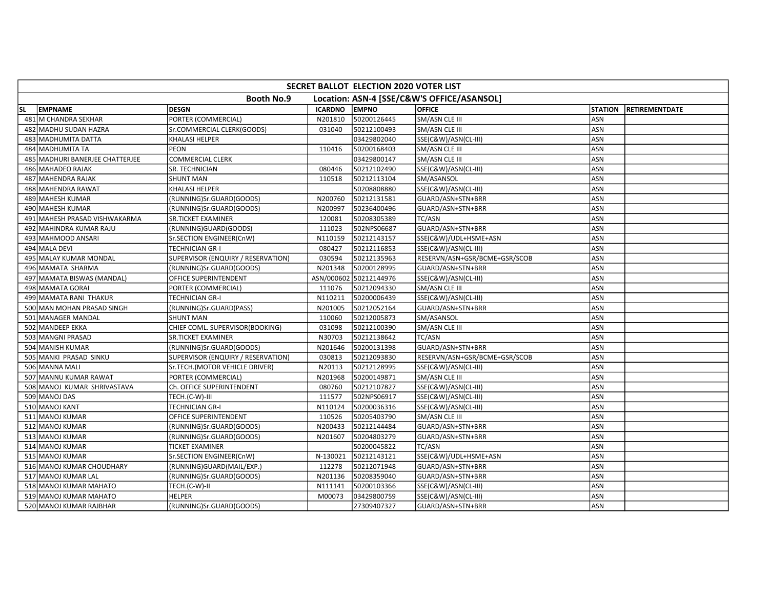**SECRET BALLOT ELECTION 2020 VOTER LIST**

**Booth No.9 Location: ASN-4 [SSE/C&W'S OFFICE/ASANSOL]**

| SL | EMPNAME | DESGN | ICARDNO | EMPNO | OFFICE | STATION | RETIREMENTDATE |
|---|---|---|---|---|---|---|---|
| 481 | M CHANDRA SEKHAR | PORTER (COMMERCIAL) | N201810 | 50200126445 | SM/ASN CLE III | ASN | |
| 482 | MADHU SUDAN HAZRA | Sr.COMMERCIAL CLERK(GOODS) | 031040 | 50212100493 | SM/ASN CLE III | ASN | |
| 483 | MADHUMITA DATTA | KHALASI HELPER | | 03429802040 | SSE(C&W)/ASN(CL-III) | ASN | |
| 484 | MADHUMITA TA | PEON | 110416 | 50200168403 | SM/ASN CLE III | ASN | |
| 485 | MADHURI BANERJEE CHATTERJEE | COMMERCIAL CLERK | | 03429800147 | SM/ASN CLE III | ASN | |
| 486 | MAHADEO RAJAK | SR. TECHNICIAN | 080446 | 50212102490 | SSE(C&W)/ASN(CL-III) | ASN | |
| 487 | MAHENDRA RAJAK | SHUNT MAN | 110518 | 50212113104 | SM/ASANSOL | ASN | |
| 488 | MAHENDRA RAWAT | KHALASI HELPER | | 50208808880 | SSE(C&W)/ASN(CL-III) | ASN | |
| 489 | MAHESH KUMAR | (RUNNING)Sr.GUARD(GOODS) | N200760 | 50212131581 | GUARD/ASN+STN+BRR | ASN | |
| 490 | MAHESH KUMAR | (RUNNING)Sr.GUARD(GOODS) | N200997 | 50236400496 | GUARD/ASN+STN+BRR | ASN | |
| 491 | MAHESH PRASAD VISHWAKARMA | SR.TICKET EXAMINER | 120081 | 50208305389 | TC/ASN | ASN | |
| 492 | MAHINDRA KUMAR RAJU | (RUNNING)GUARD(GOODS) | 111023 | 502NPS06687 | GUARD/ASN+STN+BRR | ASN | |
| 493 | MAHMOOD ANSARI | Sr.SECTION ENGINEER(CnW) | N110159 | 50212143157 | SSE(C&W)/UDL+HSME+ASN | ASN | |
| 494 | MALA DEVI | TECHNICIAN GR-I | 080427 | 50212116853 | SSE(C&W)/ASN(CL-III) | ASN | |
| 495 | MALAY KUMAR MONDAL | SUPERVISOR (ENQUIRY / RESERVATION) | 030594 | 50212135963 | RESERVN/ASN+GSR/BCME+GSR/SCOB | ASN | |
| 496 | MAMATA SHARMA | (RUNNING)Sr.GUARD(GOODS) | N201348 | 50200128995 | GUARD/ASN+STN+BRR | ASN | |
| 497 | MAMATA BISWAS (MANDAL) | OFFICE SUPERINTENDENT | ASN/000602 | 50212144976 | SSE(C&W)/ASN(CL-III) | ASN | |
| 498 | MAMATA GORAI | PORTER (COMMERCIAL) | 111076 | 50212094330 | SM/ASN CLE III | ASN | |
| 499 | MAMATA RANI THAKUR | TECHNICIAN GR-I | N110211 | 50200006439 | SSE(C&W)/ASN(CL-III) | ASN | |
| 500 | MAN MOHAN PRASAD SINGH | (RUNNING)Sr.GUARD(PASS) | N201005 | 50212052164 | GUARD/ASN+STN+BRR | ASN | |
| 501 | MANAGER MANDAL | SHUNT MAN | 110060 | 50212005873 | SM/ASANSOL | ASN | |
| 502 | MANDEEP EKKA | CHIEF COML. SUPERVISOR(BOOKING) | 031098 | 50212100390 | SM/ASN CLE III | ASN | |
| 503 | MANGNI PRASAD | SR.TICKET EXAMINER | N30703 | 50212138642 | TC/ASN | ASN | |
| 504 | MANISH KUMAR | (RUNNING)Sr.GUARD(GOODS) | N201646 | 50200131398 | GUARD/ASN+STN+BRR | ASN | |
| 505 | MANKI PRASAD SINKU | SUPERVISOR (ENQUIRY / RESERVATION) | 030813 | 50212093830 | RESERVN/ASN+GSR/BCME+GSR/SCOB | ASN | |
| 506 | MANNA MALI | Sr.TECH.(MOTOR VEHICLE DRIVER) | N20113 | 50212128995 | SSE(C&W)/ASN(CL-III) | ASN | |
| 507 | MANNU KUMAR RAWAT | PORTER (COMMERCIAL) | N201968 | 50200149871 | SM/ASN CLE III | ASN | |
| 508 | MANOJ KUMAR SHRIVASTAVA | Ch. OFFICE SUPERINTENDENT | 080760 | 50212107827 | SSE(C&W)/ASN(CL-III) | ASN | |
| 509 | MANOJ DAS | TECH.(C-W)-III | 111577 | 502NPS06917 | SSE(C&W)/ASN(CL-III) | ASN | |
| 510 | MANOJ KANT | TECHNICIAN GR-I | N110124 | 50200036316 | SSE(C&W)/ASN(CL-III) | ASN | |
| 511 | MANOJ KUMAR | OFFICE SUPERINTENDENT | 110526 | 50205403790 | SM/ASN CLE III | ASN | |
| 512 | MANOJ KUMAR | (RUNNING)Sr.GUARD(GOODS) | N200433 | 50212144484 | GUARD/ASN+STN+BRR | ASN | |
| 513 | MANOJ KUMAR | (RUNNING)Sr.GUARD(GOODS) | N201607 | 50204803279 | GUARD/ASN+STN+BRR | ASN | |
| 514 | MANOJ KUMAR | TICKET EXAMINER | | 50200045822 | TC/ASN | ASN | |
| 515 | MANOJ KUMAR | Sr.SECTION ENGINEER(CnW) | N-130021 | 50212143121 | SSE(C&W)/UDL+HSME+ASN | ASN | |
| 516 | MANOJ KUMAR CHOUDHARY | (RUNNING)GUARD(MAIL/EXP.) | 112278 | 50212071948 | GUARD/ASN+STN+BRR | ASN | |
| 517 | MANOJ KUMAR LAL | (RUNNING)Sr.GUARD(GOODS) | N201136 | 50208359040 | GUARD/ASN+STN+BRR | ASN | |
| 518 | MANOJ KUMAR MAHATO | TECH.(C-W)-II | N111141 | 50200103366 | SSE(C&W)/ASN(CL-III) | ASN | |
| 519 | MANOJ KUMAR MAHATO | HELPER | M00073 | 03429800759 | SSE(C&W)/ASN(CL-III) | ASN | |
| 520 | MANOJ KUMAR RAJBHAR | (RUNNING)Sr.GUARD(GOODS) | | 27309407327 | GUARD/ASN+STN+BRR | ASN | |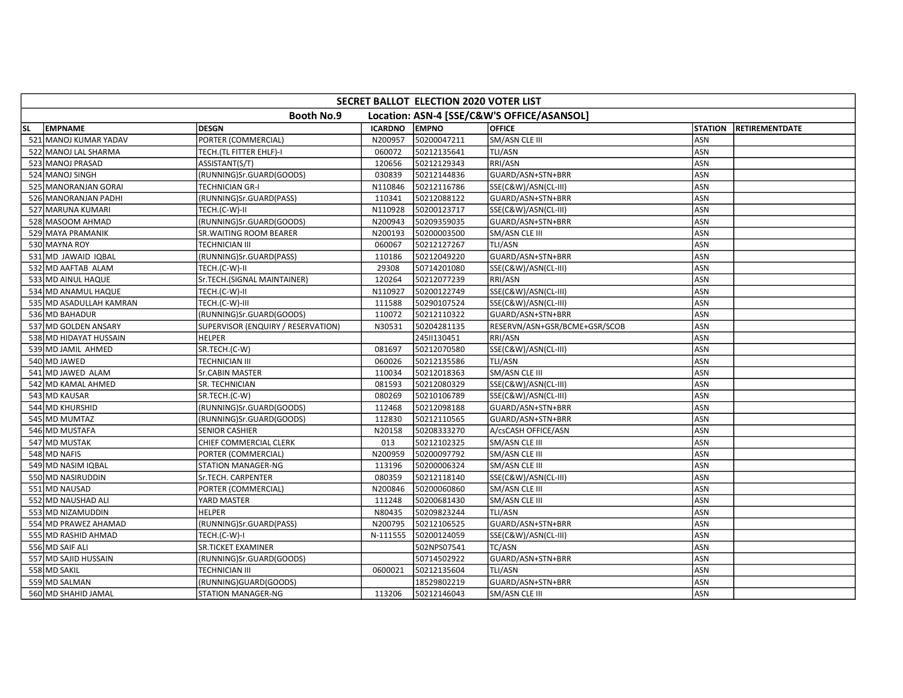| SECRET BALLOT ELECTION 2020 VOTER LIST | | | | | | | |
|---|---|---|---|---|---|---|---|
| Booth No.9 Location: ASN-4 [SSE/C&W'S OFFICE/ASANSOL] | | | | | | | |
| SL | EMPNAME | DESGN | ICARDNO | EMPNO | OFFICE | STATION | RETIREMENTDATE |
| 521 | MANOJ KUMAR YADAV | PORTER (COMMERCIAL) | N200957 | 50200047211 | SM/ASN CLE III | ASN | |
| 522 | MANOJ LAL SHARMA | TECH.(TL FITTER EHLF)-I | 060072 | 50212135641 | TLI/ASN | ASN | |
| 523 | MANOJ PRASAD | ASSISTANT(S/T) | 120656 | 50212129343 | RRI/ASN | ASN | |
| 524 | MANOJ SINGH | (RUNNING)Sr.GUARD(GOODS) | 030839 | 50212144836 | GUARD/ASN+STN+BRR | ASN | |
| 525 | MANORANJAN GORAI | TECHNICIAN GR-I | N110846 | 50212116786 | SSE(C&W)/ASN(CL-III) | ASN | |
| 526 | MANORANJAN PADHI | (RUNNING)Sr.GUARD(PASS) | 110341 | 50212088122 | GUARD/ASN+STN+BRR | ASN | |
| 527 | MARUNA KUMARI | TECH.(C-W)-II | N110928 | 50200123717 | SSE(C&W)/ASN(CL-III) | ASN | |
| 528 | MASOOM AHMAD | (RUNNING)Sr.GUARD(GOODS) | N200943 | 50209359035 | GUARD/ASN+STN+BRR | ASN | |
| 529 | MAYA PRAMANIK | SR.WAITING ROOM BEARER | N200193 | 50200003500 | SM/ASN CLE III | ASN | |
| 530 | MAYNA ROY | TECHNICIAN III | 060067 | 50212127267 | TLI/ASN | ASN | |
| 531 | MD JAWAID IQBAL | (RUNNING)Sr.GUARD(PASS) | 110186 | 50212049220 | GUARD/ASN+STN+BRR | ASN | |
| 532 | MD AAFTAB ALAM | TECH.(C-W)-II | 29308 | 50714201080 | SSE(C&W)/ASN(CL-III) | ASN | |
| 533 | MD AINUL HAQUE | Sr.TECH.(SIGNAL MAINTAINER) | 120264 | 50212077239 | RRI/ASN | ASN | |
| 534 | MD ANAMUL HAQUE | TECH.(C-W)-II | N110927 | 50200122749 | SSE(C&W)/ASN(CL-III) | ASN | |
| 535 | MD ASADULLAH KAMRAN | TECH.(C-W)-III | 111588 | 50290107524 | SSE(C&W)/ASN(CL-III) | ASN | |
| 536 | MD BAHADUR | (RUNNING)Sr.GUARD(GOODS) | 110072 | 50212110322 | GUARD/ASN+STN+BRR | ASN | |
| 537 | MD GOLDEN ANSARY | SUPERVISOR (ENQUIRY / RESERVATION) | N30531 | 50204281135 | RESERVN/ASN+GSR/BCME+GSR/SCOB | ASN | |
| 538 | MD HIDAYAT HUSSAIN | HELPER | | 245II130451 | RRI/ASN | ASN | |
| 539 | MD JAMIL AHMED | SR.TECH.(C-W) | 081697 | 50212070580 | SSE(C&W)/ASN(CL-III) | ASN | |
| 540 | MD JAWED | TECHNICIAN III | 060026 | 50212135586 | TLI/ASN | ASN | |
| 541 | MD JAWED ALAM | Sr.CABIN MASTER | 110034 | 50212018363 | SM/ASN CLE III | ASN | |
| 542 | MD KAMAL AHMED | SR. TECHNICIAN | 081593 | 50212080329 | SSE(C&W)/ASN(CL-III) | ASN | |
| 543 | MD KAUSAR | SR.TECH.(C-W) | 080269 | 50210106789 | SSE(C&W)/ASN(CL-III) | ASN | |
| 544 | MD KHURSHID | (RUNNING)Sr.GUARD(GOODS) | 112468 | 50212098188 | GUARD/ASN+STN+BRR | ASN | |
| 545 | MD MUMTAZ | (RUNNING)Sr.GUARD(GOODS) | 112830 | 50212110565 | GUARD/ASN+STN+BRR | ASN | |
| 546 | MD MUSTAFA | SENIOR CASHIER | N20158 | 50208333270 | A/csCASH OFFICE/ASN | ASN | |
| 547 | MD MUSTAK | CHIEF COMMERCIAL CLERK | 013 | 50212102325 | SM/ASN CLE III | ASN | |
| 548 | MD NAFIS | PORTER (COMMERCIAL) | N200959 | 50200097792 | SM/ASN CLE III | ASN | |
| 549 | MD NASIM IQBAL | STATION MANAGER-NG | 113196 | 50200006324 | SM/ASN CLE III | ASN | |
| 550 | MD NASIRUDDIN | Sr.TECH. CARPENTER | 080359 | 50212118140 | SSE(C&W)/ASN(CL-III) | ASN | |
| 551 | MD NAUSAD | PORTER (COMMERCIAL) | N200846 | 50200060860 | SM/ASN CLE III | ASN | |
| 552 | MD NAUSHAD ALI | YARD MASTER | 111248 | 50200681430 | SM/ASN CLE III | ASN | |
| 553 | MD NIZAMUDDIN | HELPER | N80435 | 50209823244 | TLI/ASN | ASN | |
| 554 | MD PRAWEZ AHAMAD | (RUNNING)Sr.GUARD(PASS) | N200795 | 50212106525 | GUARD/ASN+STN+BRR | ASN | |
| 555 | MD RASHID AHMAD | TECH.(C-W)-I | N-111555 | 50200124059 | SSE(C&W)/ASN(CL-III) | ASN | |
| 556 | MD SAIF ALI | SR.TICKET EXAMINER | | 502NPS07541 | TC/ASN | ASN | |
| 557 | MD SAJID HUSSAIN | (RUNNING)Sr.GUARD(GOODS) | | 50714502922 | GUARD/ASN+STN+BRR | ASN | |
| 558 | MD SAKIL | TECHNICIAN III | 0600021 | 50212135604 | TLI/ASN | ASN | |
| 559 | MD SALMAN | (RUNNING)GUARD(GOODS) | | 18529802219 | GUARD/ASN+STN+BRR | ASN | |
| 560 | MD SHAHID JAMAL | STATION MANAGER-NG | 113206 | 50212146043 | SM/ASN CLE III | ASN | |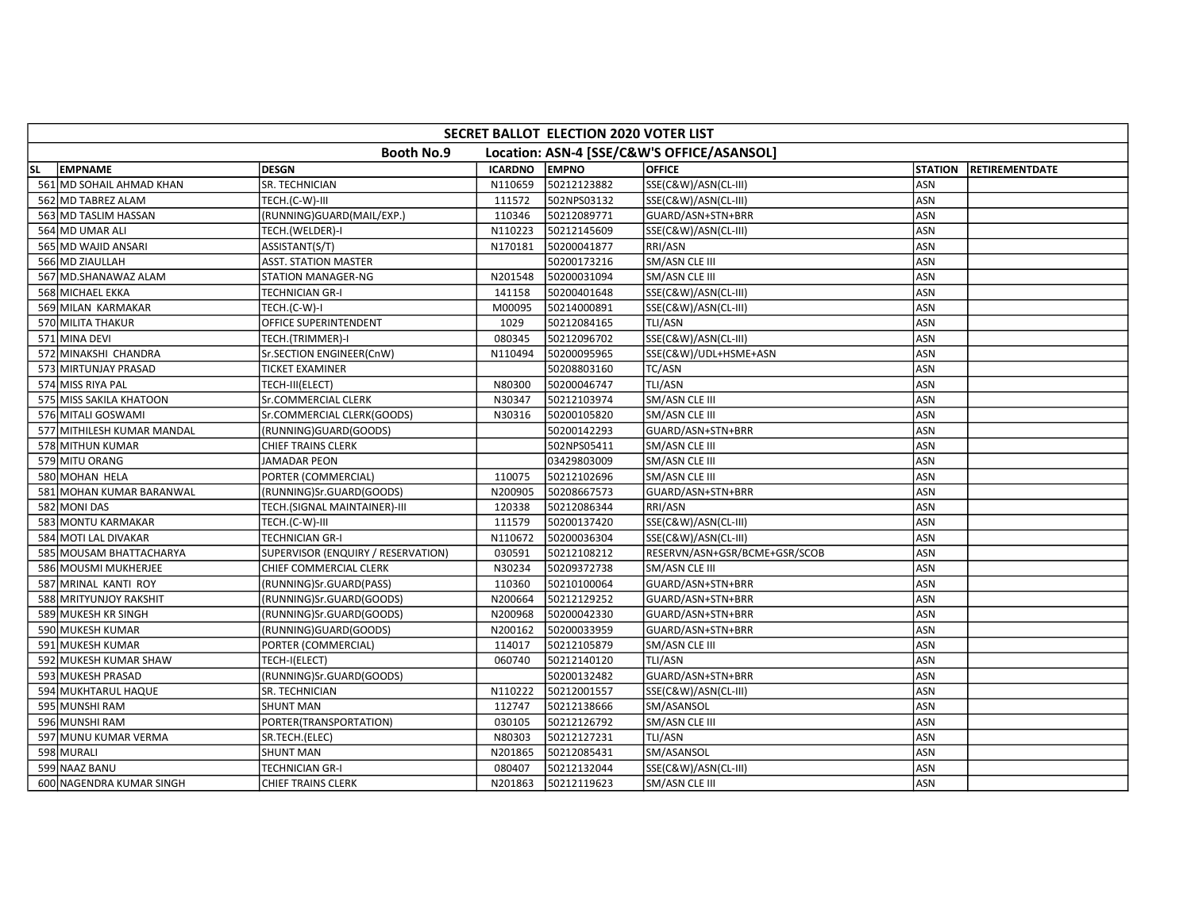| SECRET BALLOT ELECTION 2020 VOTER LIST | | | | | | | |
|---|---|---|---|---|---|---|---|
| Booth No.9 Location: ASN-4 [SSE/C&W'S OFFICE/ASANSOL] | | | | | | | |
| SL | EMPNAME | DESGN | ICARDNO | EMPNO | OFFICE | STATION | RETIREMENTDATE |
| 561 | MD SOHAIL AHMAD KHAN | SR. TECHNICIAN | N110659 | 50212123882 | SSE(C&W)/ASN(CL-III) | ASN | |
| 562 | MD TABREZ ALAM | TECH.(C-W)-III | 111572 | 502NPS03132 | SSE(C&W)/ASN(CL-III) | ASN | |
| 563 | MD TASLIM HASSAN | (RUNNING)GUARD(MAIL/EXP.) | 110346 | 50212089771 | GUARD/ASN+STN+BRR | ASN | |
| 564 | MD UMAR ALI | TECH.(WELDER)-I | N110223 | 50212145609 | SSE(C&W)/ASN(CL-III) | ASN | |
| 565 | MD WAJID ANSARI | ASSISTANT(S/T) | N170181 | 50200041877 | RRI/ASN | ASN | |
| 566 | MD ZIAULLAH | ASST. STATION MASTER | | 50200173216 | SM/ASN CLE III | ASN | |
| 567 | MD.SHANAWAZ ALAM | STATION MANAGER-NG | N201548 | 50200031094 | SM/ASN CLE III | ASN | |
| 568 | MICHAEL EKKA | TECHNICIAN GR-I | 141158 | 50200401648 | SSE(C&W)/ASN(CL-III) | ASN | |
| 569 | MILAN KARMAKAR | TECH.(C-W)-I | M00095 | 50214000891 | SSE(C&W)/ASN(CL-III) | ASN | |
| 570 | MILITA THAKUR | OFFICE SUPERINTENDENT | 1029 | 50212084165 | TLI/ASN | ASN | |
| 571 | MINA DEVI | TECH.(TRIMMER)-I | 080345 | 50212096702 | SSE(C&W)/ASN(CL-III) | ASN | |
| 572 | MINAKSHI CHANDRA | Sr.SECTION ENGINEER(CnW) | N110494 | 50200095965 | SSE(C&W)/UDL+HSME+ASN | ASN | |
| 573 | MIRTUNJAY PRASAD | TICKET EXAMINER | | 50208803160 | TC/ASN | ASN | |
| 574 | MISS RIYA PAL | TECH-III(ELECT) | N80300 | 50200046747 | TLI/ASN | ASN | |
| 575 | MISS SAKILA KHATOON | Sr.COMMERCIAL CLERK | N30347 | 50212103974 | SM/ASN CLE III | ASN | |
| 576 | MITALI GOSWAMI | Sr.COMMERCIAL CLERK(GOODS) | N30316 | 50200105820 | SM/ASN CLE III | ASN | |
| 577 | MITHILESH KUMAR MANDAL | (RUNNING)GUARD(GOODS) | | 50200142293 | GUARD/ASN+STN+BRR | ASN | |
| 578 | MITHUN KUMAR | CHIEF TRAINS CLERK | | 502NPS05411 | SM/ASN CLE III | ASN | |
| 579 | MITU ORANG | JAMADAR PEON | | 03429803009 | SM/ASN CLE III | ASN | |
| 580 | MOHAN HELA | PORTER (COMMERCIAL) | 110075 | 50212102696 | SM/ASN CLE III | ASN | |
| 581 | MOHAN KUMAR BARANWAL | (RUNNING)Sr.GUARD(GOODS) | N200905 | 50208667573 | GUARD/ASN+STN+BRR | ASN | |
| 582 | MONI DAS | TECH.(SIGNAL MAINTAINER)-III | 120338 | 50212086344 | RRI/ASN | ASN | |
| 583 | MONTU KARMAKAR | TECH.(C-W)-III | 111579 | 50200137420 | SSE(C&W)/ASN(CL-III) | ASN | |
| 584 | MOTI LAL DIVAKAR | TECHNICIAN GR-I | N110672 | 50200036304 | SSE(C&W)/ASN(CL-III) | ASN | |
| 585 | MOUSAM BHATTACHARYA | SUPERVISOR (ENQUIRY / RESERVATION) | 030591 | 50212108212 | RESERVN/ASN+GSR/BCME+GSR/SCOB | ASN | |
| 586 | MOUSMI MUKHERJEE | CHIEF COMMERCIAL CLERK | N30234 | 50209372738 | SM/ASN CLE III | ASN | |
| 587 | MRINAL KANTI ROY | (RUNNING)Sr.GUARD(PASS) | 110360 | 50210100064 | GUARD/ASN+STN+BRR | ASN | |
| 588 | MRITYUNJOY RAKSHIT | (RUNNING)Sr.GUARD(GOODS) | N200664 | 50212129252 | GUARD/ASN+STN+BRR | ASN | |
| 589 | MUKESH KR SINGH | (RUNNING)Sr.GUARD(GOODS) | N200968 | 50200042330 | GUARD/ASN+STN+BRR | ASN | |
| 590 | MUKESH KUMAR | (RUNNING)GUARD(GOODS) | N200162 | 50200033959 | GUARD/ASN+STN+BRR | ASN | |
| 591 | MUKESH KUMAR | PORTER (COMMERCIAL) | 114017 | 50212105879 | SM/ASN CLE III | ASN | |
| 592 | MUKESH KUMAR SHAW | TECH-I(ELECT) | 060740 | 50212140120 | TLI/ASN | ASN | |
| 593 | MUKESH PRASAD | (RUNNING)Sr.GUARD(GOODS) | | 50200132482 | GUARD/ASN+STN+BRR | ASN | |
| 594 | MUKHTARUL HAQUE | SR. TECHNICIAN | N110222 | 50212001557 | SSE(C&W)/ASN(CL-III) | ASN | |
| 595 | MUNSHI RAM | SHUNT MAN | 112747 | 50212138666 | SM/ASANSOL | ASN | |
| 596 | MUNSHI RAM | PORTER(TRANSPORTATION) | 030105 | 50212126792 | SM/ASN CLE III | ASN | |
| 597 | MUNU KUMAR VERMA | SR.TECH.(ELEC) | N80303 | 50212127231 | TLI/ASN | ASN | |
| 598 | MURALI | SHUNT MAN | N201865 | 50212085431 | SM/ASANSOL | ASN | |
| 599 | NAAZ BANU | TECHNICIAN GR-I | 080407 | 50212132044 | SSE(C&W)/ASN(CL-III) | ASN | |
| 600 | NAGENDRA KUMAR SINGH | CHIEF TRAINS CLERK | N201863 | 50212119623 | SM/ASN CLE III | ASN | |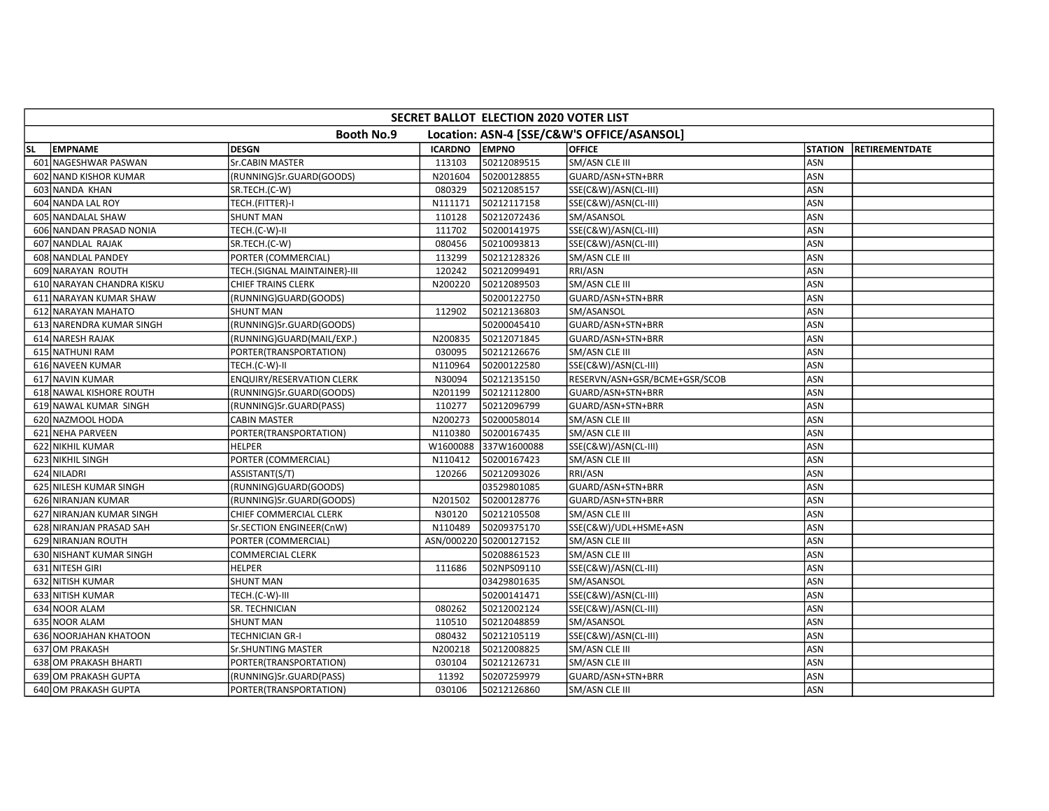| SECRET BALLOT ELECTION 2020 VOTER LIST | | | | | | | |
|---|---|---|---|---|---|---|---|
| Booth No.9 Location: ASN-4 [SSE/C&W'S OFFICE/ASANSOL] | | | | | | | |
| SL | EMPNAME | DESGN | ICARDNO | EMPNO | OFFICE | STATION | RETIREMENTDATE |
| 601 | NAGESHWAR PASWAN | Sr.CABIN MASTER | 113103 | 50212089515 | SM/ASN CLE III | ASN | |
| 602 | NAND KISHOR KUMAR | (RUNNING)Sr.GUARD(GOODS) | N201604 | 50200128855 | GUARD/ASN+STN+BRR | ASN | |
| 603 | NANDA KHAN | SR.TECH.(C-W) | 080329 | 50212085157 | SSE(C&W)/ASN(CL-III) | ASN | |
| 604 | NANDA LAL ROY | TECH.(FITTER)-I | N111171 | 50212117158 | SSE(C&W)/ASN(CL-III) | ASN | |
| 605 | NANDALAL SHAW | SHUNT MAN | 110128 | 50212072436 | SM/ASANSOL | ASN | |
| 606 | NANDAN PRASAD NONIA | TECH.(C-W)-II | 111702 | 50200141975 | SSE(C&W)/ASN(CL-III) | ASN | |
| 607 | NANDLAL RAJAK | SR.TECH.(C-W) | 080456 | 50210093813 | SSE(C&W)/ASN(CL-III) | ASN | |
| 608 | NANDLAL PANDEY | PORTER (COMMERCIAL) | 113299 | 50212128326 | SM/ASN CLE III | ASN | |
| 609 | NARAYAN ROUTH | TECH.(SIGNAL MAINTAINER)-III | 120242 | 50212099491 | RRI/ASN | ASN | |
| 610 | NARAYAN CHANDRA KISKU | CHIEF TRAINS CLERK | N200220 | 50212089503 | SM/ASN CLE III | ASN | |
| 611 | NARAYAN KUMAR SHAW | (RUNNING)GUARD(GOODS) | | 50200122750 | GUARD/ASN+STN+BRR | ASN | |
| 612 | NARAYAN MAHATO | SHUNT MAN | 112902 | 50212136803 | SM/ASANSOL | ASN | |
| 613 | NARENDRA KUMAR SINGH | (RUNNING)Sr.GUARD(GOODS) | | 50200045410 | GUARD/ASN+STN+BRR | ASN | |
| 614 | NARESH RAJAK | (RUNNING)GUARD(MAIL/EXP.) | N200835 | 50212071845 | GUARD/ASN+STN+BRR | ASN | |
| 615 | NATHUNI RAM | PORTER(TRANSPORTATION) | 030095 | 50212126676 | SM/ASN CLE III | ASN | |
| 616 | NAVEEN KUMAR | TECH.(C-W)-II | N110964 | 50200122580 | SSE(C&W)/ASN(CL-III) | ASN | |
| 617 | NAVIN KUMAR | ENQUIRY/RESERVATION CLERK | N30094 | 50212135150 | RESERVN/ASN+GSR/BCME+GSR/SCOB | ASN | |
| 618 | NAWAL KISHORE ROUTH | (RUNNING)Sr.GUARD(GOODS) | N201199 | 50212112800 | GUARD/ASN+STN+BRR | ASN | |
| 619 | NAWAL KUMAR SINGH | (RUNNING)Sr.GUARD(PASS) | 110277 | 50212096799 | GUARD/ASN+STN+BRR | ASN | |
| 620 | NAZMOOL HODA | CABIN MASTER | N200273 | 50200058014 | SM/ASN CLE III | ASN | |
| 621 | NEHA PARVEEN | PORTER(TRANSPORTATION) | N110380 | 50200167435 | SM/ASN CLE III | ASN | |
| 622 | NIKHIL KUMAR | HELPER | W1600088 | 337W1600088 | SSE(C&W)/ASN(CL-III) | ASN | |
| 623 | NIKHIL SINGH | PORTER (COMMERCIAL) | N110412 | 50200167423 | SM/ASN CLE III | ASN | |
| 624 | NILADRI | ASSISTANT(S/T) | 120266 | 50212093026 | RRI/ASN | ASN | |
| 625 | NILESH KUMAR SINGH | (RUNNING)GUARD(GOODS) | | 03529801085 | GUARD/ASN+STN+BRR | ASN | |
| 626 | NIRANJAN KUMAR | (RUNNING)Sr.GUARD(GOODS) | N201502 | 50200128776 | GUARD/ASN+STN+BRR | ASN | |
| 627 | NIRANJAN KUMAR SINGH | CHIEF COMMERCIAL CLERK | N30120 | 50212105508 | SM/ASN CLE III | ASN | |
| 628 | NIRANJAN PRASAD SAH | Sr.SECTION ENGINEER(CnW) | N110489 | 50209375170 | SSE(C&W)/UDL+HSME+ASN | ASN | |
| 629 | NIRANJAN ROUTH | PORTER (COMMERCIAL) | ASN/000220 | 50200127152 | SM/ASN CLE III | ASN | |
| 630 | NISHANT KUMAR SINGH | COMMERCIAL CLERK | | 50208861523 | SM/ASN CLE III | ASN | |
| 631 | NITESH GIRI | HELPER | 111686 | 502NPS09110 | SSE(C&W)/ASN(CL-III) | ASN | |
| 632 | NITISH KUMAR | SHUNT MAN | | 03429801635 | SM/ASANSOL | ASN | |
| 633 | NITISH KUMAR | TECH.(C-W)-III | | 50200141471 | SSE(C&W)/ASN(CL-III) | ASN | |
| 634 | NOOR ALAM | SR. TECHNICIAN | 080262 | 50212002124 | SSE(C&W)/ASN(CL-III) | ASN | |
| 635 | NOOR ALAM | SHUNT MAN | 110510 | 50212048859 | SM/ASANSOL | ASN | |
| 636 | NOORJAHAN KHATOON | TECHNICIAN GR-I | 080432 | 50212105119 | SSE(C&W)/ASN(CL-III) | ASN | |
| 637 | OM PRAKASH | Sr.SHUNTING MASTER | N200218 | 50212008825 | SM/ASN CLE III | ASN | |
| 638 | OM PRAKASH BHARTI | PORTER(TRANSPORTATION) | 030104 | 50212126731 | SM/ASN CLE III | ASN | |
| 639 | OM PRAKASH GUPTA | (RUNNING)Sr.GUARD(PASS) | 11392 | 50207259979 | GUARD/ASN+STN+BRR | ASN | |
| 640 | OM PRAKASH GUPTA | PORTER(TRANSPORTATION) | 030106 | 50212126860 | SM/ASN CLE III | ASN | |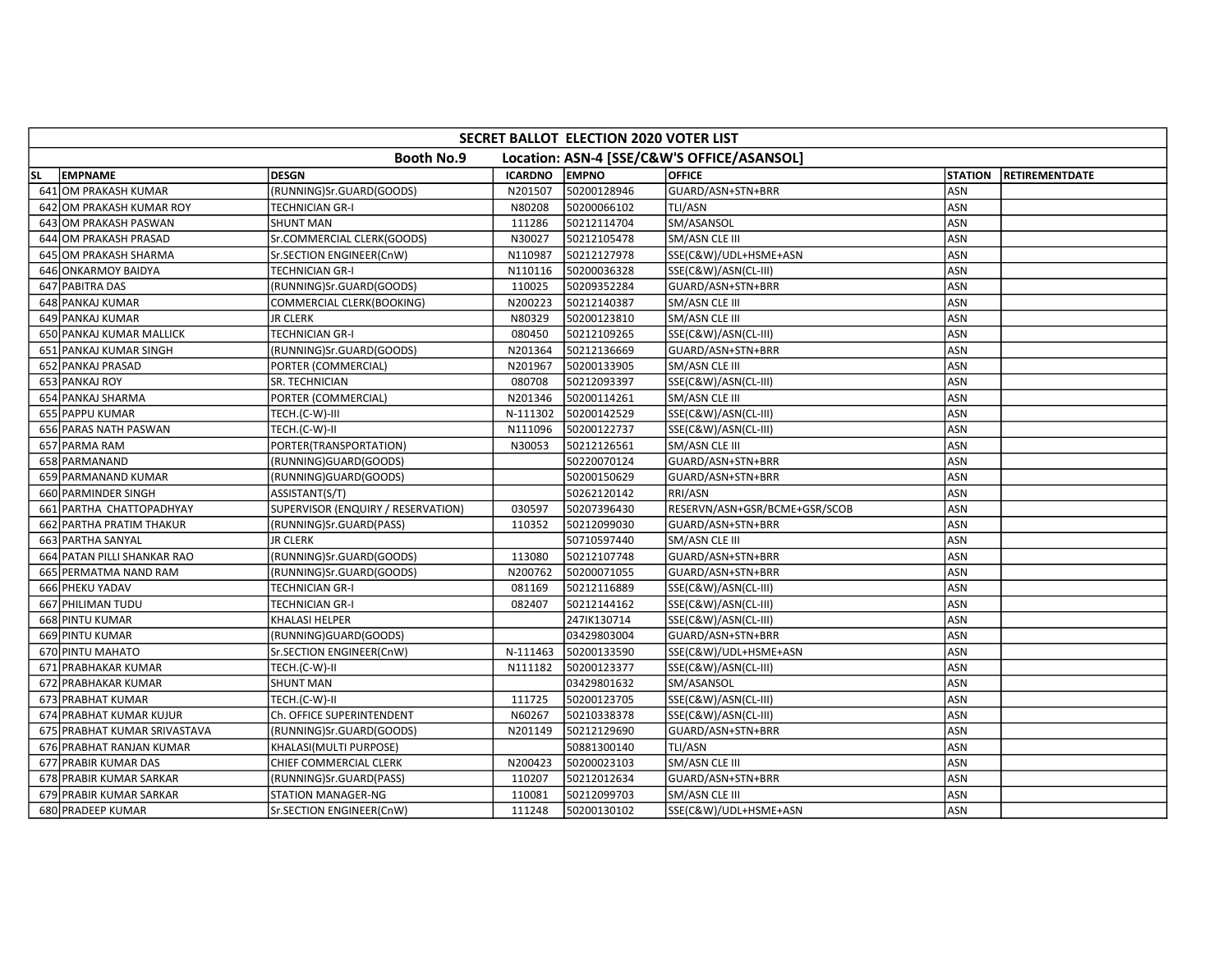| SECRET BALLOT ELECTION 2020 VOTER LIST | | | | | | | |
|---|---|---|---|---|---|---|---|
| Booth No.9 Location: ASN-4 [SSE/C&W'S OFFICE/ASANSOL] | | | | | | | |
| SL | EMPNAME | DESGN | ICARDNO | EMPNO | OFFICE | STATION | RETIREMENTDATE |
| 641 | OM PRAKASH KUMAR | (RUNNING)Sr.GUARD(GOODS) | N201507 | 50200128946 | GUARD/ASN+STN+BRR | ASN | |
| 642 | OM PRAKASH KUMAR ROY | TECHNICIAN GR-I | N80208 | 50200066102 | TLI/ASN | ASN | |
| 643 | OM PRAKASH PASWAN | SHUNT MAN | 111286 | 50212114704 | SM/ASANSOL | ASN | |
| 644 | OM PRAKASH PRASAD | Sr.COMMERCIAL CLERK(GOODS) | N30027 | 50212105478 | SM/ASN CLE III | ASN | |
| 645 | OM PRAKASH SHARMA | Sr.SECTION ENGINEER(CnW) | N110987 | 50212127978 | SSE(C&W)/UDL+HSME+ASN | ASN | |
| 646 | ONKARMOY BAIDYA | TECHNICIAN GR-I | N110116 | 50200036328 | SSE(C&W)/ASN(CL-III) | ASN | |
| 647 | PABITRA DAS | (RUNNING)Sr.GUARD(GOODS) | 110025 | 50209352284 | GUARD/ASN+STN+BRR | ASN | |
| 648 | PANKAJ KUMAR | COMMERCIAL CLERK(BOOKING) | N200223 | 50212140387 | SM/ASN CLE III | ASN | |
| 649 | PANKAJ KUMAR | JR CLERK | N80329 | 50200123810 | SM/ASN CLE III | ASN | |
| 650 | PANKAJ KUMAR MALLICK | TECHNICIAN GR-I | 080450 | 50212109265 | SSE(C&W)/ASN(CL-III) | ASN | |
| 651 | PANKAJ KUMAR SINGH | (RUNNING)Sr.GUARD(GOODS) | N201364 | 50212136669 | GUARD/ASN+STN+BRR | ASN | |
| 652 | PANKAJ PRASAD | PORTER (COMMERCIAL) | N201967 | 50200133905 | SM/ASN CLE III | ASN | |
| 653 | PANKAJ ROY | SR. TECHNICIAN | 080708 | 50212093397 | SSE(C&W)/ASN(CL-III) | ASN | |
| 654 | PANKAJ SHARMA | PORTER (COMMERCIAL) | N201346 | 50200114261 | SM/ASN CLE III | ASN | |
| 655 | PAPPU KUMAR | TECH.(C-W)-III | N-111302 | 50200142529 | SSE(C&W)/ASN(CL-III) | ASN | |
| 656 | PARAS NATH PASWAN | TECH.(C-W)-II | N111096 | 50200122737 | SSE(C&W)/ASN(CL-III) | ASN | |
| 657 | PARMA RAM | PORTER(TRANSPORTATION) | N30053 | 50212126561 | SM/ASN CLE III | ASN | |
| 658 | PARMANAND | (RUNNING)GUARD(GOODS) | | 50220070124 | GUARD/ASN+STN+BRR | ASN | |
| 659 | PARMANAND KUMAR | (RUNNING)GUARD(GOODS) | | 50200150629 | GUARD/ASN+STN+BRR | ASN | |
| 660 | PARMINDER SINGH | ASSISTANT(S/T) | | 50262120142 | RRI/ASN | ASN | |
| 661 | PARTHA CHATTOPADHYAY | SUPERVISOR (ENQUIRY / RESERVATION) | 030597 | 50207396430 | RESERVN/ASN+GSR/BCME+GSR/SCOB | ASN | |
| 662 | PARTHA PRATIM THAKUR | (RUNNING)Sr.GUARD(PASS) | 110352 | 50212099030 | GUARD/ASN+STN+BRR | ASN | |
| 663 | PARTHA SANYAL | JR CLERK | | 50710597440 | SM/ASN CLE III | ASN | |
| 664 | PATAN PILLI SHANKAR RAO | (RUNNING)Sr.GUARD(GOODS) | 113080 | 50212107748 | GUARD/ASN+STN+BRR | ASN | |
| 665 | PERMATMA NAND RAM | (RUNNING)Sr.GUARD(GOODS) | N200762 | 50200071055 | GUARD/ASN+STN+BRR | ASN | |
| 666 | PHEKU YADAV | TECHNICIAN GR-I | 081169 | 50212116889 | SSE(C&W)/ASN(CL-III) | ASN | |
| 667 | PHILIMAN TUDU | TECHNICIAN GR-I | 082407 | 50212144162 | SSE(C&W)/ASN(CL-III) | ASN | |
| 668 | PINTU KUMAR | KHALASI HELPER | | 247IK130714 | SSE(C&W)/ASN(CL-III) | ASN | |
| 669 | PINTU KUMAR | (RUNNING)GUARD(GOODS) | | 03429803004 | GUARD/ASN+STN+BRR | ASN | |
| 670 | PINTU MAHATO | Sr.SECTION ENGINEER(CnW) | N-111463 | 50200133590 | SSE(C&W)/UDL+HSME+ASN | ASN | |
| 671 | PRABHAKAR KUMAR | TECH.(C-W)-II | N111182 | 50200123377 | SSE(C&W)/ASN(CL-III) | ASN | |
| 672 | PRABHAKAR KUMAR | SHUNT MAN | | 03429801632 | SM/ASANSOL | ASN | |
| 673 | PRABHAT KUMAR | TECH.(C-W)-II | 111725 | 50200123705 | SSE(C&W)/ASN(CL-III) | ASN | |
| 674 | PRABHAT KUMAR KUJUR | Ch. OFFICE SUPERINTENDENT | N60267 | 50210338378 | SSE(C&W)/ASN(CL-III) | ASN | |
| 675 | PRABHAT KUMAR SRIVASTAVA | (RUNNING)Sr.GUARD(GOODS) | N201149 | 50212129690 | GUARD/ASN+STN+BRR | ASN | |
| 676 | PRABHAT RANJAN KUMAR | KHALASI(MULTI PURPOSE) | | 50881300140 | TLI/ASN | ASN | |
| 677 | PRABIR KUMAR DAS | CHIEF COMMERCIAL CLERK | N200423 | 50200023103 | SM/ASN CLE III | ASN | |
| 678 | PRABIR KUMAR SARKAR | (RUNNING)Sr.GUARD(PASS) | 110207 | 50212012634 | GUARD/ASN+STN+BRR | ASN | |
| 679 | PRABIR KUMAR SARKAR | STATION MANAGER-NG | 110081 | 50212099703 | SM/ASN CLE III | ASN | |
| 680 | PRADEEP KUMAR | Sr.SECTION ENGINEER(CnW) | 111248 | 50200130102 | SSE(C&W)/UDL+HSME+ASN | ASN | |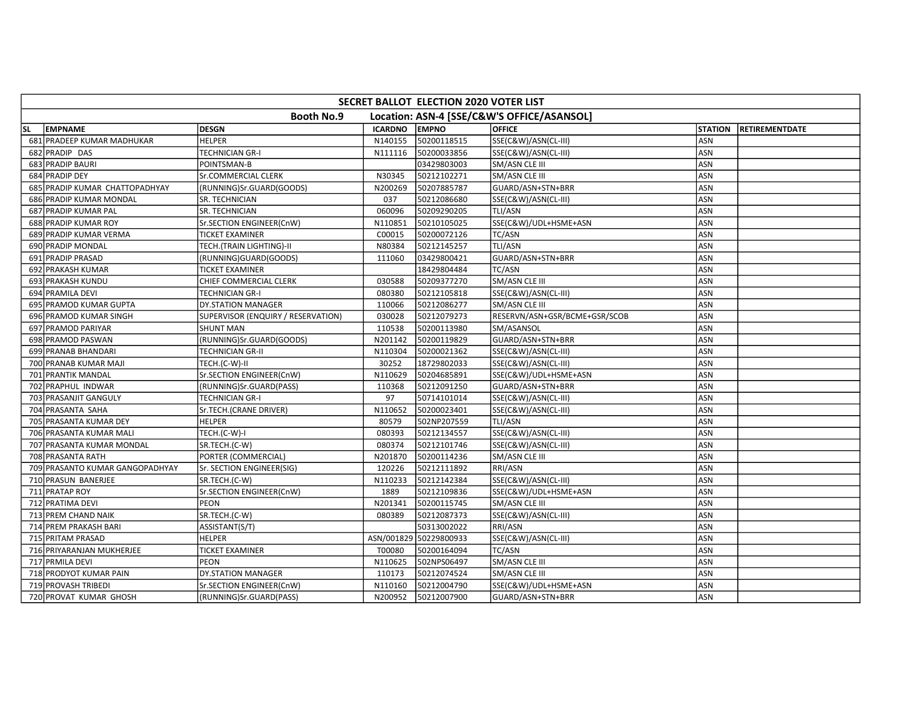| SECRET BALLOT ELECTION 2020 VOTER LIST | | | | | | | |
|---|---|---|---|---|---|---|---|
| Booth No.9 Location: ASN-4 [SSE/C&W'S OFFICE/ASANSOL] | | | | | | | |
| SL | EMPNAME | DESGN | ICARDNO | EMPNO | OFFICE | STATION | RETIREMENTDATE |
| 681 | PRADEEP KUMAR MADHUKAR | HELPER | N140155 | 50200118515 | SSE(C&W)/ASN(CL-III) | ASN | |
| 682 | PRADIP DAS | TECHNICIAN GR-I | N111116 | 50200033856 | SSE(C&W)/ASN(CL-III) | ASN | |
| 683 | PRADIP BAURI | POINTSMAN-B | | 03429803003 | SM/ASN CLE III | ASN | |
| 684 | PRADIP DEY | Sr.COMMERCIAL CLERK | N30345 | 50212102271 | SM/ASN CLE III | ASN | |
| 685 | PRADIP KUMAR CHATTOPADHYAY | (RUNNING)Sr.GUARD(GOODS) | N200269 | 50207885787 | GUARD/ASN+STN+BRR | ASN | |
| 686 | PRADIP KUMAR MONDAL | SR. TECHNICIAN | 037 | 50212086680 | SSE(C&W)/ASN(CL-III) | ASN | |
| 687 | PRADIP KUMAR PAL | SR. TECHNICIAN | 060096 | 50209290205 | TLI/ASN | ASN | |
| 688 | PRADIP KUMAR ROY | Sr.SECTION ENGINEER(CnW) | N110851 | 50210105025 | SSE(C&W)/UDL+HSME+ASN | ASN | |
| 689 | PRADIP KUMAR VERMA | TICKET EXAMINER | C00015 | 50200072126 | TC/ASN | ASN | |
| 690 | PRADIP MONDAL | TECH.(TRAIN LIGHTING)-II | N80384 | 50212145257 | TLI/ASN | ASN | |
| 691 | PRADIP PRASAD | (RUNNING)GUARD(GOODS) | 111060 | 03429800421 | GUARD/ASN+STN+BRR | ASN | |
| 692 | PRAKASH KUMAR | TICKET EXAMINER | | 18429804484 | TC/ASN | ASN | |
| 693 | PRAKASH KUNDU | CHIEF COMMERCIAL CLERK | 030588 | 50209377270 | SM/ASN CLE III | ASN | |
| 694 | PRAMILA DEVI | TECHNICIAN GR-I | 080380 | 50212105818 | SSE(C&W)/ASN(CL-III) | ASN | |
| 695 | PRAMOD KUMAR GUPTA | DY.STATION MANAGER | 110066 | 50212086277 | SM/ASN CLE III | ASN | |
| 696 | PRAMOD KUMAR SINGH | SUPERVISOR (ENQUIRY / RESERVATION) | 030028 | 50212079273 | RESERVN/ASN+GSR/BCME+GSR/SCOB | ASN | |
| 697 | PRAMOD PARIYAR | SHUNT MAN | 110538 | 50200113980 | SM/ASANSOL | ASN | |
| 698 | PRAMOD PASWAN | (RUNNING)Sr.GUARD(GOODS) | N201142 | 50200119829 | GUARD/ASN+STN+BRR | ASN | |
| 699 | PRANAB BHANDARI | TECHNICIAN GR-II | N110304 | 50200021362 | SSE(C&W)/ASN(CL-III) | ASN | |
| 700 | PRANAB KUMAR MAJI | TECH.(C-W)-II | 30252 | 18729802033 | SSE(C&W)/ASN(CL-III) | ASN | |
| 701 | PRANTIK MANDAL | Sr.SECTION ENGINEER(CnW) | N110629 | 50204685891 | SSE(C&W)/UDL+HSME+ASN | ASN | |
| 702 | PRAPHUL INDWAR | (RUNNING)Sr.GUARD(PASS) | 110368 | 50212091250 | GUARD/ASN+STN+BRR | ASN | |
| 703 | PRASANJIT GANGULY | TECHNICIAN GR-I | 97 | 50714101014 | SSE(C&W)/ASN(CL-III) | ASN | |
| 704 | PRASANTA SAHA | Sr.TECH.(CRANE DRIVER) | N110652 | 50200023401 | SSE(C&W)/ASN(CL-III) | ASN | |
| 705 | PRASANTA KUMAR DEY | HELPER | 80579 | 502NP207559 | TLI/ASN | ASN | |
| 706 | PRASANTA KUMAR MALI | TECH.(C-W)-I | 080393 | 50212134557 | SSE(C&W)/ASN(CL-III) | ASN | |
| 707 | PRASANTA KUMAR MONDAL | SR.TECH.(C-W) | 080374 | 50212101746 | SSE(C&W)/ASN(CL-III) | ASN | |
| 708 | PRASANTA RATH | PORTER (COMMERCIAL) | N201870 | 50200114236 | SM/ASN CLE III | ASN | |
| 709 | PRASANTO KUMAR GANGOPADHYAY | Sr. SECTION ENGINEER(SIG) | 120226 | 50212111892 | RRI/ASN | ASN | |
| 710 | PRASUN BANERJEE | SR.TECH.(C-W) | N110233 | 50212142384 | SSE(C&W)/ASN(CL-III) | ASN | |
| 711 | PRATAP ROY | Sr.SECTION ENGINEER(CnW) | 1889 | 50212109836 | SSE(C&W)/UDL+HSME+ASN | ASN | |
| 712 | PRATIMA DEVI | PEON | N201341 | 50200115745 | SM/ASN CLE III | ASN | |
| 713 | PREM CHAND NAIK | SR.TECH.(C-W) | 080389 | 50212087373 | SSE(C&W)/ASN(CL-III) | ASN | |
| 714 | PREM PRAKASH BARI | ASSISTANT(S/T) | | 50313002022 | RRI/ASN | ASN | |
| 715 | PRITAM PRASAD | HELPER | ASN/001829 | 50229800933 | SSE(C&W)/ASN(CL-III) | ASN | |
| 716 | PRIYARANJAN MUKHERJEE | TICKET EXAMINER | T00080 | 50200164094 | TC/ASN | ASN | |
| 717 | PRMILA DEVI | PEON | N110625 | 502NPS06497 | SM/ASN CLE III | ASN | |
| 718 | PRODYOT KUMAR PAIN | DY.STATION MANAGER | 110173 | 50212074524 | SM/ASN CLE III | ASN | |
| 719 | PROVASH TRIBEDI | Sr.SECTION ENGINEER(CnW) | N110160 | 50212004790 | SSE(C&W)/UDL+HSME+ASN | ASN | |
| 720 | PROVAT KUMAR GHOSH | (RUNNING)Sr.GUARD(PASS) | N200952 | 50212007900 | GUARD/ASN+STN+BRR | ASN | |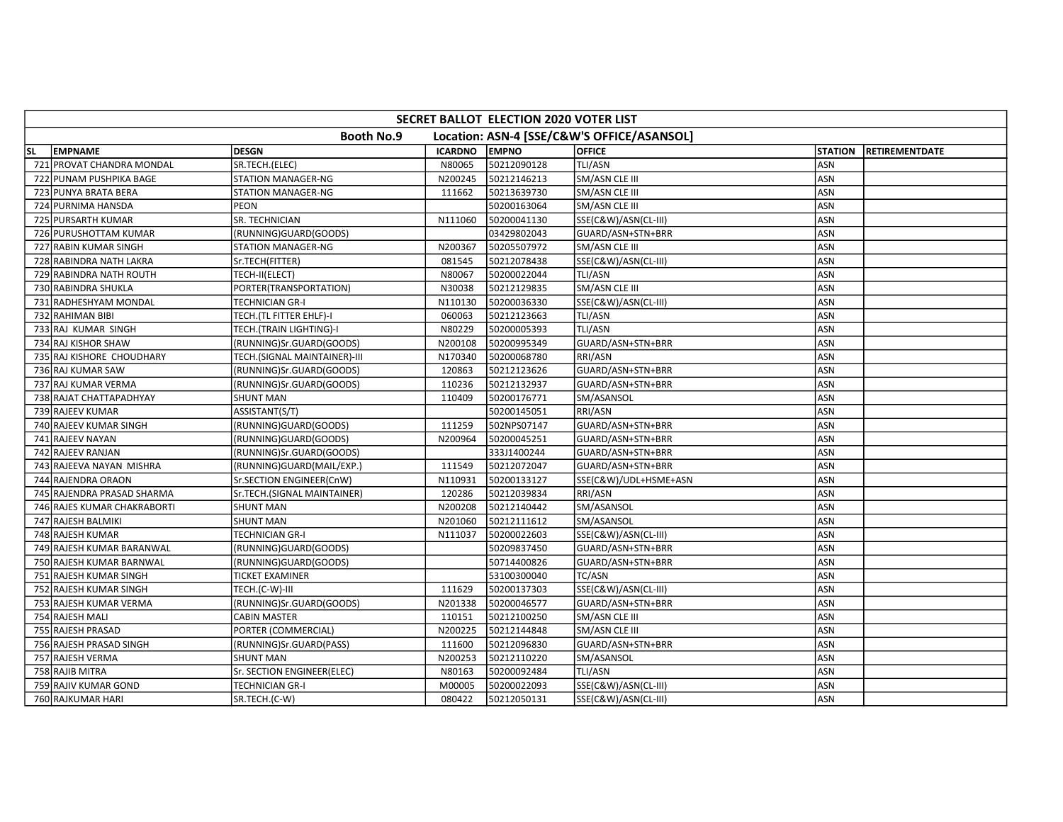| SECRET BALLOT ELECTION 2020 VOTER LIST | | | | | | | |
|---|---|---|---|---|---|---|---|
| Booth No.9 Location: ASN-4 [SSE/C&W'S OFFICE/ASANSOL] | | | | | | | |
| SL | EMPNAME | DESGN | ICARDNO | EMPNO | OFFICE | STATION | RETIREMENTDATE |
| 721 | PROVAT CHANDRA MONDAL | SR.TECH.(ELEC) | N80065 | 50212090128 | TLI/ASN | ASN | |
| 722 | PUNAM PUSHPIKA BAGE | STATION MANAGER-NG | N200245 | 50212146213 | SM/ASN CLE III | ASN | |
| 723 | PUNYA BRATA BERA | STATION MANAGER-NG | 111662 | 50213639730 | SM/ASN CLE III | ASN | |
| 724 | PURNIMA HANSDA | PEON | | 50200163064 | SM/ASN CLE III | ASN | |
| 725 | PURSARTH KUMAR | SR. TECHNICIAN | N111060 | 50200041130 | SSE(C&W)/ASN(CL-III) | ASN | |
| 726 | PURUSHOTTAM KUMAR | (RUNNING)GUARD(GOODS) | | 03429802043 | GUARD/ASN+STN+BRR | ASN | |
| 727 | RABIN KUMAR SINGH | STATION MANAGER-NG | N200367 | 50205507972 | SM/ASN CLE III | ASN | |
| 728 | RABINDRA NATH LAKRA | Sr.TECH(FITTER) | 081545 | 50212078438 | SSE(C&W)/ASN(CL-III) | ASN | |
| 729 | RABINDRA NATH ROUTH | TECH-II(ELECT) | N80067 | 50200022044 | TLI/ASN | ASN | |
| 730 | RABINDRA SHUKLA | PORTER(TRANSPORTATION) | N30038 | 50212129835 | SM/ASN CLE III | ASN | |
| 731 | RADHESHYAM MONDAL | TECHNICIAN GR-I | N110130 | 50200036330 | SSE(C&W)/ASN(CL-III) | ASN | |
| 732 | RAHIMAN BIBI | TECH.(TL FITTER EHLF)-I | 060063 | 50212123663 | TLI/ASN | ASN | |
| 733 | RAJ KUMAR SINGH | TECH.(TRAIN LIGHTING)-I | N80229 | 50200005393 | TLI/ASN | ASN | |
| 734 | RAJ KISHOR SHAW | (RUNNING)Sr.GUARD(GOODS) | N200108 | 50200995349 | GUARD/ASN+STN+BRR | ASN | |
| 735 | RAJ KISHORE CHOUDHARY | TECH.(SIGNAL MAINTAINER)-III | N170340 | 50200068780 | RRI/ASN | ASN | |
| 736 | RAJ KUMAR SAW | (RUNNING)Sr.GUARD(GOODS) | 120863 | 50212123626 | GUARD/ASN+STN+BRR | ASN | |
| 737 | RAJ KUMAR VERMA | (RUNNING)Sr.GUARD(GOODS) | 110236 | 50212132937 | GUARD/ASN+STN+BRR | ASN | |
| 738 | RAJAT CHATTAPADHYAY | SHUNT MAN | 110409 | 50200176771 | SM/ASANSOL | ASN | |
| 739 | RAJEEV KUMAR | ASSISTANT(S/T) | | 50200145051 | RRI/ASN | ASN | |
| 740 | RAJEEV KUMAR SINGH | (RUNNING)GUARD(GOODS) | 111259 | 502NPS07147 | GUARD/ASN+STN+BRR | ASN | |
| 741 | RAJEEV NAYAN | (RUNNING)GUARD(GOODS) | N200964 | 50200045251 | GUARD/ASN+STN+BRR | ASN | |
| 742 | RAJEEV RANJAN | (RUNNING)Sr.GUARD(GOODS) | | 333J1400244 | GUARD/ASN+STN+BRR | ASN | |
| 743 | RAJEEVA NAYAN MISHRA | (RUNNING)GUARD(MAIL/EXP.) | 111549 | 50212072047 | GUARD/ASN+STN+BRR | ASN | |
| 744 | RAJENDRA ORAON | Sr.SECTION ENGINEER(CnW) | N110931 | 50200133127 | SSE(C&W)/UDL+HSME+ASN | ASN | |
| 745 | RAJENDRA PRASAD SHARMA | Sr.TECH.(SIGNAL MAINTAINER) | 120286 | 50212039834 | RRI/ASN | ASN | |
| 746 | RAJES KUMAR CHAKRABORTI | SHUNT MAN | N200208 | 50212140442 | SM/ASANSOL | ASN | |
| 747 | RAJESH BALMIKI | SHUNT MAN | N201060 | 50212111612 | SM/ASANSOL | ASN | |
| 748 | RAJESH KUMAR | TECHNICIAN GR-I | N111037 | 50200022603 | SSE(C&W)/ASN(CL-III) | ASN | |
| 749 | RAJESH KUMAR BARANWAL | (RUNNING)GUARD(GOODS) | | 50209837450 | GUARD/ASN+STN+BRR | ASN | |
| 750 | RAJESH KUMAR BARNWAL | (RUNNING)GUARD(GOODS) | | 50714400826 | GUARD/ASN+STN+BRR | ASN | |
| 751 | RAJESH KUMAR SINGH | TICKET EXAMINER | | 53100300040 | TC/ASN | ASN | |
| 752 | RAJESH KUMAR SINGH | TECH.(C-W)-III | 111629 | 50200137303 | SSE(C&W)/ASN(CL-III) | ASN | |
| 753 | RAJESH KUMAR VERMA | (RUNNING)Sr.GUARD(GOODS) | N201338 | 50200046577 | GUARD/ASN+STN+BRR | ASN | |
| 754 | RAJESH MALI | CABIN MASTER | 110151 | 50212100250 | SM/ASN CLE III | ASN | |
| 755 | RAJESH PRASAD | PORTER (COMMERCIAL) | N200225 | 50212144848 | SM/ASN CLE III | ASN | |
| 756 | RAJESH PRASAD SINGH | (RUNNING)Sr.GUARD(PASS) | 111600 | 50212096830 | GUARD/ASN+STN+BRR | ASN | |
| 757 | RAJESH VERMA | SHUNT MAN | N200253 | 50212110220 | SM/ASANSOL | ASN | |
| 758 | RAJIB MITRA | Sr. SECTION ENGINEER(ELEC) | N80163 | 50200092484 | TLI/ASN | ASN | |
| 759 | RAJIV KUMAR GOND | TECHNICIAN GR-I | M00005 | 50200022093 | SSE(C&W)/ASN(CL-III) | ASN | |
| 760 | RAJKUMAR HARI | SR.TECH.(C-W) | 080422 | 50212050131 | SSE(C&W)/ASN(CL-III) | ASN | |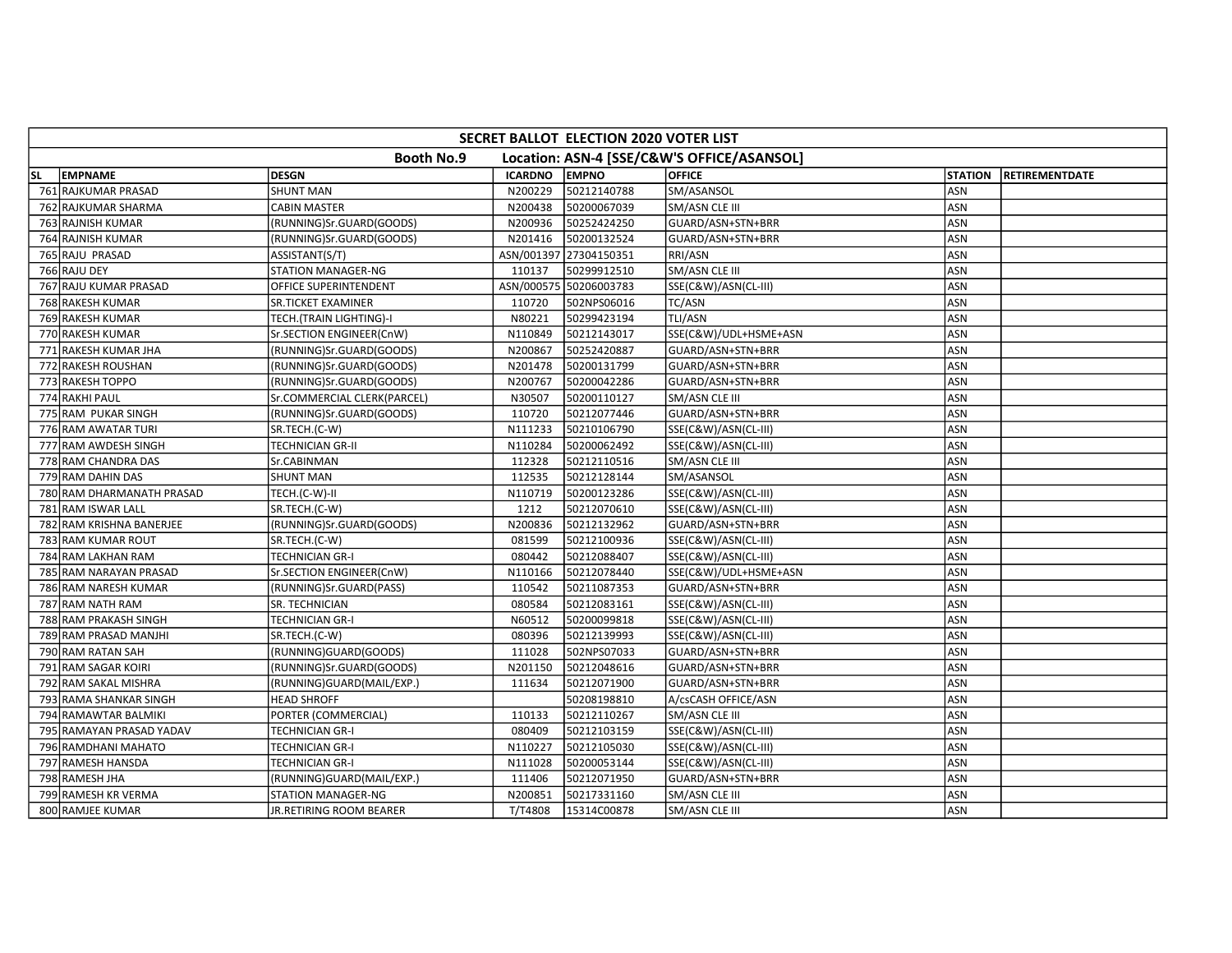| SECRET BALLOT ELECTION 2020 VOTER LIST | | | | | | | |
|---|---|---|---|---|---|---|---|
| Booth No.9 Location: ASN-4 [SSE/C&W'S OFFICE/ASANSOL] | | | | | | | |
| SL | EMPNAME | DESGN | ICARDNO | EMPNO | OFFICE | STATION | RETIREMENTDATE |
| 761 | RAJKUMAR PRASAD | SHUNT MAN | N200229 | 50212140788 | SM/ASANSOL | ASN | |
| 762 | RAJKUMAR SHARMA | CABIN MASTER | N200438 | 50200067039 | SM/ASN CLE III | ASN | |
| 763 | RAJNISH KUMAR | (RUNNING)Sr.GUARD(GOODS) | N200936 | 50252424250 | GUARD/ASN+STN+BRR | ASN | |
| 764 | RAJNISH KUMAR | (RUNNING)Sr.GUARD(GOODS) | N201416 | 50200132524 | GUARD/ASN+STN+BRR | ASN | |
| 765 | RAJU PRASAD | ASSISTANT(S/T) | ASN/001397 | 27304150351 | RRI/ASN | ASN | |
| 766 | RAJU DEY | STATION MANAGER-NG | 110137 | 50299912510 | SM/ASN CLE III | ASN | |
| 767 | RAJU KUMAR PRASAD | OFFICE SUPERINTENDENT | ASN/000575 | 50206003783 | SSE(C&W)/ASN(CL-III) | ASN | |
| 768 | RAKESH KUMAR | SR.TICKET EXAMINER | 110720 | 502NPS06016 | TC/ASN | ASN | |
| 769 | RAKESH KUMAR | TECH.(TRAIN LIGHTING)-I | N80221 | 50299423194 | TLI/ASN | ASN | |
| 770 | RAKESH KUMAR | Sr.SECTION ENGINEER(CnW) | N110849 | 50212143017 | SSE(C&W)/UDL+HSME+ASN | ASN | |
| 771 | RAKESH KUMAR JHA | (RUNNING)Sr.GUARD(GOODS) | N200867 | 50252420887 | GUARD/ASN+STN+BRR | ASN | |
| 772 | RAKESH ROUSHAN | (RUNNING)Sr.GUARD(GOODS) | N201478 | 50200131799 | GUARD/ASN+STN+BRR | ASN | |
| 773 | RAKESH TOPPO | (RUNNING)Sr.GUARD(GOODS) | N200767 | 50200042286 | GUARD/ASN+STN+BRR | ASN | |
| 774 | RAKHI PAUL | Sr.COMMERCIAL CLERK(PARCEL) | N30507 | 50200110127 | SM/ASN CLE III | ASN | |
| 775 | RAM PUKAR SINGH | (RUNNING)Sr.GUARD(GOODS) | 110720 | 50212077446 | GUARD/ASN+STN+BRR | ASN | |
| 776 | RAM AWATAR TURI | SR.TECH.(C-W) | N111233 | 50210106790 | SSE(C&W)/ASN(CL-III) | ASN | |
| 777 | RAM AWDESH SINGH | TECHNICIAN GR-II | N110284 | 50200062492 | SSE(C&W)/ASN(CL-III) | ASN | |
| 778 | RAM CHANDRA DAS | Sr.CABINMAN | 112328 | 50212110516 | SM/ASN CLE III | ASN | |
| 779 | RAM DAHIN DAS | SHUNT MAN | 112535 | 50212128144 | SM/ASANSOL | ASN | |
| 780 | RAM DHARMANATH PRASAD | TECH.(C-W)-II | N110719 | 50200123286 | SSE(C&W)/ASN(CL-III) | ASN | |
| 781 | RAM ISWAR LALL | SR.TECH.(C-W) | 1212 | 50212070610 | SSE(C&W)/ASN(CL-III) | ASN | |
| 782 | RAM KRISHNA BANERJEE | (RUNNING)Sr.GUARD(GOODS) | N200836 | 50212132962 | GUARD/ASN+STN+BRR | ASN | |
| 783 | RAM KUMAR ROUT | SR.TECH.(C-W) | 081599 | 50212100936 | SSE(C&W)/ASN(CL-III) | ASN | |
| 784 | RAM LAKHAN RAM | TECHNICIAN GR-I | 080442 | 50212088407 | SSE(C&W)/ASN(CL-III) | ASN | |
| 785 | RAM NARAYAN PRASAD | Sr.SECTION ENGINEER(CnW) | N110166 | 50212078440 | SSE(C&W)/UDL+HSME+ASN | ASN | |
| 786 | RAM NARESH KUMAR | (RUNNING)Sr.GUARD(PASS) | 110542 | 50211087353 | GUARD/ASN+STN+BRR | ASN | |
| 787 | RAM NATH RAM | SR. TECHNICIAN | 080584 | 50212083161 | SSE(C&W)/ASN(CL-III) | ASN | |
| 788 | RAM PRAKASH SINGH | TECHNICIAN GR-I | N60512 | 50200099818 | SSE(C&W)/ASN(CL-III) | ASN | |
| 789 | RAM PRASAD MANJHI | SR.TECH.(C-W) | 080396 | 50212139993 | SSE(C&W)/ASN(CL-III) | ASN | |
| 790 | RAM RATAN SAH | (RUNNING)GUARD(GOODS) | 111028 | 502NPS07033 | GUARD/ASN+STN+BRR | ASN | |
| 791 | RAM SAGAR KOIRI | (RUNNING)Sr.GUARD(GOODS) | N201150 | 50212048616 | GUARD/ASN+STN+BRR | ASN | |
| 792 | RAM SAKAL MISHRA | (RUNNING)GUARD(MAIL/EXP.) | 111634 | 50212071900 | GUARD/ASN+STN+BRR | ASN | |
| 793 | RAMA SHANKAR SINGH | HEAD SHROFF | | 50208198810 | A/csCASH OFFICE/ASN | ASN | |
| 794 | RAMAWTAR BALMIKI | PORTER (COMMERCIAL) | 110133 | 50212110267 | SM/ASN CLE III | ASN | |
| 795 | RAMAYAN PRASAD YADAV | TECHNICIAN GR-I | 080409 | 50212103159 | SSE(C&W)/ASN(CL-III) | ASN | |
| 796 | RAMDHANI MAHATO | TECHNICIAN GR-I | N110227 | 50212105030 | SSE(C&W)/ASN(CL-III) | ASN | |
| 797 | RAMESH HANSDA | TECHNICIAN GR-I | N111028 | 50200053144 | SSE(C&W)/ASN(CL-III) | ASN | |
| 798 | RAMESH JHA | (RUNNING)GUARD(MAIL/EXP.) | 111406 | 50212071950 | GUARD/ASN+STN+BRR | ASN | |
| 799 | RAMESH KR VERMA | STATION MANAGER-NG | N200851 | 50217331160 | SM/ASN CLE III | ASN | |
| 800 | RAMJEE KUMAR | JR.RETIRING ROOM BEARER | T/T4808 | 15314C00878 | SM/ASN CLE III | ASN | |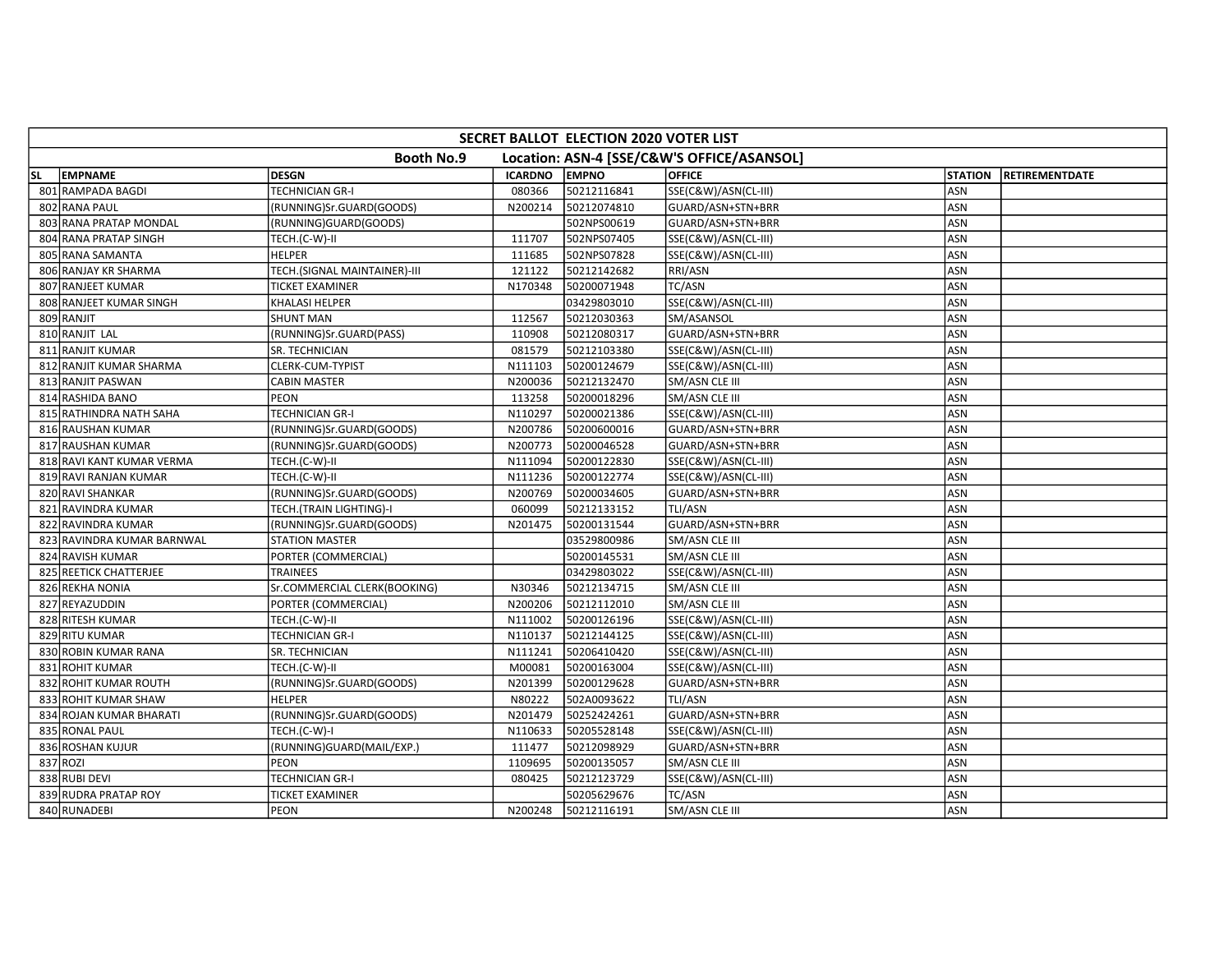| SECRET BALLOT ELECTION 2020 VOTER LIST | | | | | | | |
|---|---|---|---|---|---|---|---|
| Booth No.9 Location: ASN-4 [SSE/C&W'S OFFICE/ASANSOL] | | | | | | | |
| SL | EMPNAME | DESGN | ICARDNO | EMPNO | OFFICE | STATION | RETIREMENTDATE |
| 801 | RAMPADA BAGDI | TECHNICIAN GR-I | 080366 | 50212116841 | SSE(C&W)/ASN(CL-III) | ASN | |
| 802 | RANA PAUL | (RUNNING)Sr.GUARD(GOODS) | N200214 | 50212074810 | GUARD/ASN+STN+BRR | ASN | |
| 803 | RANA PRATAP MONDAL | (RUNNING)GUARD(GOODS) | | 502NPS00619 | GUARD/ASN+STN+BRR | ASN | |
| 804 | RANA PRATAP SINGH | TECH.(C-W)-II | 111707 | 502NPS07405 | SSE(C&W)/ASN(CL-III) | ASN | |
| 805 | RANA SAMANTA | HELPER | 111685 | 502NPS07828 | SSE(C&W)/ASN(CL-III) | ASN | |
| 806 | RANJAY KR SHARMA | TECH.(SIGNAL MAINTAINER)-III | 121122 | 50212142682 | RRI/ASN | ASN | |
| 807 | RANJEET KUMAR | TICKET EXAMINER | N170348 | 50200071948 | TC/ASN | ASN | |
| 808 | RANJEET KUMAR SINGH | KHALASI HELPER | | 03429803010 | SSE(C&W)/ASN(CL-III) | ASN | |
| 809 | RANJIT | SHUNT MAN | 112567 | 50212030363 | SM/ASANSOL | ASN | |
| 810 | RANJIT LAL | (RUNNING)Sr.GUARD(PASS) | 110908 | 50212080317 | GUARD/ASN+STN+BRR | ASN | |
| 811 | RANJIT KUMAR | SR. TECHNICIAN | 081579 | 50212103380 | SSE(C&W)/ASN(CL-III) | ASN | |
| 812 | RANJIT KUMAR SHARMA | CLERK-CUM-TYPIST | N111103 | 50200124679 | SSE(C&W)/ASN(CL-III) | ASN | |
| 813 | RANJIT PASWAN | CABIN MASTER | N200036 | 50212132470 | SM/ASN CLE III | ASN | |
| 814 | RASHIDA BANO | PEON | 113258 | 50200018296 | SM/ASN CLE III | ASN | |
| 815 | RATHINDRA NATH SAHA | TECHNICIAN GR-I | N110297 | 50200021386 | SSE(C&W)/ASN(CL-III) | ASN | |
| 816 | RAUSHAN KUMAR | (RUNNING)Sr.GUARD(GOODS) | N200786 | 50200600016 | GUARD/ASN+STN+BRR | ASN | |
| 817 | RAUSHAN KUMAR | (RUNNING)Sr.GUARD(GOODS) | N200773 | 50200046528 | GUARD/ASN+STN+BRR | ASN | |
| 818 | RAVI KANT KUMAR VERMA | TECH.(C-W)-II | N111094 | 50200122830 | SSE(C&W)/ASN(CL-III) | ASN | |
| 819 | RAVI RANJAN KUMAR | TECH.(C-W)-II | N111236 | 50200122774 | SSE(C&W)/ASN(CL-III) | ASN | |
| 820 | RAVI SHANKAR | (RUNNING)Sr.GUARD(GOODS) | N200769 | 50200034605 | GUARD/ASN+STN+BRR | ASN | |
| 821 | RAVINDRA KUMAR | TECH.(TRAIN LIGHTING)-I | 060099 | 50212133152 | TLI/ASN | ASN | |
| 822 | RAVINDRA KUMAR | (RUNNING)Sr.GUARD(GOODS) | N201475 | 50200131544 | GUARD/ASN+STN+BRR | ASN | |
| 823 | RAVINDRA KUMAR BARNWAL | STATION MASTER | | 03529800986 | SM/ASN CLE III | ASN | |
| 824 | RAVISH KUMAR | PORTER (COMMERCIAL) | | 50200145531 | SM/ASN CLE III | ASN | |
| 825 | REETICK CHATTERJEE | TRAINEES | | 03429803022 | SSE(C&W)/ASN(CL-III) | ASN | |
| 826 | REKHA NONIA | Sr.COMMERCIAL CLERK(BOOKING) | N30346 | 50212134715 | SM/ASN CLE III | ASN | |
| 827 | REYAZUDDIN | PORTER (COMMERCIAL) | N200206 | 50212112010 | SM/ASN CLE III | ASN | |
| 828 | RITESH KUMAR | TECH.(C-W)-II | N111002 | 50200126196 | SSE(C&W)/ASN(CL-III) | ASN | |
| 829 | RITU KUMAR | TECHNICIAN GR-I | N110137 | 50212144125 | SSE(C&W)/ASN(CL-III) | ASN | |
| 830 | ROBIN KUMAR RANA | SR. TECHNICIAN | N111241 | 50206410420 | SSE(C&W)/ASN(CL-III) | ASN | |
| 831 | ROHIT KUMAR | TECH.(C-W)-II | M00081 | 50200163004 | SSE(C&W)/ASN(CL-III) | ASN | |
| 832 | ROHIT KUMAR ROUTH | (RUNNING)Sr.GUARD(GOODS) | N201399 | 50200129628 | GUARD/ASN+STN+BRR | ASN | |
| 833 | ROHIT KUMAR SHAW | HELPER | N80222 | 502A0093622 | TLI/ASN | ASN | |
| 834 | ROJAN KUMAR BHARATI | (RUNNING)Sr.GUARD(GOODS) | N201479 | 50252424261 | GUARD/ASN+STN+BRR | ASN | |
| 835 | RONAL PAUL | TECH.(C-W)-I | N110633 | 50205528148 | SSE(C&W)/ASN(CL-III) | ASN | |
| 836 | ROSHAN KUJUR | (RUNNING)GUARD(MAIL/EXP.) | 111477 | 50212098929 | GUARD/ASN+STN+BRR | ASN | |
| 837 | ROZI | PEON | 1109695 | 50200135057 | SM/ASN CLE III | ASN | |
| 838 | RUBI DEVI | TECHNICIAN GR-I | 080425 | 50212123729 | SSE(C&W)/ASN(CL-III) | ASN | |
| 839 | RUDRA PRATAP ROY | TICKET EXAMINER | | 50205629676 | TC/ASN | ASN | |
| 840 | RUNADEBI | PEON | N200248 | 50212116191 | SM/ASN CLE III | ASN | |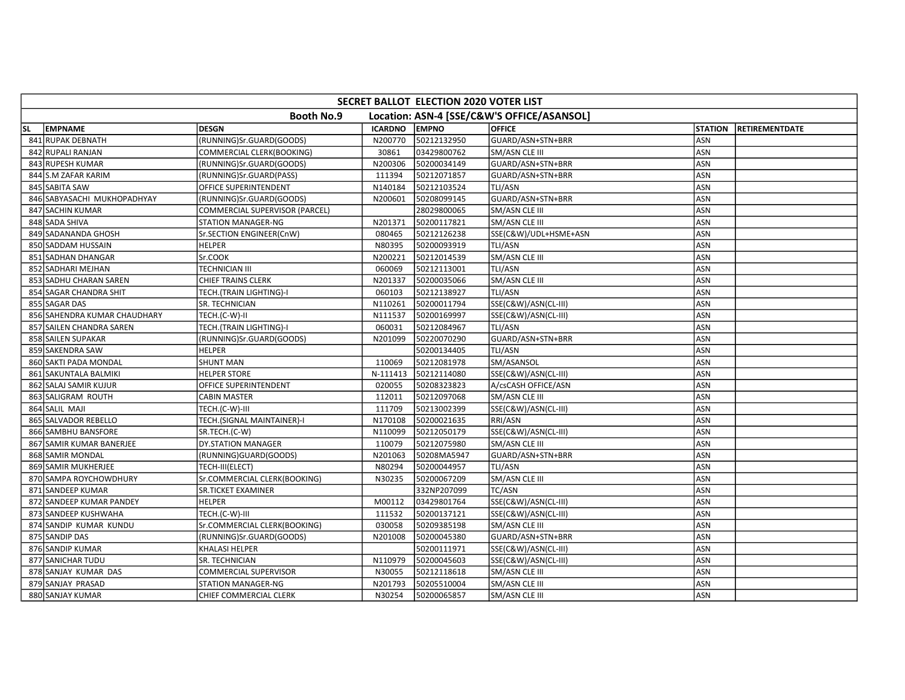| SECRET BALLOT ELECTION 2020 VOTER LIST | | | | | | | |
|---|---|---|---|---|---|---|---|
| Booth No.9 Location: ASN-4 [SSE/C&W'S OFFICE/ASANSOL] | | | | | | | |
| SL | EMPNAME | DESGN | ICARDNO | EMPNO | OFFICE | STATION | RETIREMENTDATE |
| 841 | RUPAK DEBNATH | (RUNNING)Sr.GUARD(GOODS) | N200770 | 50212132950 | GUARD/ASN+STN+BRR | ASN | |
| 842 | RUPALI RANJAN | COMMERCIAL CLERK(BOOKING) | 30861 | 03429800762 | SM/ASN CLE III | ASN | |
| 843 | RUPESH KUMAR | (RUNNING)Sr.GUARD(GOODS) | N200306 | 50200034149 | GUARD/ASN+STN+BRR | ASN | |
| 844 | S.M ZAFAR KARIM | (RUNNING)Sr.GUARD(PASS) | 111394 | 50212071857 | GUARD/ASN+STN+BRR | ASN | |
| 845 | SABITA SAW | OFFICE SUPERINTENDENT | N140184 | 50212103524 | TLI/ASN | ASN | |
| 846 | SABYASACHI MUKHOPADHYAY | (RUNNING)Sr.GUARD(GOODS) | N200601 | 50208099145 | GUARD/ASN+STN+BRR | ASN | |
| 847 | SACHIN KUMAR | COMMERCIAL SUPERVISOR (PARCEL) | | 28029800065 | SM/ASN CLE III | ASN | |
| 848 | SADA SHIVA | STATION MANAGER-NG | N201371 | 50200117821 | SM/ASN CLE III | ASN | |
| 849 | SADANANDA GHOSH | Sr.SECTION ENGINEER(CnW) | 080465 | 50212126238 | SSE(C&W)/UDL+HSME+ASN | ASN | |
| 850 | SADDAM HUSSAIN | HELPER | N80395 | 50200093919 | TLI/ASN | ASN | |
| 851 | SADHAN DHANGAR | Sr.COOK | N200221 | 50212014539 | SM/ASN CLE III | ASN | |
| 852 | SADHARI MEJHAN | TECHNICIAN III | 060069 | 50212113001 | TLI/ASN | ASN | |
| 853 | SADHU CHARAN SAREN | CHIEF TRAINS CLERK | N201337 | 50200035066 | SM/ASN CLE III | ASN | |
| 854 | SAGAR CHANDRA SHIT | TECH.(TRAIN LIGHTING)-I | 060103 | 50212138927 | TLI/ASN | ASN | |
| 855 | SAGAR DAS | SR. TECHNICIAN | N110261 | 50200011794 | SSE(C&W)/ASN(CL-III) | ASN | |
| 856 | SAHENDRA KUMAR CHAUDHARY | TECH.(C-W)-II | N111537 | 50200169997 | SSE(C&W)/ASN(CL-III) | ASN | |
| 857 | SAILEN CHANDRA SAREN | TECH.(TRAIN LIGHTING)-I | 060031 | 50212084967 | TLI/ASN | ASN | |
| 858 | SAILEN SUPAKAR | (RUNNING)Sr.GUARD(GOODS) | N201099 | 50220070290 | GUARD/ASN+STN+BRR | ASN | |
| 859 | SAKENDRA SAW | HELPER | | 50200134405 | TLI/ASN | ASN | |
| 860 | SAKTI PADA MONDAL | SHUNT MAN | 110069 | 50212081978 | SM/ASANSOL | ASN | |
| 861 | SAKUNTALA BALMIKI | HELPER STORE | N-111413 | 50212114080 | SSE(C&W)/ASN(CL-III) | ASN | |
| 862 | SALAJ SAMIR KUJUR | OFFICE SUPERINTENDENT | 020055 | 50208323823 | A/csCASH OFFICE/ASN | ASN | |
| 863 | SALIGRAM ROUTH | CABIN MASTER | 112011 | 50212097068 | SM/ASN CLE III | ASN | |
| 864 | SALIL MAJI | TECH.(C-W)-III | 111709 | 50213002399 | SSE(C&W)/ASN(CL-III) | ASN | |
| 865 | SALVADOR REBELLO | TECH.(SIGNAL MAINTAINER)-I | N170108 | 50200021635 | RRI/ASN | ASN | |
| 866 | SAMBHU BANSFORE | SR.TECH.(C-W) | N110099 | 50212050179 | SSE(C&W)/ASN(CL-III) | ASN | |
| 867 | SAMIR KUMAR BANERJEE | DY.STATION MANAGER | 110079 | 50212075980 | SM/ASN CLE III | ASN | |
| 868 | SAMIR MONDAL | (RUNNING)GUARD(GOODS) | N201063 | 50208MA5947 | GUARD/ASN+STN+BRR | ASN | |
| 869 | SAMIR MUKHERJEE | TECH-III(ELECT) | N80294 | 50200044957 | TLI/ASN | ASN | |
| 870 | SAMPA ROYCHOWDHURY | Sr.COMMERCIAL CLERK(BOOKING) | N30235 | 50200067209 | SM/ASN CLE III | ASN | |
| 871 | SANDEEP KUMAR | SR.TICKET EXAMINER | | 332NP207099 | TC/ASN | ASN | |
| 872 | SANDEEP KUMAR PANDEY | HELPER | M00112 | 03429801764 | SSE(C&W)/ASN(CL-III) | ASN | |
| 873 | SANDEEP KUSHWAHA | TECH.(C-W)-III | 111532 | 50200137121 | SSE(C&W)/ASN(CL-III) | ASN | |
| 874 | SANDIP KUMAR KUNDU | Sr.COMMERCIAL CLERK(BOOKING) | 030058 | 50209385198 | SM/ASN CLE III | ASN | |
| 875 | SANDIP DAS | (RUNNING)Sr.GUARD(GOODS) | N201008 | 50200045380 | GUARD/ASN+STN+BRR | ASN | |
| 876 | SANDIP KUMAR | KHALASI HELPER | | 50200111971 | SSE(C&W)/ASN(CL-III) | ASN | |
| 877 | SANICHAR TUDU | SR. TECHNICIAN | N110979 | 50200045603 | SSE(C&W)/ASN(CL-III) | ASN | |
| 878 | SANJAY KUMAR DAS | COMMERCIAL SUPERVISOR | N30055 | 50212118618 | SM/ASN CLE III | ASN | |
| 879 | SANJAY PRASAD | STATION MANAGER-NG | N201793 | 50205510004 | SM/ASN CLE III | ASN | |
| 880 | SANJAY KUMAR | CHIEF COMMERCIAL CLERK | N30254 | 50200065857 | SM/ASN CLE III | ASN | |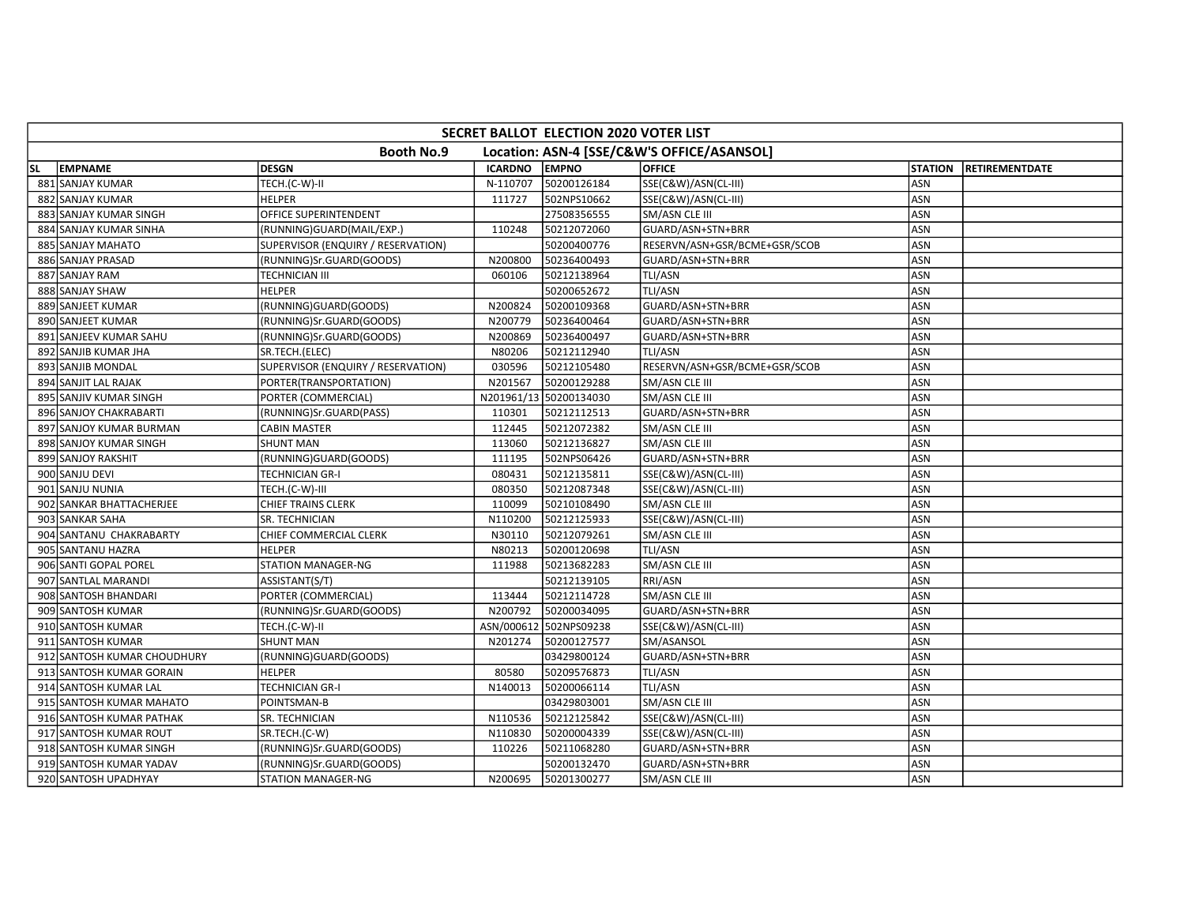| SECRET BALLOT ELECTION 2020 VOTER LIST | | | | | | | |
|---|---|---|---|---|---|---|---|
| Booth No.9 Location: ASN-4 [SSE/C&W'S OFFICE/ASANSOL] | | | | | | | |
| SL | EMPNAME | DESGN | ICARDNO | EMPNO | OFFICE | STATION | RETIREMENTDATE |
| 881 | SANJAY KUMAR | TECH.(C-W)-II | N-110707 | 50200126184 | SSE(C&W)/ASN(CL-III) | ASN | |
| 882 | SANJAY KUMAR | HELPER | 111727 | 502NPS10662 | SSE(C&W)/ASN(CL-III) | ASN | |
| 883 | SANJAY KUMAR SINGH | OFFICE SUPERINTENDENT | | 27508356555 | SM/ASN CLE III | ASN | |
| 884 | SANJAY KUMAR SINHA | (RUNNING)GUARD(MAIL/EXP.) | 110248 | 50212072060 | GUARD/ASN+STN+BRR | ASN | |
| 885 | SANJAY MAHATO | SUPERVISOR (ENQUIRY / RESERVATION) | | 50200400776 | RESERVN/ASN+GSR/BCME+GSR/SCOB | ASN | |
| 886 | SANJAY PRASAD | (RUNNING)Sr.GUARD(GOODS) | N200800 | 50236400493 | GUARD/ASN+STN+BRR | ASN | |
| 887 | SANJAY RAM | TECHNICIAN III | 060106 | 50212138964 | TLI/ASN | ASN | |
| 888 | SANJAY SHAW | HELPER | | 50200652672 | TLI/ASN | ASN | |
| 889 | SANJEET KUMAR | (RUNNING)GUARD(GOODS) | N200824 | 50200109368 | GUARD/ASN+STN+BRR | ASN | |
| 890 | SANJEET KUMAR | (RUNNING)Sr.GUARD(GOODS) | N200779 | 50236400464 | GUARD/ASN+STN+BRR | ASN | |
| 891 | SANJEEV KUMAR SAHU | (RUNNING)Sr.GUARD(GOODS) | N200869 | 50236400497 | GUARD/ASN+STN+BRR | ASN | |
| 892 | SANJIB KUMAR JHA | SR.TECH.(ELEC) | N80206 | 50212112940 | TLI/ASN | ASN | |
| 893 | SANJIB MONDAL | SUPERVISOR (ENQUIRY / RESERVATION) | 030596 | 50212105480 | RESERVN/ASN+GSR/BCME+GSR/SCOB | ASN | |
| 894 | SANJIT LAL RAJAK | PORTER(TRANSPORTATION) | N201567 | 50200129288 | SM/ASN CLE III | ASN | |
| 895 | SANJIV KUMAR SINGH | PORTER (COMMERCIAL) | N201961/13 | 50200134030 | SM/ASN CLE III | ASN | |
| 896 | SANJOY CHAKRABARTI | (RUNNING)Sr.GUARD(PASS) | 110301 | 50212112513 | GUARD/ASN+STN+BRR | ASN | |
| 897 | SANJOY KUMAR BURMAN | CABIN MASTER | 112445 | 50212072382 | SM/ASN CLE III | ASN | |
| 898 | SANJOY KUMAR SINGH | SHUNT MAN | 113060 | 50212136827 | SM/ASN CLE III | ASN | |
| 899 | SANJOY RAKSHIT | (RUNNING)GUARD(GOODS) | 111195 | 502NPS06426 | GUARD/ASN+STN+BRR | ASN | |
| 900 | SANJU DEVI | TECHNICIAN GR-I | 080431 | 50212135811 | SSE(C&W)/ASN(CL-III) | ASN | |
| 901 | SANJU NUNIA | TECH.(C-W)-III | 080350 | 50212087348 | SSE(C&W)/ASN(CL-III) | ASN | |
| 902 | SANKAR BHATTACHERJEE | CHIEF TRAINS CLERK | 110099 | 50210108490 | SM/ASN CLE III | ASN | |
| 903 | SANKAR SAHA | SR. TECHNICIAN | N110200 | 50212125933 | SSE(C&W)/ASN(CL-III) | ASN | |
| 904 | SANTANU CHAKRABARTY | CHIEF COMMERCIAL CLERK | N30110 | 50212079261 | SM/ASN CLE III | ASN | |
| 905 | SANTANU HAZRA | HELPER | N80213 | 50200120698 | TLI/ASN | ASN | |
| 906 | SANTI GOPAL POREL | STATION MANAGER-NG | 111988 | 50213682283 | SM/ASN CLE III | ASN | |
| 907 | SANTLAL MARANDI | ASSISTANT(S/T) | | 50212139105 | RRI/ASN | ASN | |
| 908 | SANTOSH BHANDARI | PORTER (COMMERCIAL) | 113444 | 50212114728 | SM/ASN CLE III | ASN | |
| 909 | SANTOSH KUMAR | (RUNNING)Sr.GUARD(GOODS) | N200792 | 50200034095 | GUARD/ASN+STN+BRR | ASN | |
| 910 | SANTOSH KUMAR | TECH.(C-W)-II | ASN/000612 | 502NPS09238 | SSE(C&W)/ASN(CL-III) | ASN | |
| 911 | SANTOSH KUMAR | SHUNT MAN | N201274 | 50200127577 | SM/ASANSOL | ASN | |
| 912 | SANTOSH KUMAR CHOUDHURY | (RUNNING)GUARD(GOODS) | | 03429800124 | GUARD/ASN+STN+BRR | ASN | |
| 913 | SANTOSH KUMAR GORAIN | HELPER | 80580 | 50209576873 | TLI/ASN | ASN | |
| 914 | SANTOSH KUMAR LAL | TECHNICIAN GR-I | N140013 | 50200066114 | TLI/ASN | ASN | |
| 915 | SANTOSH KUMAR MAHATO | POINTSMAN-B | | 03429803001 | SM/ASN CLE III | ASN | |
| 916 | SANTOSH KUMAR PATHAK | SR. TECHNICIAN | N110536 | 50212125842 | SSE(C&W)/ASN(CL-III) | ASN | |
| 917 | SANTOSH KUMAR ROUT | SR.TECH.(C-W) | N110830 | 50200004339 | SSE(C&W)/ASN(CL-III) | ASN | |
| 918 | SANTOSH KUMAR SINGH | (RUNNING)Sr.GUARD(GOODS) | 110226 | 50211068280 | GUARD/ASN+STN+BRR | ASN | |
| 919 | SANTOSH KUMAR YADAV | (RUNNING)Sr.GUARD(GOODS) | | 50200132470 | GUARD/ASN+STN+BRR | ASN | |
| 920 | SANTOSH UPADHYAY | STATION MANAGER-NG | N200695 | 50201300277 | SM/ASN CLE III | ASN | |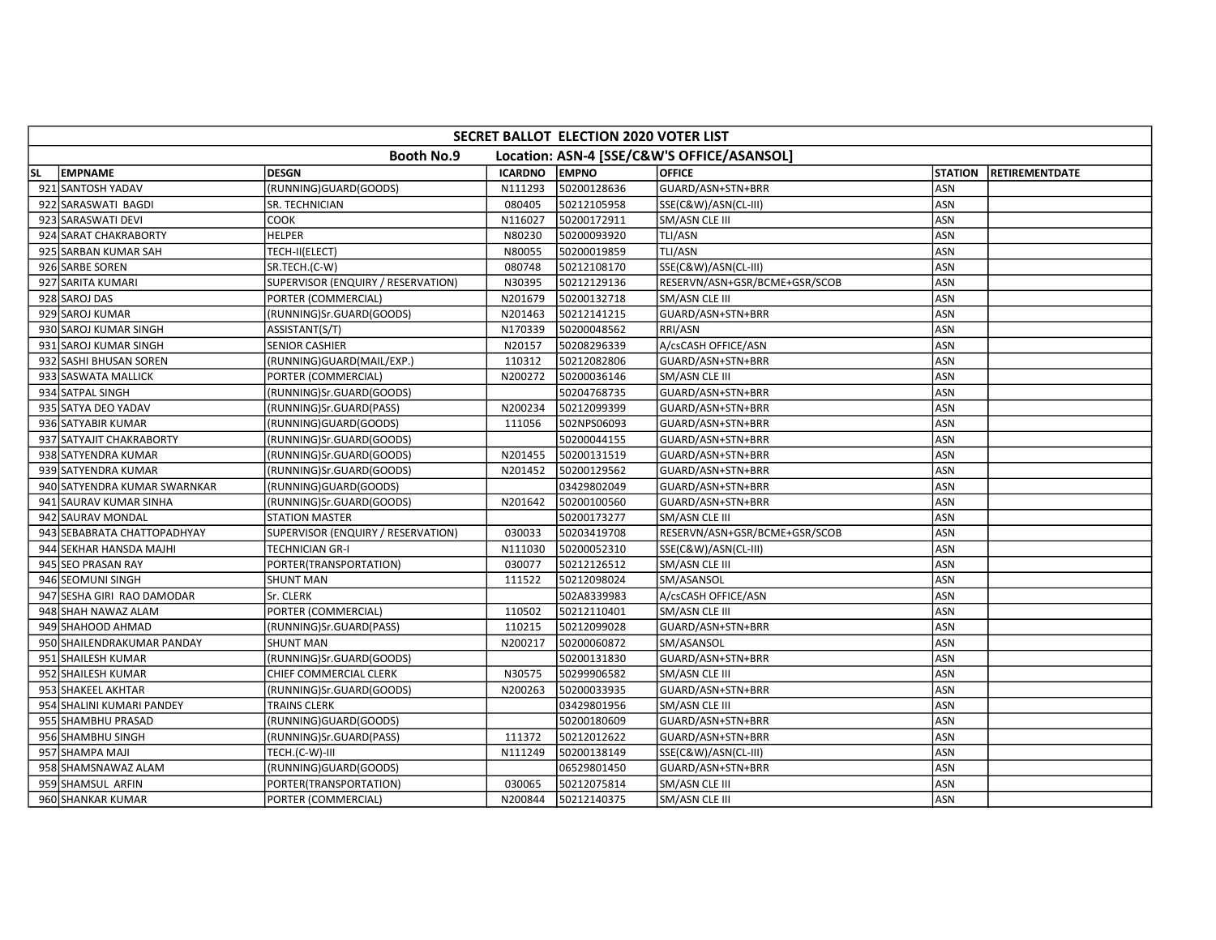| SECRET BALLOT ELECTION 2020 VOTER LIST | | | | | | | |
|---|---|---|---|---|---|---|---|
| Booth No.9 Location: ASN-4 [SSE/C&W'S OFFICE/ASANSOL] | | | | | | | |
| SL | EMPNAME | DESGN | ICARDNO | EMPNO | OFFICE | STATION | RETIREMENTDATE |
| 921 | SANTOSH YADAV | (RUNNING)GUARD(GOODS) | N111293 | 50200128636 | GUARD/ASN+STN+BRR | ASN | |
| 922 | SARASWATI BAGDI | SR. TECHNICIAN | 080405 | 50212105958 | SSE(C&W)/ASN(CL-III) | ASN | |
| 923 | SARASWATI DEVI | COOK | N116027 | 50200172911 | SM/ASN CLE III | ASN | |
| 924 | SARAT CHAKRABORTY | HELPER | N80230 | 50200093920 | TLI/ASN | ASN | |
| 925 | SARBAN KUMAR SAH | TECH-II(ELECT) | N80055 | 50200019859 | TLI/ASN | ASN | |
| 926 | SARBE SOREN | SR.TECH.(C-W) | 080748 | 50212108170 | SSE(C&W)/ASN(CL-III) | ASN | |
| 927 | SARITA KUMARI | SUPERVISOR (ENQUIRY / RESERVATION) | N30395 | 50212129136 | RESERVN/ASN+GSR/BCME+GSR/SCOB | ASN | |
| 928 | SAROJ DAS | PORTER (COMMERCIAL) | N201679 | 50200132718 | SM/ASN CLE III | ASN | |
| 929 | SAROJ KUMAR | (RUNNING)Sr.GUARD(GOODS) | N201463 | 50212141215 | GUARD/ASN+STN+BRR | ASN | |
| 930 | SAROJ KUMAR SINGH | ASSISTANT(S/T) | N170339 | 50200048562 | RRI/ASN | ASN | |
| 931 | SAROJ KUMAR SINGH | SENIOR CASHIER | N20157 | 50208296339 | A/csCASH OFFICE/ASN | ASN | |
| 932 | SASHI BHUSAN SOREN | (RUNNING)GUARD(MAIL/EXP.) | 110312 | 50212082806 | GUARD/ASN+STN+BRR | ASN | |
| 933 | SASWATA MALLICK | PORTER (COMMERCIAL) | N200272 | 50200036146 | SM/ASN CLE III | ASN | |
| 934 | SATPAL SINGH | (RUNNING)Sr.GUARD(GOODS) | | 50204768735 | GUARD/ASN+STN+BRR | ASN | |
| 935 | SATYA DEO YADAV | (RUNNING)Sr.GUARD(PASS) | N200234 | 50212099399 | GUARD/ASN+STN+BRR | ASN | |
| 936 | SATYABIR KUMAR | (RUNNING)GUARD(GOODS) | 111056 | 502NPS06093 | GUARD/ASN+STN+BRR | ASN | |
| 937 | SATYAJIT CHAKRABORTY | (RUNNING)Sr.GUARD(GOODS) | | 50200044155 | GUARD/ASN+STN+BRR | ASN | |
| 938 | SATYENDRA KUMAR | (RUNNING)Sr.GUARD(GOODS) | N201455 | 50200131519 | GUARD/ASN+STN+BRR | ASN | |
| 939 | SATYENDRA KUMAR | (RUNNING)Sr.GUARD(GOODS) | N201452 | 50200129562 | GUARD/ASN+STN+BRR | ASN | |
| 940 | SATYENDRA KUMAR SWARNKAR | (RUNNING)GUARD(GOODS) | | 03429802049 | GUARD/ASN+STN+BRR | ASN | |
| 941 | SAURAV KUMAR SINHA | (RUNNING)Sr.GUARD(GOODS) | N201642 | 50200100560 | GUARD/ASN+STN+BRR | ASN | |
| 942 | SAURAV MONDAL | STATION MASTER | | 50200173277 | SM/ASN CLE III | ASN | |
| 943 | SEBABRATA CHATTOPADHYAY | SUPERVISOR (ENQUIRY / RESERVATION) | 030033 | 50203419708 | RESERVN/ASN+GSR/BCME+GSR/SCOB | ASN | |
| 944 | SEKHAR HANSDA MAJHI | TECHNICIAN GR-I | N111030 | 50200052310 | SSE(C&W)/ASN(CL-III) | ASN | |
| 945 | SEO PRASAN RAY | PORTER(TRANSPORTATION) | 030077 | 50212126512 | SM/ASN CLE III | ASN | |
| 946 | SEOMUNI SINGH | SHUNT MAN | 111522 | 50212098024 | SM/ASANSOL | ASN | |
| 947 | SESHA GIRI RAO DAMODAR | Sr. CLERK | | 502A8339983 | A/csCASH OFFICE/ASN | ASN | |
| 948 | SHAH NAWAZ ALAM | PORTER (COMMERCIAL) | 110502 | 50212110401 | SM/ASN CLE III | ASN | |
| 949 | SHAHOOD AHMAD | (RUNNING)Sr.GUARD(PASS) | 110215 | 50212099028 | GUARD/ASN+STN+BRR | ASN | |
| 950 | SHAILENDRAKUMAR PANDAY | SHUNT MAN | N200217 | 50200060872 | SM/ASANSOL | ASN | |
| 951 | SHAILESH KUMAR | (RUNNING)Sr.GUARD(GOODS) | | 50200131830 | GUARD/ASN+STN+BRR | ASN | |
| 952 | SHAILESH KUMAR | CHIEF COMMERCIAL CLERK | N30575 | 50299906582 | SM/ASN CLE III | ASN | |
| 953 | SHAKEEL AKHTAR | (RUNNING)Sr.GUARD(GOODS) | N200263 | 50200033935 | GUARD/ASN+STN+BRR | ASN | |
| 954 | SHALINI KUMARI PANDEY | TRAINS CLERK | | 03429801956 | SM/ASN CLE III | ASN | |
| 955 | SHAMBHU PRASAD | (RUNNING)GUARD(GOODS) | | 50200180609 | GUARD/ASN+STN+BRR | ASN | |
| 956 | SHAMBHU SINGH | (RUNNING)Sr.GUARD(PASS) | 111372 | 50212012622 | GUARD/ASN+STN+BRR | ASN | |
| 957 | SHAMPA MAJI | TECH.(C-W)-III | N111249 | 50200138149 | SSE(C&W)/ASN(CL-III) | ASN | |
| 958 | SHAMSNAWAZ ALAM | (RUNNING)GUARD(GOODS) | | 06529801450 | GUARD/ASN+STN+BRR | ASN | |
| 959 | SHAMSUL ARFIN | PORTER(TRANSPORTATION) | 030065 | 50212075814 | SM/ASN CLE III | ASN | |
| 960 | SHANKAR KUMAR | PORTER (COMMERCIAL) | N200844 | 50212140375 | SM/ASN CLE III | ASN | |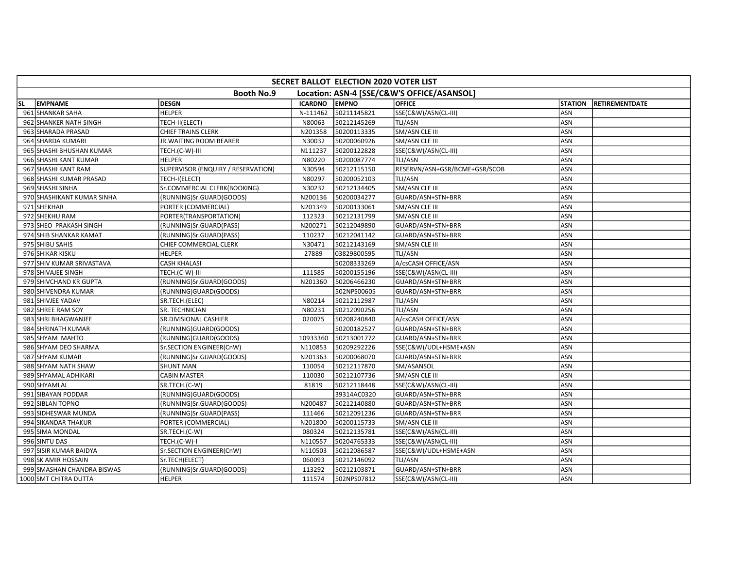| SECRET BALLOT ELECTION 2020 VOTER LIST | | | | | | | |
|---|---|---|---|---|---|---|---|
| Booth No.9 Location: ASN-4 [SSE/C&W'S OFFICE/ASANSOL] | | | | | | | |
| SL | EMPNAME | DESGN | ICARDNO | EMPNO | OFFICE | STATION | RETIREMENTDATE |
| 961 | SHANKAR SAHA | HELPER | N-111462 | 50211145821 | SSE(C&W)/ASN(CL-III) | ASN | |
| 962 | SHANKER NATH SINGH | TECH-II(ELECT) | N80063 | 50212145269 | TLI/ASN | ASN | |
| 963 | SHARADA PRASAD | CHIEF TRAINS CLERK | N201358 | 50200113335 | SM/ASN CLE III | ASN | |
| 964 | SHARDA KUMARI | JR.WAITING ROOM BEARER | N30032 | 50200060926 | SM/ASN CLE III | ASN | |
| 965 | SHASHI BHUSHAN KUMAR | TECH.(C-W)-III | N111237 | 50200122828 | SSE(C&W)/ASN(CL-III) | ASN | |
| 966 | SHASHI KANT KUMAR | HELPER | N80220 | 50200087774 | TLI/ASN | ASN | |
| 967 | SHASHI KANT RAM | SUPERVISOR (ENQUIRY / RESERVATION) | N30594 | 50212115150 | RESERVN/ASN+GSR/BCME+GSR/SCOB | ASN | |
| 968 | SHASHI KUMAR PRASAD | TECH-I(ELECT) | N80297 | 50200052103 | TLI/ASN | ASN | |
| 969 | SHASHI SINHA | Sr.COMMERCIAL CLERK(BOOKING) | N30232 | 50212134405 | SM/ASN CLE III | ASN | |
| 970 | SHASHIKANT KUMAR SINHA | (RUNNING)Sr.GUARD(GOODS) | N200136 | 50200034277 | GUARD/ASN+STN+BRR | ASN | |
| 971 | SHEKHAR | PORTER (COMMERCIAL) | N201349 | 50200133061 | SM/ASN CLE III | ASN | |
| 972 | SHEKHU RAM | PORTER(TRANSPORTATION) | 112323 | 50212131799 | SM/ASN CLE III | ASN | |
| 973 | SHEO PRAKASH SINGH | (RUNNING)Sr.GUARD(PASS) | N200271 | 50212049890 | GUARD/ASN+STN+BRR | ASN | |
| 974 | SHIB SHANKAR KAMAT | (RUNNING)Sr.GUARD(PASS) | 110237 | 50212041142 | GUARD/ASN+STN+BRR | ASN | |
| 975 | SHIBU SAHIS | CHIEF COMMERCIAL CLERK | N30471 | 50212143169 | SM/ASN CLE III | ASN | |
| 976 | SHIKAR KISKU | HELPER | 27889 | 03829800595 | TLI/ASN | ASN | |
| 977 | SHIV KUMAR SRIVASTAVA | CASH KHALASI | | 50208333269 | A/csCASH OFFICE/ASN | ASN | |
| 978 | SHIVAJEE SINGH | TECH.(C-W)-III | 111585 | 50200155196 | SSE(C&W)/ASN(CL-III) | ASN | |
| 979 | SHIVCHAND KR GUPTA | (RUNNING)Sr.GUARD(GOODS) | N201360 | 50206466230 | GUARD/ASN+STN+BRR | ASN | |
| 980 | SHIVENDRA KUMAR | (RUNNING)GUARD(GOODS) | | 502NPS00605 | GUARD/ASN+STN+BRR | ASN | |
| 981 | SHIVJEE YADAV | SR.TECH.(ELEC) | N80214 | 50212112987 | TLI/ASN | ASN | |
| 982 | SHREE RAM SOY | SR. TECHNICIAN | N80231 | 50212090256 | TLI/ASN | ASN | |
| 983 | SHRI BHAGWANJEE | SR.DIVISIONAL CASHIER | 020075 | 50208240840 | A/csCASH OFFICE/ASN | ASN | |
| 984 | SHRINATH KUMAR | (RUNNING)GUARD(GOODS) | | 50200182527 | GUARD/ASN+STN+BRR | ASN | |
| 985 | SHYAM MAHTO | (RUNNING)GUARD(GOODS) | 10933360 | 50213001772 | GUARD/ASN+STN+BRR | ASN | |
| 986 | SHYAM DEO SHARMA | Sr.SECTION ENGINEER(CnW) | N110853 | 50209292226 | SSE(C&W)/UDL+HSME+ASN | ASN | |
| 987 | SHYAM KUMAR | (RUNNING)Sr.GUARD(GOODS) | N201363 | 50200068070 | GUARD/ASN+STN+BRR | ASN | |
| 988 | SHYAM NATH SHAW | SHUNT MAN | 110054 | 50212117870 | SM/ASANSOL | ASN | |
| 989 | SHYAMAL ADHIKARI | CABIN MASTER | 110030 | 50212107736 | SM/ASN CLE III | ASN | |
| 990 | SHYAMLAL | SR.TECH.(C-W) | 81819 | 50212118448 | SSE(C&W)/ASN(CL-III) | ASN | |
| 991 | SIBAYAN PODDAR | (RUNNING)GUARD(GOODS) | | 39314AC0320 | GUARD/ASN+STN+BRR | ASN | |
| 992 | SIBLAN TOPNO | (RUNNING)Sr.GUARD(GOODS) | N200487 | 50212140880 | GUARD/ASN+STN+BRR | ASN | |
| 993 | SIDHESWAR MUNDA | (RUNNING)Sr.GUARD(PASS) | 111466 | 50212091236 | GUARD/ASN+STN+BRR | ASN | |
| 994 | SIKANDAR THAKUR | PORTER (COMMERCIAL) | N201800 | 50200115733 | SM/ASN CLE III | ASN | |
| 995 | SIMA MONDAL | SR.TECH.(C-W) | 080324 | 50212135781 | SSE(C&W)/ASN(CL-III) | ASN | |
| 996 | SINTU DAS | TECH.(C-W)-I | N110557 | 50204765333 | SSE(C&W)/ASN(CL-III) | ASN | |
| 997 | SISIR KUMAR BAIDYA | Sr.SECTION ENGINEER(CnW) | N110503 | 50212086587 | SSE(C&W)/UDL+HSME+ASN | ASN | |
| 998 | SK AMIR HOSSAIN | Sr.TECH(ELECT) | 060093 | 50212146092 | TLI/ASN | ASN | |
| 999 | SMASHAN CHANDRA BISWAS | (RUNNING)Sr.GUARD(GOODS) | 113292 | 50212103871 | GUARD/ASN+STN+BRR | ASN | |
| 1000 | SMT CHITRA DUTTA | HELPER | 111574 | 502NPS07812 | SSE(C&W)/ASN(CL-III) | ASN | |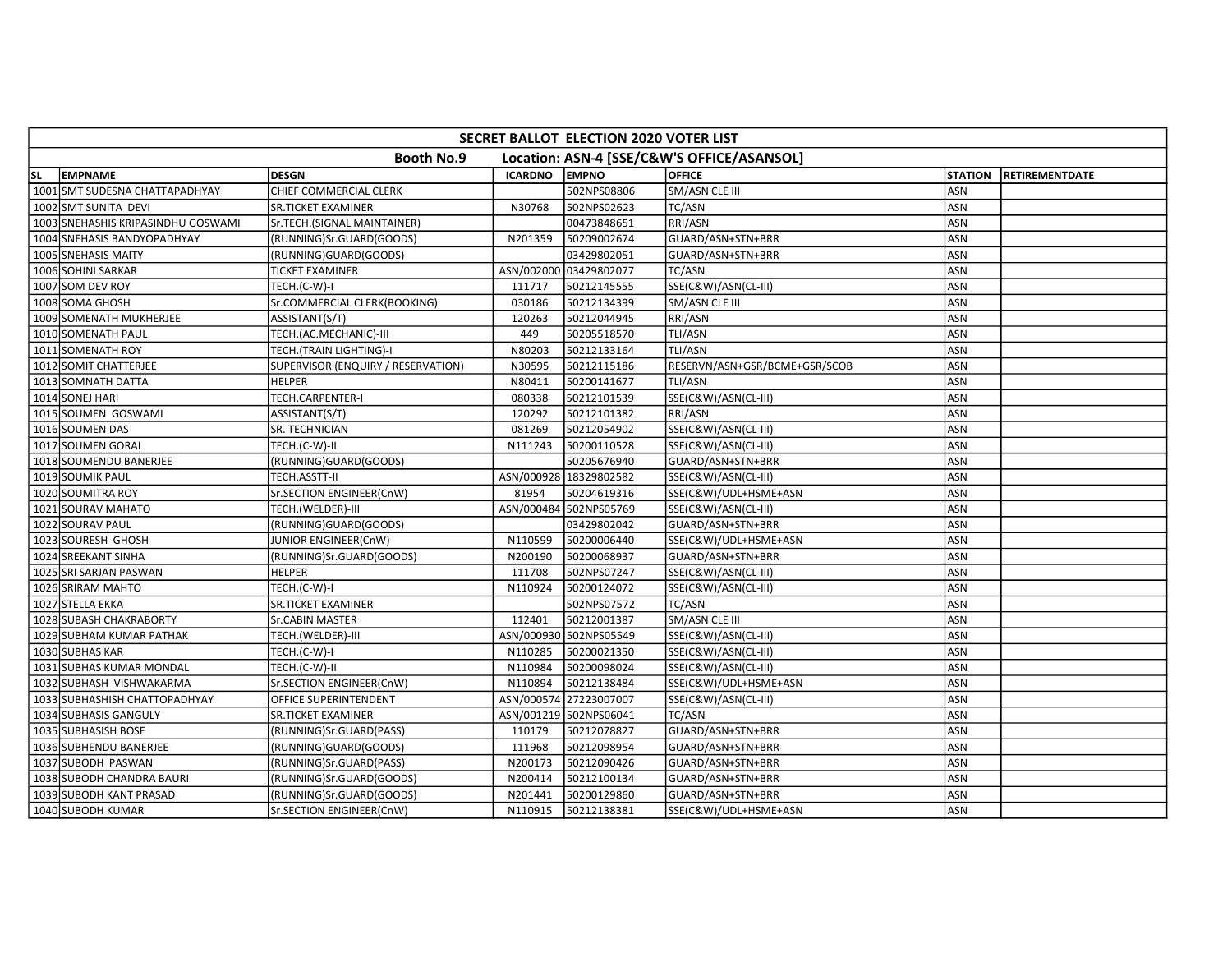| SECRET BALLOT ELECTION 2020 VOTER LIST | | | | | | | |
|---|---|---|---|---|---|---|---|
| Booth No.9 Location: ASN-4 [SSE/C&W'S OFFICE/ASANSOL] | | | | | | | |
| SL | EMPNAME | DESGN | ICARDNO | EMPNO | OFFICE | STATION | RETIREMENTDATE |
| 1001 | SMT SUDESNA CHATTAPADHYAY | CHIEF COMMERCIAL CLERK | | 502NPS08806 | SM/ASN CLE III | ASN | |
| 1002 | SMT SUNITA DEVI | SR.TICKET EXAMINER | N30768 | 502NPS02623 | TC/ASN | ASN | |
| 1003 | SNEHASHIS KRIPASINDHU GOSWAMI | Sr.TECH.(SIGNAL MAINTAINER) | | 00473848651 | RRI/ASN | ASN | |
| 1004 | SNEHASIS BANDYOPADHYAY | (RUNNING)Sr.GUARD(GOODS) | N201359 | 50209002674 | GUARD/ASN+STN+BRR | ASN | |
| 1005 | SNEHASIS MAITY | (RUNNING)GUARD(GOODS) | | 03429802051 | GUARD/ASN+STN+BRR | ASN | |
| 1006 | SOHINI SARKAR | TICKET EXAMINER | ASN/002000 | 03429802077 | TC/ASN | ASN | |
| 1007 | SOM DEV ROY | TECH.(C-W)-I | 111717 | 50212145555 | SSE(C&W)/ASN(CL-III) | ASN | |
| 1008 | SOMA GHOSH | Sr.COMMERCIAL CLERK(BOOKING) | 030186 | 50212134399 | SM/ASN CLE III | ASN | |
| 1009 | SOMENATH MUKHERJEE | ASSISTANT(S/T) | 120263 | 50212044945 | RRI/ASN | ASN | |
| 1010 | SOMENATH PAUL | TECH.(AC.MECHANIC)-III | 449 | 50205518570 | TLI/ASN | ASN | |
| 1011 | SOMENATH ROY | TECH.(TRAIN LIGHTING)-I | N80203 | 50212133164 | TLI/ASN | ASN | |
| 1012 | SOMIT CHATTERJEE | SUPERVISOR (ENQUIRY / RESERVATION) | N30595 | 50212115186 | RESERVN/ASN+GSR/BCME+GSR/SCOB | ASN | |
| 1013 | SOMNATH DATTA | HELPER | N80411 | 50200141677 | TLI/ASN | ASN | |
| 1014 | SONEJ HARI | TECH.CARPENTER-I | 080338 | 50212101539 | SSE(C&W)/ASN(CL-III) | ASN | |
| 1015 | SOUMEN GOSWAMI | ASSISTANT(S/T) | 120292 | 50212101382 | RRI/ASN | ASN | |
| 1016 | SOUMEN DAS | SR. TECHNICIAN | 081269 | 50212054902 | SSE(C&W)/ASN(CL-III) | ASN | |
| 1017 | SOUMEN GORAI | TECH.(C-W)-II | N111243 | 50200110528 | SSE(C&W)/ASN(CL-III) | ASN | |
| 1018 | SOUMENDU BANERJEE | (RUNNING)GUARD(GOODS) | | 50205676940 | GUARD/ASN+STN+BRR | ASN | |
| 1019 | SOUMIK PAUL | TECH.ASSTT-II | ASN/000928 | 18329802582 | SSE(C&W)/ASN(CL-III) | ASN | |
| 1020 | SOUMITRA ROY | Sr.SECTION ENGINEER(CnW) | 81954 | 50204619316 | SSE(C&W)/UDL+HSME+ASN | ASN | |
| 1021 | SOURAV MAHATO | TECH.(WELDER)-III | ASN/000484 | 502NPS05769 | SSE(C&W)/ASN(CL-III) | ASN | |
| 1022 | SOURAV PAUL | (RUNNING)GUARD(GOODS) | | 03429802042 | GUARD/ASN+STN+BRR | ASN | |
| 1023 | SOURESH GHOSH | JUNIOR ENGINEER(CnW) | N110599 | 50200006440 | SSE(C&W)/UDL+HSME+ASN | ASN | |
| 1024 | SREEKANT SINHA | (RUNNING)Sr.GUARD(GOODS) | N200190 | 50200068937 | GUARD/ASN+STN+BRR | ASN | |
| 1025 | SRI SARJAN PASWAN | HELPER | 111708 | 502NPS07247 | SSE(C&W)/ASN(CL-III) | ASN | |
| 1026 | SRIRAM MAHTO | TECH.(C-W)-I | N110924 | 50200124072 | SSE(C&W)/ASN(CL-III) | ASN | |
| 1027 | STELLA EKKA | SR.TICKET EXAMINER | | 502NPS07572 | TC/ASN | ASN | |
| 1028 | SUBASH CHAKRABORTY | Sr.CABIN MASTER | 112401 | 50212001387 | SM/ASN CLE III | ASN | |
| 1029 | SUBHAM KUMAR PATHAK | TECH.(WELDER)-III | ASN/000930 | 502NPS05549 | SSE(C&W)/ASN(CL-III) | ASN | |
| 1030 | SUBHAS KAR | TECH.(C-W)-I | N110285 | 50200021350 | SSE(C&W)/ASN(CL-III) | ASN | |
| 1031 | SUBHAS KUMAR MONDAL | TECH.(C-W)-II | N110984 | 50200098024 | SSE(C&W)/ASN(CL-III) | ASN | |
| 1032 | SUBHASH VISHWAKARMA | Sr.SECTION ENGINEER(CnW) | N110894 | 50212138484 | SSE(C&W)/UDL+HSME+ASN | ASN | |
| 1033 | SUBHASHISH CHATTOPADHYAY | OFFICE SUPERINTENDENT | ASN/000574 | 27223007007 | SSE(C&W)/ASN(CL-III) | ASN | |
| 1034 | SUBHASIS GANGULY | SR.TICKET EXAMINER | ASN/001219 | 502NPS06041 | TC/ASN | ASN | |
| 1035 | SUBHASISH BOSE | (RUNNING)Sr.GUARD(PASS) | 110179 | 50212078827 | GUARD/ASN+STN+BRR | ASN | |
| 1036 | SUBHENDU BANERJEE | (RUNNING)GUARD(GOODS) | 111968 | 50212098954 | GUARD/ASN+STN+BRR | ASN | |
| 1037 | SUBODH PASWAN | (RUNNING)Sr.GUARD(PASS) | N200173 | 50212090426 | GUARD/ASN+STN+BRR | ASN | |
| 1038 | SUBODH CHANDRA BAURI | (RUNNING)Sr.GUARD(GOODS) | N200414 | 50212100134 | GUARD/ASN+STN+BRR | ASN | |
| 1039 | SUBODH KANT PRASAD | (RUNNING)Sr.GUARD(GOODS) | N201441 | 50200129860 | GUARD/ASN+STN+BRR | ASN | |
| 1040 | SUBODH KUMAR | Sr.SECTION ENGINEER(CnW) | N110915 | 50212138381 | SSE(C&W)/UDL+HSME+ASN | ASN | |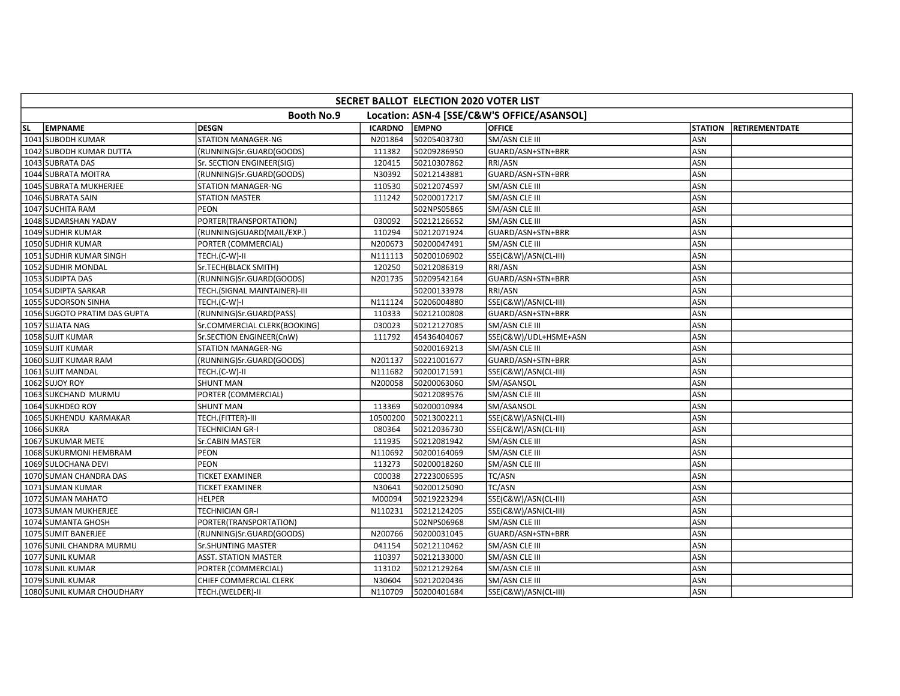| SECRET BALLOT ELECTION 2020 VOTER LIST | | | | | | | |
|---|---|---|---|---|---|---|---|
| Booth No.9 Location: ASN-4 [SSE/C&W'S OFFICE/ASANSOL] | | | | | | | |
| SL | EMPNAME | DESGN | ICARDNO | EMPNO | OFFICE | STATION | RETIREMENTDATE |
| 1041 | SUBODH KUMAR | STATION MANAGER-NG | N201864 | 50205403730 | SM/ASN CLE III | ASN | |
| 1042 | SUBODH KUMAR DUTTA | (RUNNING)Sr.GUARD(GOODS) | 111382 | 50209286950 | GUARD/ASN+STN+BRR | ASN | |
| 1043 | SUBRATA DAS | Sr. SECTION ENGINEER(SIG) | 120415 | 50210307862 | RRI/ASN | ASN | |
| 1044 | SUBRATA MOITRA | (RUNNING)Sr.GUARD(GOODS) | N30392 | 50212143881 | GUARD/ASN+STN+BRR | ASN | |
| 1045 | SUBRATA MUKHERJEE | STATION MANAGER-NG | 110530 | 50212074597 | SM/ASN CLE III | ASN | |
| 1046 | SUBRATA SAIN | STATION MASTER | 111242 | 50200017217 | SM/ASN CLE III | ASN | |
| 1047 | SUCHITA RAM | PEON | | 502NPS05865 | SM/ASN CLE III | ASN | |
| 1048 | SUDARSHAN YADAV | PORTER(TRANSPORTATION) | 030092 | 50212126652 | SM/ASN CLE III | ASN | |
| 1049 | SUDHIR KUMAR | (RUNNING)GUARD(MAIL/EXP.) | 110294 | 50212071924 | GUARD/ASN+STN+BRR | ASN | |
| 1050 | SUDHIR KUMAR | PORTER (COMMERCIAL) | N200673 | 50200047491 | SM/ASN CLE III | ASN | |
| 1051 | SUDHIR KUMAR SINGH | TECH.(C-W)-II | N111113 | 50200106902 | SSE(C&W)/ASN(CL-III) | ASN | |
| 1052 | SUDHIR MONDAL | Sr.TECH(BLACK SMITH) | 120250 | 50212086319 | RRI/ASN | ASN | |
| 1053 | SUDIPTA DAS | (RUNNING)Sr.GUARD(GOODS) | N201735 | 50209542164 | GUARD/ASN+STN+BRR | ASN | |
| 1054 | SUDIPTA SARKAR | TECH.(SIGNAL MAINTAINER)-III | | 50200133978 | RRI/ASN | ASN | |
| 1055 | SUDORSON SINHA | TECH.(C-W)-I | N111124 | 50206004880 | SSE(C&W)/ASN(CL-III) | ASN | |
| 1056 | SUGOTO PRATIM DAS GUPTA | (RUNNING)Sr.GUARD(PASS) | 110333 | 50212100808 | GUARD/ASN+STN+BRR | ASN | |
| 1057 | SUJATA NAG | Sr.COMMERCIAL CLERK(BOOKING) | 030023 | 50212127085 | SM/ASN CLE III | ASN | |
| 1058 | SUJIT KUMAR | Sr.SECTION ENGINEER(CnW) | 111792 | 45436404067 | SSE(C&W)/UDL+HSME+ASN | ASN | |
| 1059 | SUJIT KUMAR | STATION MANAGER-NG | | 50200169213 | SM/ASN CLE III | ASN | |
| 1060 | SUJIT KUMAR RAM | (RUNNING)Sr.GUARD(GOODS) | N201137 | 50221001677 | GUARD/ASN+STN+BRR | ASN | |
| 1061 | SUJIT MANDAL | TECH.(C-W)-II | N111682 | 50200171591 | SSE(C&W)/ASN(CL-III) | ASN | |
| 1062 | SUJOY ROY | SHUNT MAN | N200058 | 50200063060 | SM/ASANSOL | ASN | |
| 1063 | SUKCHAND MURMU | PORTER (COMMERCIAL) | | 50212089576 | SM/ASN CLE III | ASN | |
| 1064 | SUKHDEO ROY | SHUNT MAN | 113369 | 50200010984 | SM/ASANSOL | ASN | |
| 1065 | SUKHENDU KARMAKAR | TECH.(FITTER)-III | 10500200 | 50213002211 | SSE(C&W)/ASN(CL-III) | ASN | |
| 1066 | SUKRA | TECHNICIAN GR-I | 080364 | 50212036730 | SSE(C&W)/ASN(CL-III) | ASN | |
| 1067 | SUKUMAR METE | Sr.CABIN MASTER | 111935 | 50212081942 | SM/ASN CLE III | ASN | |
| 1068 | SUKURMONI HEMBRAM | PEON | N110692 | 50200164069 | SM/ASN CLE III | ASN | |
| 1069 | SULOCHANA DEVI | PEON | 113273 | 50200018260 | SM/ASN CLE III | ASN | |
| 1070 | SUMAN CHANDRA DAS | TICKET EXAMINER | C00038 | 27223006595 | TC/ASN | ASN | |
| 1071 | SUMAN KUMAR | TICKET EXAMINER | N30641 | 50200125090 | TC/ASN | ASN | |
| 1072 | SUMAN MAHATO | HELPER | M00094 | 50219223294 | SSE(C&W)/ASN(CL-III) | ASN | |
| 1073 | SUMAN MUKHERJEE | TECHNICIAN GR-I | N110231 | 50212124205 | SSE(C&W)/ASN(CL-III) | ASN | |
| 1074 | SUMANTA GHOSH | PORTER(TRANSPORTATION) | | 502NPS06968 | SM/ASN CLE III | ASN | |
| 1075 | SUMIT BANERJEE | (RUNNING)Sr.GUARD(GOODS) | N200766 | 50200031045 | GUARD/ASN+STN+BRR | ASN | |
| 1076 | SUNIL CHANDRA MURMU | Sr.SHUNTING MASTER | 041154 | 50212110462 | SM/ASN CLE III | ASN | |
| 1077 | SUNIL KUMAR | ASST. STATION MASTER | 110397 | 50212133000 | SM/ASN CLE III | ASN | |
| 1078 | SUNIL KUMAR | PORTER (COMMERCIAL) | 113102 | 50212129264 | SM/ASN CLE III | ASN | |
| 1079 | SUNIL KUMAR | CHIEF COMMERCIAL CLERK | N30604 | 50212020436 | SM/ASN CLE III | ASN | |
| 1080 | SUNIL KUMAR CHOUDHARY | TECH.(WELDER)-II | N110709 | 50200401684 | SSE(C&W)/ASN(CL-III) | ASN | |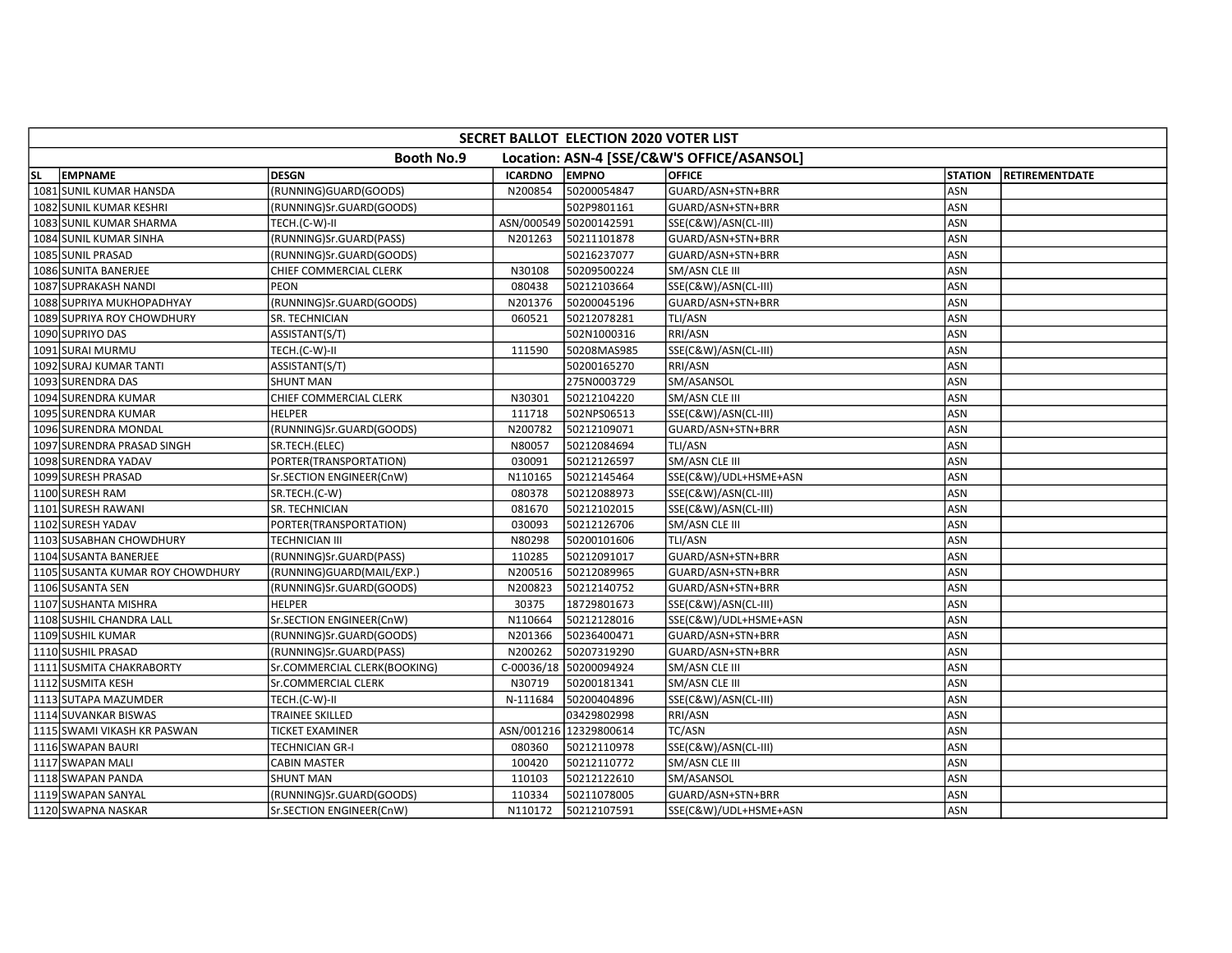| SECRET BALLOT ELECTION 2020 VOTER LIST | | | | | | | |
|---|---|---|---|---|---|---|---|
| Booth No.9 Location: ASN-4 [SSE/C&W'S OFFICE/ASANSOL] | | | | | | | |
| SL | EMPNAME | DESGN | ICARDNO | EMPNO | OFFICE | STATION | RETIREMENTDATE |
| 1081 | SUNIL KUMAR HANSDA | (RUNNING)GUARD(GOODS) | N200854 | 50200054847 | GUARD/ASN+STN+BRR | ASN | |
| 1082 | SUNIL KUMAR KESHRI | (RUNNING)Sr.GUARD(GOODS) | | 502P9801161 | GUARD/ASN+STN+BRR | ASN | |
| 1083 | SUNIL KUMAR SHARMA | TECH.(C-W)-II | ASN/000549 | 50200142591 | SSE(C&W)/ASN(CL-III) | ASN | |
| 1084 | SUNIL KUMAR SINHA | (RUNNING)Sr.GUARD(PASS) | N201263 | 50211101878 | GUARD/ASN+STN+BRR | ASN | |
| 1085 | SUNIL PRASAD | (RUNNING)Sr.GUARD(GOODS) | | 50216237077 | GUARD/ASN+STN+BRR | ASN | |
| 1086 | SUNITA BANERJEE | CHIEF COMMERCIAL CLERK | N30108 | 50209500224 | SM/ASN CLE III | ASN | |
| 1087 | SUPRAKASH NANDI | PEON | 080438 | 50212103664 | SSE(C&W)/ASN(CL-III) | ASN | |
| 1088 | SUPRIYA MUKHOPADHYAY | (RUNNING)Sr.GUARD(GOODS) | N201376 | 50200045196 | GUARD/ASN+STN+BRR | ASN | |
| 1089 | SUPRIYA ROY CHOWDHURY | SR. TECHNICIAN | 060521 | 50212078281 | TLI/ASN | ASN | |
| 1090 | SUPRIYO DAS | ASSISTANT(S/T) | | 502N1000316 | RRI/ASN | ASN | |
| 1091 | SURAI MURMU | TECH.(C-W)-II | 111590 | 50208MAS985 | SSE(C&W)/ASN(CL-III) | ASN | |
| 1092 | SURAJ KUMAR TANTI | ASSISTANT(S/T) | | 50200165270 | RRI/ASN | ASN | |
| 1093 | SURENDRA DAS | SHUNT MAN | | 275N0003729 | SM/ASANSOL | ASN | |
| 1094 | SURENDRA KUMAR | CHIEF COMMERCIAL CLERK | N30301 | 50212104220 | SM/ASN CLE III | ASN | |
| 1095 | SURENDRA KUMAR | HELPER | 111718 | 502NPS06513 | SSE(C&W)/ASN(CL-III) | ASN | |
| 1096 | SURENDRA MONDAL | (RUNNING)Sr.GUARD(GOODS) | N200782 | 50212109071 | GUARD/ASN+STN+BRR | ASN | |
| 1097 | SURENDRA PRASAD SINGH | SR.TECH.(ELEC) | N80057 | 50212084694 | TLI/ASN | ASN | |
| 1098 | SURENDRA YADAV | PORTER(TRANSPORTATION) | 030091 | 50212126597 | SM/ASN CLE III | ASN | |
| 1099 | SURESH PRASAD | Sr.SECTION ENGINEER(CnW) | N110165 | 50212145464 | SSE(C&W)/UDL+HSME+ASN | ASN | |
| 1100 | SURESH RAM | SR.TECH.(C-W) | 080378 | 50212088973 | SSE(C&W)/ASN(CL-III) | ASN | |
| 1101 | SURESH RAWANI | SR. TECHNICIAN | 081670 | 50212102015 | SSE(C&W)/ASN(CL-III) | ASN | |
| 1102 | SURESH YADAV | PORTER(TRANSPORTATION) | 030093 | 50212126706 | SM/ASN CLE III | ASN | |
| 1103 | SUSABHAN CHOWDHURY | TECHNICIAN III | N80298 | 50200101606 | TLI/ASN | ASN | |
| 1104 | SUSANTA BANERJEE | (RUNNING)Sr.GUARD(PASS) | 110285 | 50212091017 | GUARD/ASN+STN+BRR | ASN | |
| 1105 | SUSANTA KUMAR ROY CHOWDHURY | (RUNNING)GUARD(MAIL/EXP.) | N200516 | 50212089965 | GUARD/ASN+STN+BRR | ASN | |
| 1106 | SUSANTA SEN | (RUNNING)Sr.GUARD(GOODS) | N200823 | 50212140752 | GUARD/ASN+STN+BRR | ASN | |
| 1107 | SUSHANTA MISHRA | HELPER | 30375 | 18729801673 | SSE(C&W)/ASN(CL-III) | ASN | |
| 1108 | SUSHIL CHANDRA LALL | Sr.SECTION ENGINEER(CnW) | N110664 | 50212128016 | SSE(C&W)/UDL+HSME+ASN | ASN | |
| 1109 | SUSHIL KUMAR | (RUNNING)Sr.GUARD(GOODS) | N201366 | 50236400471 | GUARD/ASN+STN+BRR | ASN | |
| 1110 | SUSHIL PRASAD | (RUNNING)Sr.GUARD(PASS) | N200262 | 50207319290 | GUARD/ASN+STN+BRR | ASN | |
| 1111 | SUSMITA CHAKRABORTY | Sr.COMMERCIAL CLERK(BOOKING) | C-00036/18 | 50200094924 | SM/ASN CLE III | ASN | |
| 1112 | SUSMITA KESH | Sr.COMMERCIAL CLERK | N30719 | 50200181341 | SM/ASN CLE III | ASN | |
| 1113 | SUTAPA MAZUMDER | TECH.(C-W)-II | N-111684 | 50200404896 | SSE(C&W)/ASN(CL-III) | ASN | |
| 1114 | SUVANKAR BISWAS | TRAINEE SKILLED | | 03429802998 | RRI/ASN | ASN | |
| 1115 | SWAMI VIKASH KR PASWAN | TICKET EXAMINER | ASN/001216 | 12329800614 | TC/ASN | ASN | |
| 1116 | SWAPAN BAURI | TECHNICIAN GR-I | 080360 | 50212110978 | SSE(C&W)/ASN(CL-III) | ASN | |
| 1117 | SWAPAN MALI | CABIN MASTER | 100420 | 50212110772 | SM/ASN CLE III | ASN | |
| 1118 | SWAPAN PANDA | SHUNT MAN | 110103 | 50212122610 | SM/ASANSOL | ASN | |
| 1119 | SWAPAN SANYAL | (RUNNING)Sr.GUARD(GOODS) | 110334 | 50211078005 | GUARD/ASN+STN+BRR | ASN | |
| 1120 | SWAPNA NASKAR | Sr.SECTION ENGINEER(CnW) | N110172 | 50212107591 | SSE(C&W)/UDL+HSME+ASN | ASN | |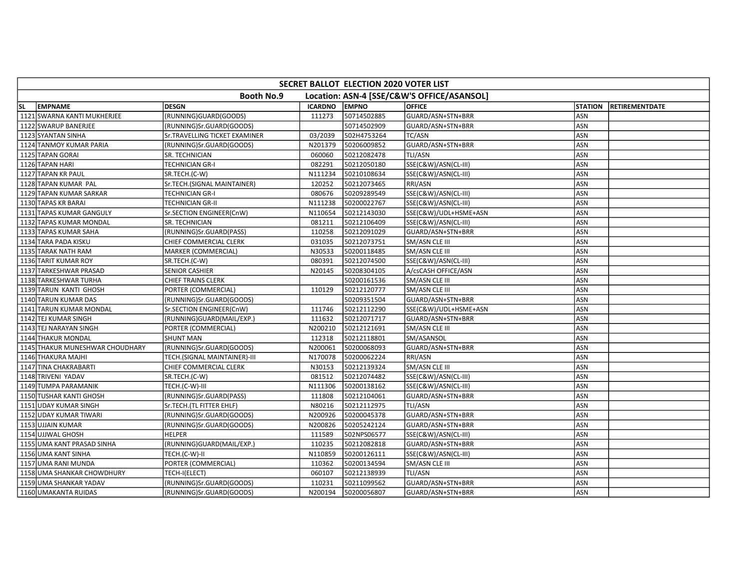| SECRET BALLOT ELECTION 2020 VOTER LIST | | | | | | | |
|---|---|---|---|---|---|---|---|
| Booth No.9 Location: ASN-4 [SSE/C&W'S OFFICE/ASANSOL] | | | | | | | |
| SL | EMPNAME | DESGN | ICARDNO | EMPNO | OFFICE | STATION | RETIREMENTDATE |
| 1121 | SWARNA KANTI MUKHERJEE | (RUNNING)GUARD(GOODS) | 111273 | 50714502885 | GUARD/ASN+STN+BRR | ASN | |
| 1122 | SWARUP BANERJEE | (RUNNING)Sr.GUARD(GOODS) | | 50714502909 | GUARD/ASN+STN+BRR | ASN | |
| 1123 | SYANTAN SINHA | Sr.TRAVELLING TICKET EXAMINER | 03/2039 | 502H4753264 | TC/ASN | ASN | |
| 1124 | TANMOY KUMAR PARIA | (RUNNING)Sr.GUARD(GOODS) | N201379 | 50206009852 | GUARD/ASN+STN+BRR | ASN | |
| 1125 | TAPAN GORAI | SR. TECHNICIAN | 060060 | 50212082478 | TLI/ASN | ASN | |
| 1126 | TAPAN HARI | TECHNICIAN GR-I | 082291 | 50212050180 | SSE(C&W)/ASN(CL-III) | ASN | |
| 1127 | TAPAN KR PAUL | SR.TECH.(C-W) | N111234 | 50210108634 | SSE(C&W)/ASN(CL-III) | ASN | |
| 1128 | TAPAN KUMAR PAL | Sr.TECH.(SIGNAL MAINTAINER) | 120252 | 50212073465 | RRI/ASN | ASN | |
| 1129 | TAPAN KUMAR SARKAR | TECHNICIAN GR-I | 080676 | 50209289549 | SSE(C&W)/ASN(CL-III) | ASN | |
| 1130 | TAPAS KR BARAI | TECHNICIAN GR-II | N111238 | 50200022767 | SSE(C&W)/ASN(CL-III) | ASN | |
| 1131 | TAPAS KUMAR GANGULY | Sr.SECTION ENGINEER(CnW) | N110654 | 50212143030 | SSE(C&W)/UDL+HSME+ASN | ASN | |
| 1132 | TAPAS KUMAR MONDAL | SR. TECHNICIAN | 081211 | 50212106409 | SSE(C&W)/ASN(CL-III) | ASN | |
| 1133 | TAPAS KUMAR SAHA | (RUNNING)Sr.GUARD(PASS) | 110258 | 50212091029 | GUARD/ASN+STN+BRR | ASN | |
| 1134 | TARA PADA KISKU | CHIEF COMMERCIAL CLERK | 031035 | 50212073751 | SM/ASN CLE III | ASN | |
| 1135 | TARAK NATH RAM | MARKER (COMMERCIAL) | N30533 | 50200118485 | SM/ASN CLE III | ASN | |
| 1136 | TARIT KUMAR ROY | SR.TECH.(C-W) | 080391 | 50212074500 | SSE(C&W)/ASN(CL-III) | ASN | |
| 1137 | TARKESHWAR PRASAD | SENIOR CASHIER | N20145 | 50208304105 | A/csCASH OFFICE/ASN | ASN | |
| 1138 | TARKESHWAR TURHA | CHIEF TRAINS CLERK | | 50200161536 | SM/ASN CLE III | ASN | |
| 1139 | TARUN KANTI GHOSH | PORTER (COMMERCIAL) | 110129 | 50212120777 | SM/ASN CLE III | ASN | |
| 1140 | TARUN KUMAR DAS | (RUNNING)Sr.GUARD(GOODS) | | 50209351504 | GUARD/ASN+STN+BRR | ASN | |
| 1141 | TARUN KUMAR MONDAL | Sr.SECTION ENGINEER(CnW) | 111746 | 50212112290 | SSE(C&W)/UDL+HSME+ASN | ASN | |
| 1142 | TEJ KUMAR SINGH | (RUNNING)GUARD(MAIL/EXP.) | 111632 | 50212071717 | GUARD/ASN+STN+BRR | ASN | |
| 1143 | TEJ NARAYAN SINGH | PORTER (COMMERCIAL) | N200210 | 50212121691 | SM/ASN CLE III | ASN | |
| 1144 | THAKUR MONDAL | SHUNT MAN | 112318 | 50212118801 | SM/ASANSOL | ASN | |
| 1145 | THAKUR MUNESHWAR CHOUDHARY | (RUNNING)Sr.GUARD(GOODS) | N200061 | 50200068093 | GUARD/ASN+STN+BRR | ASN | |
| 1146 | THAKURA MAJHI | TECH.(SIGNAL MAINTAINER)-III | N170078 | 50200062224 | RRI/ASN | ASN | |
| 1147 | TINA CHAKRABARTI | CHIEF COMMERCIAL CLERK | N30153 | 50212139324 | SM/ASN CLE III | ASN | |
| 1148 | TRIVENI YADAV | SR.TECH.(C-W) | 081512 | 50212074482 | SSE(C&W)/ASN(CL-III) | ASN | |
| 1149 | TUMPA PARAMANIK | TECH.(C-W)-III | N111306 | 50200138162 | SSE(C&W)/ASN(CL-III) | ASN | |
| 1150 | TUSHAR KANTI GHOSH | (RUNNING)Sr.GUARD(PASS) | 111808 | 50212104061 | GUARD/ASN+STN+BRR | ASN | |
| 1151 | UDAY KUMAR SINGH | Sr.TECH.(TL FITTER EHLF) | N80216 | 50212112975 | TLI/ASN | ASN | |
| 1152 | UDAY KUMAR TIWARI | (RUNNING)Sr.GUARD(GOODS) | N200926 | 50200045378 | GUARD/ASN+STN+BRR | ASN | |
| 1153 | UJJAIN KUMAR | (RUNNING)Sr.GUARD(GOODS) | N200826 | 50205242124 | GUARD/ASN+STN+BRR | ASN | |
| 1154 | UJJWAL GHOSH | HELPER | 111589 | 502NPS06577 | SSE(C&W)/ASN(CL-III) | ASN | |
| 1155 | UMA KANT PRASAD SINHA | (RUNNING)GUARD(MAIL/EXP.) | 110235 | 50212082818 | GUARD/ASN+STN+BRR | ASN | |
| 1156 | UMA KANT SINHA | TECH.(C-W)-II | N110859 | 50200126111 | SSE(C&W)/ASN(CL-III) | ASN | |
| 1157 | UMA RANI MUNDA | PORTER (COMMERCIAL) | 110362 | 50200134594 | SM/ASN CLE III | ASN | |
| 1158 | UMA SHANKAR CHOWDHURY | TECH-I(ELECT) | 060107 | 50212138939 | TLI/ASN | ASN | |
| 1159 | UMA SHANKAR YADAV | (RUNNING)Sr.GUARD(GOODS) | 110231 | 50211099562 | GUARD/ASN+STN+BRR | ASN | |
| 1160 | UMAKANTA RUIDAS | (RUNNING)Sr.GUARD(GOODS) | N200194 | 50200056807 | GUARD/ASN+STN+BRR | ASN | |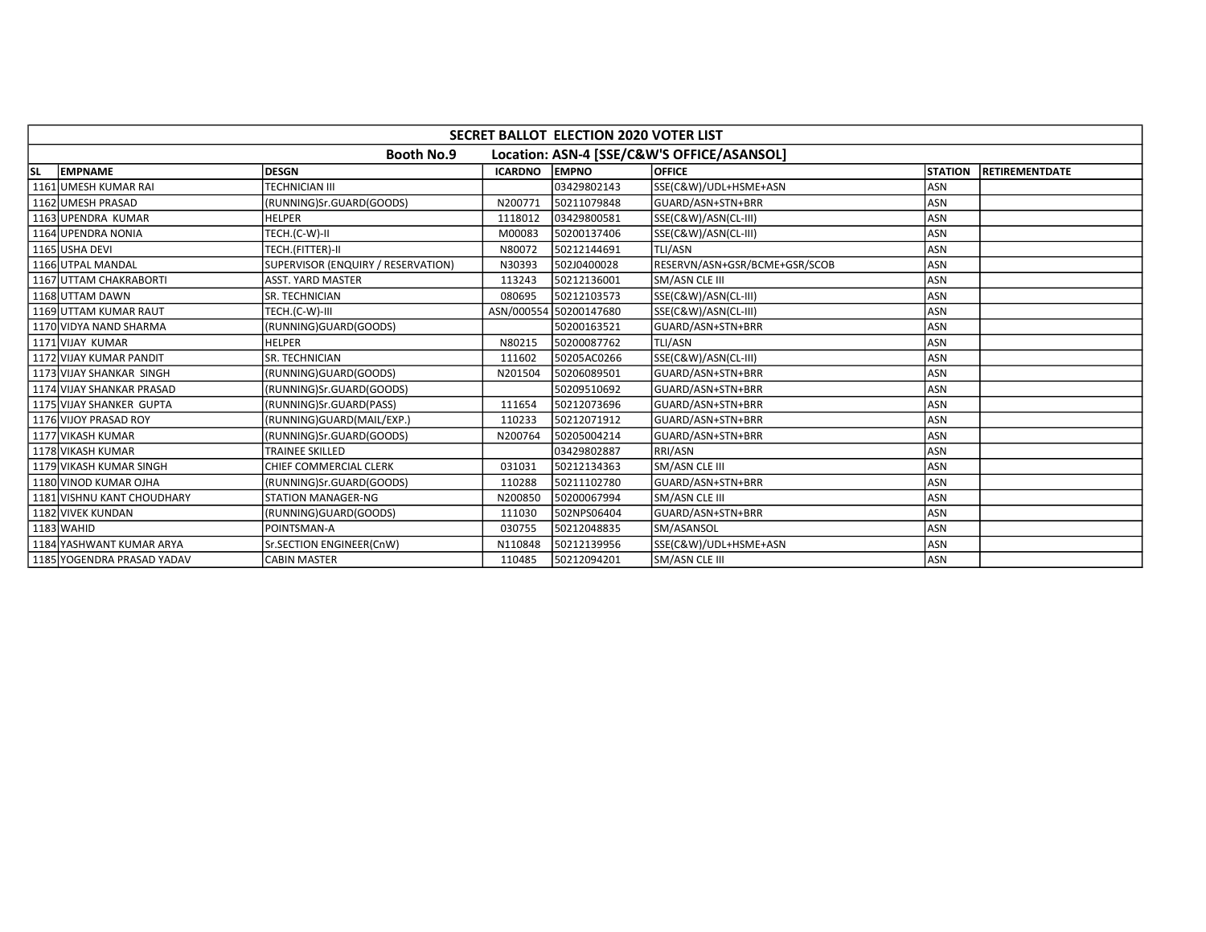| SECRET BALLOT ELECTION 2020 VOTER LIST | | | | | | | |
|---|---|---|---|---|---|---|---|
| Booth No.9 | | Location: ASN-4 [SSE/C&W'S OFFICE/ASANSOL] | | | | | |
| SL | EMPNAME | DESGN | ICARDNO | EMPNO | OFFICE | STATION | RETIREMENTDATE |
| 1161 | UMESH KUMAR RAI | TECHNICIAN III | | 03429802143 | SSE(C&W)/UDL+HSME+ASN | ASN | |
| 1162 | UMESH PRASAD | (RUNNING)Sr.GUARD(GOODS) | N200771 | 50211079848 | GUARD/ASN+STN+BRR | ASN | |
| 1163 | UPENDRA KUMAR | HELPER | 1118012 | 03429800581 | SSE(C&W)/ASN(CL-III) | ASN | |
| 1164 | UPENDRA NONIA | TECH.(C-W)-II | M00083 | 50200137406 | SSE(C&W)/ASN(CL-III) | ASN | |
| 1165 | USHA DEVI | TECH.(FITTER)-II | N80072 | 50212144691 | TLI/ASN | ASN | |
| 1166 | UTPAL MANDAL | SUPERVISOR (ENQUIRY / RESERVATION) | N30393 | 502J0400028 | RESERVN/ASN+GSR/BCME+GSR/SCOB | ASN | |
| 1167 | UTTAM CHAKRABORTI | ASST. YARD MASTER | 113243 | 50212136001 | SM/ASN CLE III | ASN | |
| 1168 | UTTAM DAWN | SR. TECHNICIAN | 080695 | 50212103573 | SSE(C&W)/ASN(CL-III) | ASN | |
| 1169 | UTTAM KUMAR RAUT | TECH.(C-W)-III | ASN/000554 | 50200147680 | SSE(C&W)/ASN(CL-III) | ASN | |
| 1170 | VIDYA NAND SHARMA | (RUNNING)GUARD(GOODS) | | 50200163521 | GUARD/ASN+STN+BRR | ASN | |
| 1171 | VIJAY KUMAR | HELPER | N80215 | 50200087762 | TLI/ASN | ASN | |
| 1172 | VIJAY KUMAR PANDIT | SR. TECHNICIAN | 111602 | 50205AC0266 | SSE(C&W)/ASN(CL-III) | ASN | |
| 1173 | VIJAY SHANKAR SINGH | (RUNNING)GUARD(GOODS) | N201504 | 50206089501 | GUARD/ASN+STN+BRR | ASN | |
| 1174 | VIJAY SHANKAR PRASAD | (RUNNING)Sr.GUARD(GOODS) | | 50209510692 | GUARD/ASN+STN+BRR | ASN | |
| 1175 | VIJAY SHANKER GUPTA | (RUNNING)Sr.GUARD(PASS) | 111654 | 50212073696 | GUARD/ASN+STN+BRR | ASN | |
| 1176 | VIJOY PRASAD ROY | (RUNNING)GUARD(MAIL/EXP.) | 110233 | 50212071912 | GUARD/ASN+STN+BRR | ASN | |
| 1177 | VIKASH KUMAR | (RUNNING)Sr.GUARD(GOODS) | N200764 | 50205004214 | GUARD/ASN+STN+BRR | ASN | |
| 1178 | VIKASH KUMAR | TRAINEE SKILLED | | 03429802887 | RRI/ASN | ASN | |
| 1179 | VIKASH KUMAR SINGH | CHIEF COMMERCIAL CLERK | 031031 | 50212134363 | SM/ASN CLE III | ASN | |
| 1180 | VINOD KUMAR OJHA | (RUNNING)Sr.GUARD(GOODS) | 110288 | 50211102780 | GUARD/ASN+STN+BRR | ASN | |
| 1181 | VISHNU KANT CHOUDHARY | STATION MANAGER-NG | N200850 | 50200067994 | SM/ASN CLE III | ASN | |
| 1182 | VIVEK KUNDAN | (RUNNING)GUARD(GOODS) | 111030 | 502NPS06404 | GUARD/ASN+STN+BRR | ASN | |
| 1183 | WAHID | POINTSMAN-A | 030755 | 50212048835 | SM/ASANSOL | ASN | |
| 1184 | YASHWANT KUMAR ARYA | Sr.SECTION ENGINEER(CnW) | N110848 | 50212139956 | SSE(C&W)/UDL+HSME+ASN | ASN | |
| 1185 | YOGENDRA PRASAD YADAV | CABIN MASTER | 110485 | 50212094201 | SM/ASN CLE III | ASN | |